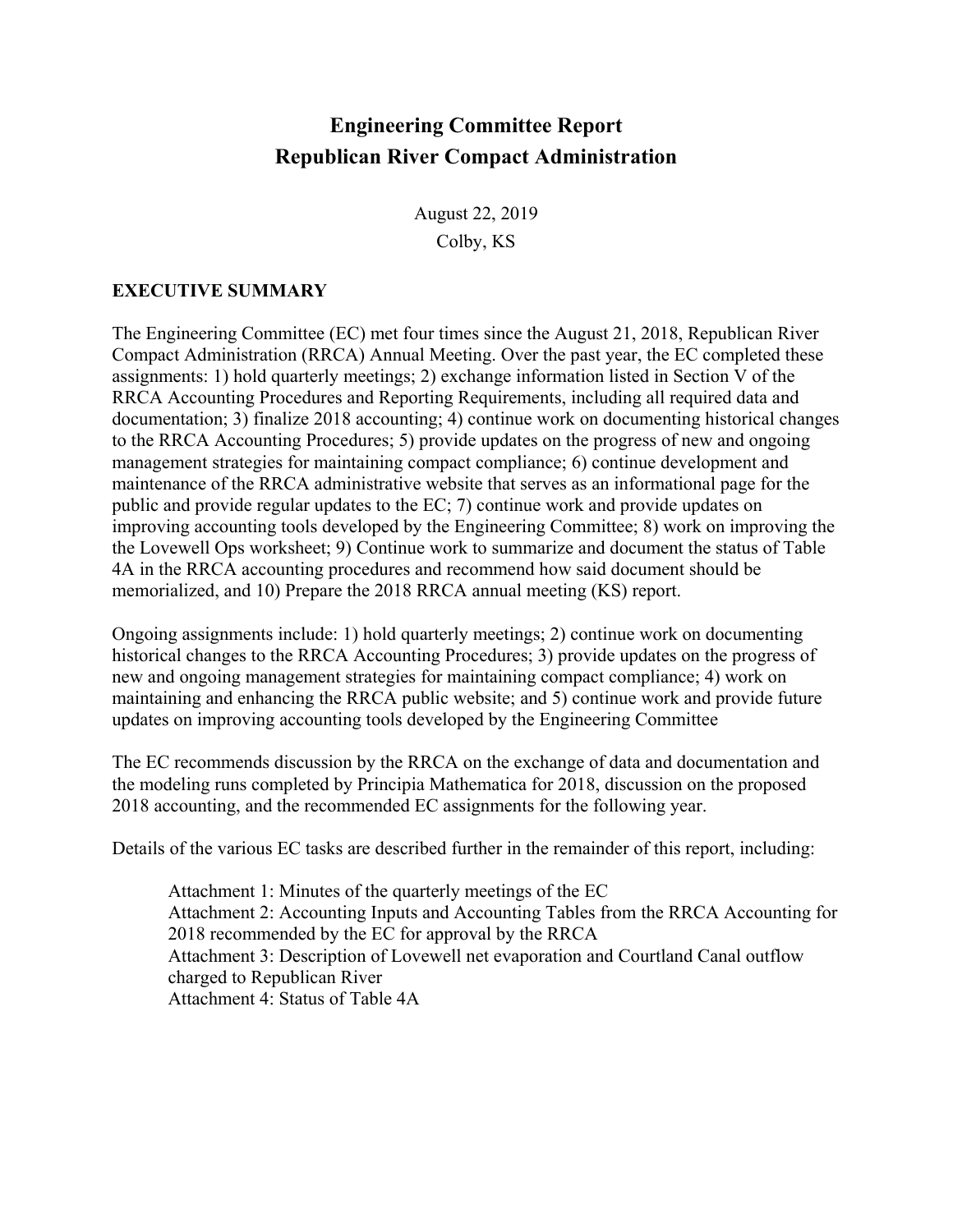# Engineering Committee Report
# Republican River Compact Administration

August 22, 2019
Colby, KS

## EXECUTIVE SUMMARY

The Engineering Committee (EC) met four times since the August 21, 2018, Republican River Compact Administration (RRCA) Annual Meeting. Over the past year, the EC completed these assignments: 1) hold quarterly meetings; 2) exchange information listed in Section V of the RRCA Accounting Procedures and Reporting Requirements, including all required data and documentation; 3) finalize 2018 accounting; 4) continue work on documenting historical changes to the RRCA Accounting Procedures; 5) provide updates on the progress of new and ongoing management strategies for maintaining compact compliance; 6) continue development and maintenance of the RRCA administrative website that serves as an informational page for the public and provide regular updates to the EC; 7) continue work and provide updates on improving accounting tools developed by the Engineering Committee; 8) work on improving the the Lovewell Ops worksheet; 9) Continue work to summarize and document the status of Table 4A in the RRCA accounting procedures and recommend how said document should be memorialized, and 10) Prepare the 2018 RRCA annual meeting (KS) report.

Ongoing assignments include: 1) hold quarterly meetings; 2) continue work on documenting historical changes to the RRCA Accounting Procedures; 3) provide updates on the progress of new and ongoing management strategies for maintaining compact compliance; 4) work on maintaining and enhancing the RRCA public website; and 5) continue work and provide future updates on improving accounting tools developed by the Engineering Committee

The EC recommends discussion by the RRCA on the exchange of data and documentation and the modeling runs completed by Principia Mathematica for 2018, discussion on the proposed 2018 accounting, and the recommended EC assignments for the following year.

Details of the various EC tasks are described further in the remainder of this report, including:

Attachment 1: Minutes of the quarterly meetings of the EC
Attachment 2: Accounting Inputs and Accounting Tables from the RRCA Accounting for 2018 recommended by the EC for approval by the RRCA
Attachment 3: Description of Lovewell net evaporation and Courtland Canal outflow charged to Republican River
Attachment 4: Status of Table 4A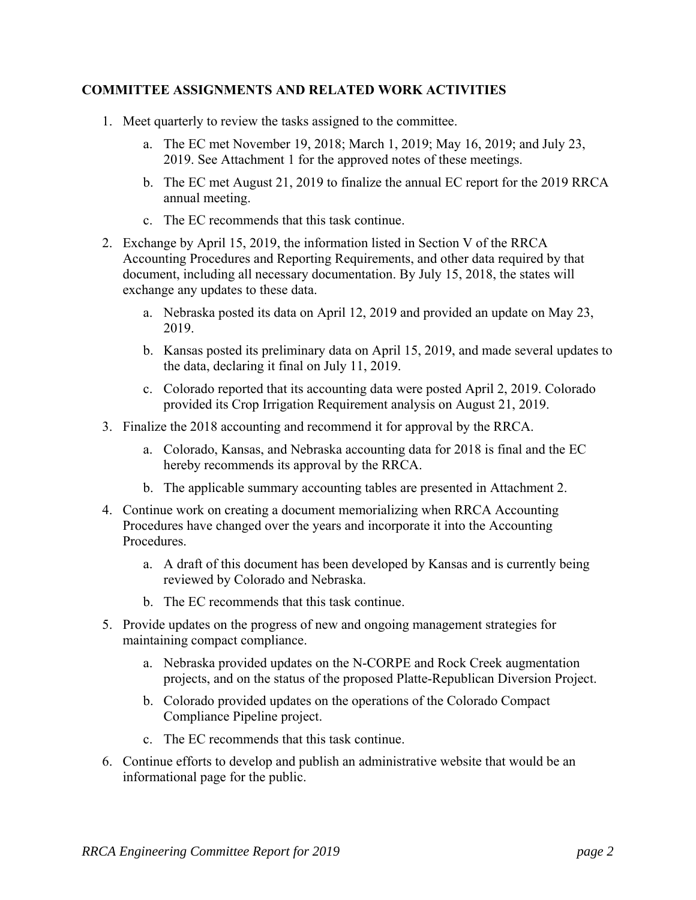**COMMITTEE ASSIGNMENTS AND RELATED WORK ACTIVITIES**

1. Meet quarterly to review the tasks assigned to the committee.
    a. The EC met November 19, 2018; March 1, 2019; May 16, 2019; and July 23, 2019. See Attachment 1 for the approved notes of these meetings.
    b. The EC met August 21, 2019 to finalize the annual EC report for the 2019 RRCA annual meeting.
    c. The EC recommends that this task continue.
2. Exchange by April 15, 2019, the information listed in Section V of the RRCA Accounting Procedures and Reporting Requirements, and other data required by that document, including all necessary documentation. By July 15, 2018, the states will exchange any updates to these data.
    a. Nebraska posted its data on April 12, 2019 and provided an update on May 23, 2019.
    b. Kansas posted its preliminary data on April 15, 2019, and made several updates to the data, declaring it final on July 11, 2019.
    c. Colorado reported that its accounting data were posted April 2, 2019. Colorado provided its Crop Irrigation Requirement analysis on August 21, 2019.
3. Finalize the 2018 accounting and recommend it for approval by the RRCA.
    a. Colorado, Kansas, and Nebraska accounting data for 2018 is final and the EC hereby recommends its approval by the RRCA.
    b. The applicable summary accounting tables are presented in Attachment 2.
4. Continue work on creating a document memorializing when RRCA Accounting Procedures have changed over the years and incorporate it into the Accounting Procedures.
    a. A draft of this document has been developed by Kansas and is currently being reviewed by Colorado and Nebraska.
    b. The EC recommends that this task continue.
5. Provide updates on the progress of new and ongoing management strategies for maintaining compact compliance.
    a. Nebraska provided updates on the N-CORPE and Rock Creek augmentation projects, and on the status of the proposed Platte-Republican Diversion Project.
    b. Colorado provided updates on the operations of the Colorado Compact Compliance Pipeline project.
    c. The EC recommends that this task continue.
6. Continue efforts to develop and publish an administrative website that would be an informational page for the public.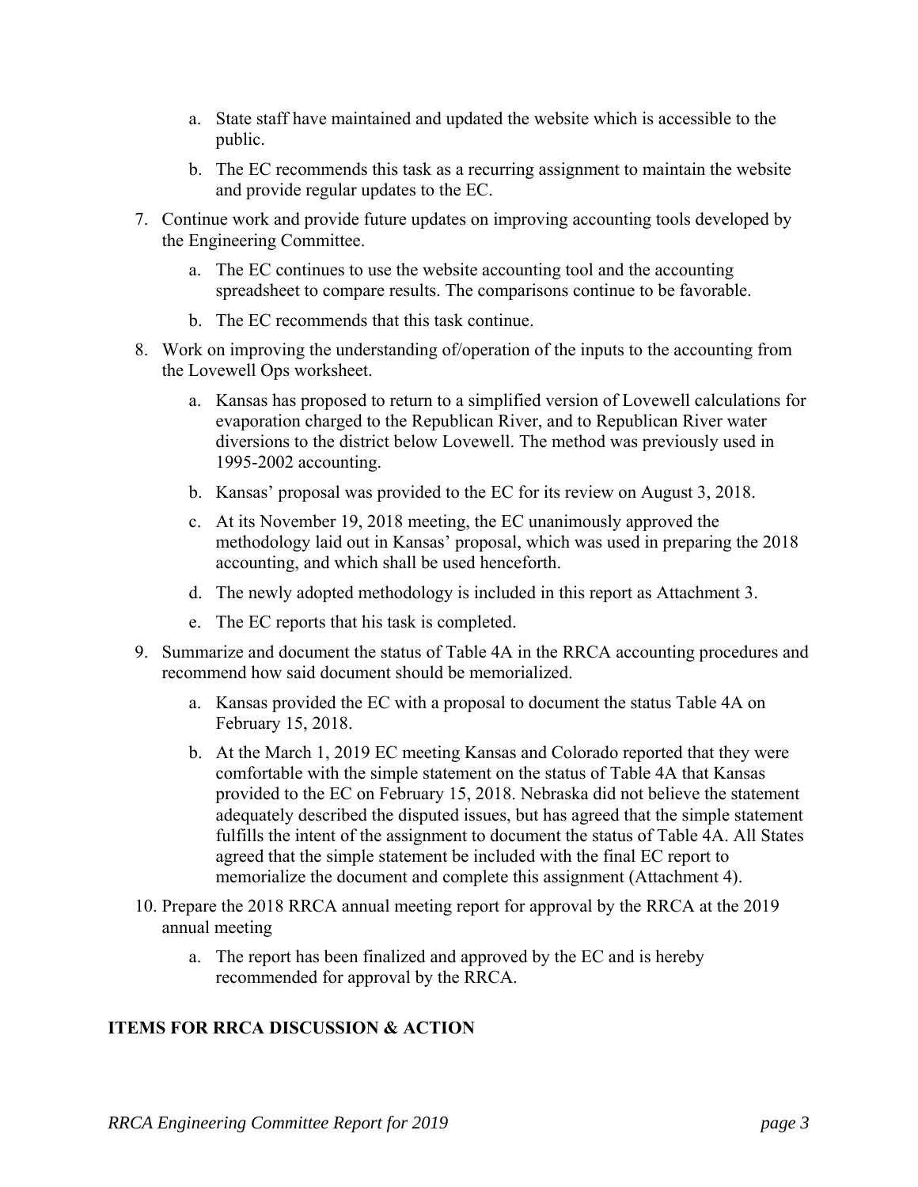a. State staff have maintained and updated the website which is accessible to the public.

b. The EC recommends this task as a recurring assignment to maintain the website and provide regular updates to the EC.

7. Continue work and provide future updates on improving accounting tools developed by the Engineering Committee.

   a. The EC continues to use the website accounting tool and the accounting spreadsheet to compare results. The comparisons continue to be favorable.

   b. The EC recommends that this task continue.

8. Work on improving the understanding of/operation of the inputs to the accounting from the Lovewell Ops worksheet.

   a. Kansas has proposed to return to a simplified version of Lovewell calculations for evaporation charged to the Republican River, and to Republican River water diversions to the district below Lovewell. The method was previously used in 1995-2002 accounting.

   b. Kansas' proposal was provided to the EC for its review on August 3, 2018.

   c. At its November 19, 2018 meeting, the EC unanimously approved the methodology laid out in Kansas' proposal, which was used in preparing the 2018 accounting, and which shall be used henceforth.

   d. The newly adopted methodology is included in this report as Attachment 3.

   e. The EC reports that his task is completed.

9. Summarize and document the status of Table 4A in the RRCA accounting procedures and recommend how said document should be memorialized.

   a. Kansas provided the EC with a proposal to document the status Table 4A on February 15, 2018.

   b. At the March 1, 2019 EC meeting Kansas and Colorado reported that they were comfortable with the simple statement on the status of Table 4A that Kansas provided to the EC on February 15, 2018. Nebraska did not believe the statement adequately described the disputed issues, but has agreed that the simple statement fulfills the intent of the assignment to document the status of Table 4A. All States agreed that the simple statement be included with the final EC report to memorialize the document and complete this assignment (Attachment 4).

10. Prepare the 2018 RRCA annual meeting report for approval by the RRCA at the 2019 annual meeting

    a. The report has been finalized and approved by the EC and is hereby recommended for approval by the RRCA.

**ITEMS FOR RRCA DISCUSSION & ACTION**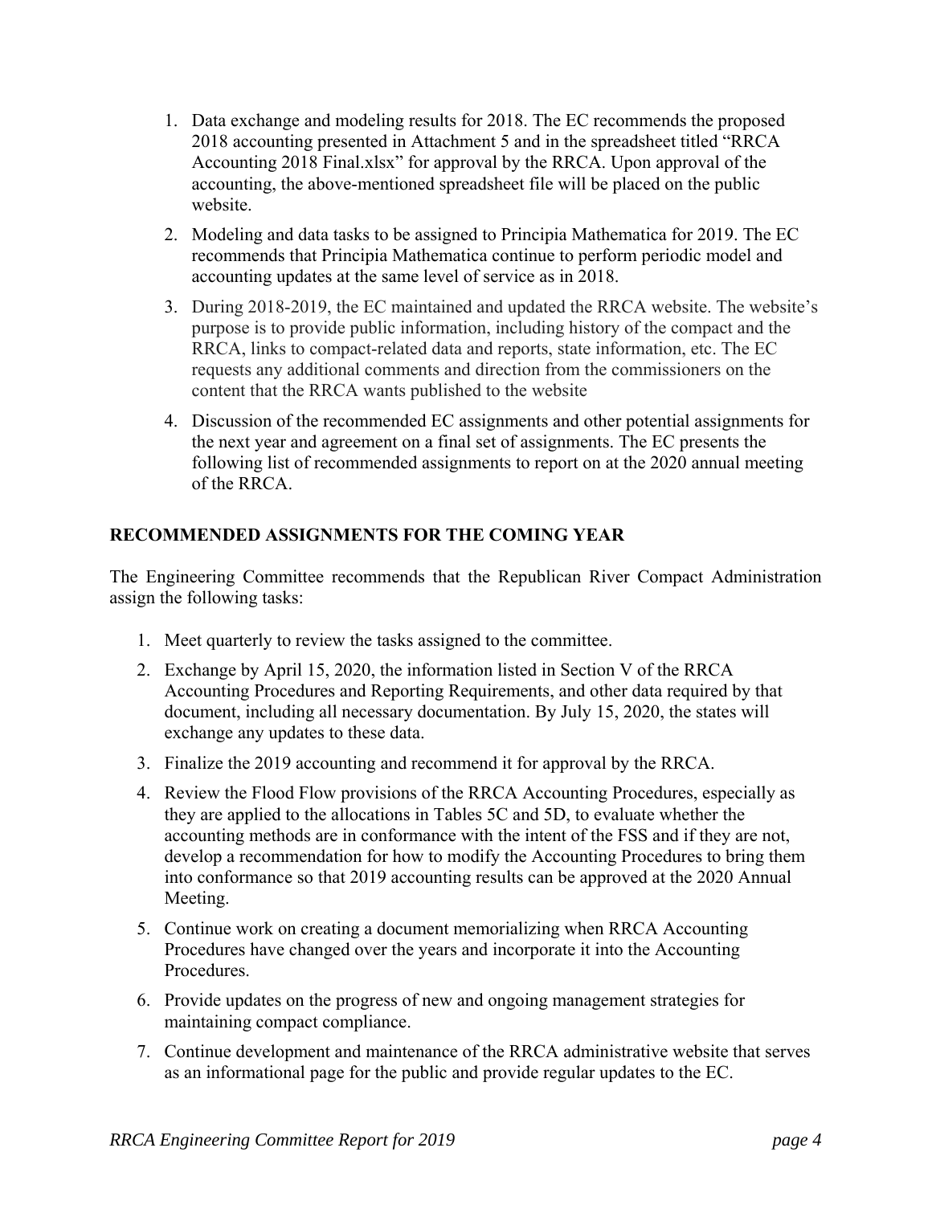1. Data exchange and modeling results for 2018. The EC recommends the proposed 2018 accounting presented in Attachment 5 and in the spreadsheet titled "RRCA Accounting 2018 Final.xlsx" for approval by the RRCA. Upon approval of the accounting, the above-mentioned spreadsheet file will be placed on the public website.
2. Modeling and data tasks to be assigned to Principia Mathematica for 2019. The EC recommends that Principia Mathematica continue to perform periodic model and accounting updates at the same level of service as in 2018.
3. During 2018-2019, the EC maintained and updated the RRCA website. The website's purpose is to provide public information, including history of the compact and the RRCA, links to compact-related data and reports, state information, etc. The EC requests any additional comments and direction from the commissioners on the content that the RRCA wants published to the website
4. Discussion of the recommended EC assignments and other potential assignments for the next year and agreement on a final set of assignments. The EC presents the following list of recommended assignments to report on at the 2020 annual meeting of the RRCA.

## RECOMMENDED ASSIGNMENTS FOR THE COMING YEAR

The Engineering Committee recommends that the Republican River Compact Administration assign the following tasks:

1. Meet quarterly to review the tasks assigned to the committee.
2. Exchange by April 15, 2020, the information listed in Section V of the RRCA Accounting Procedures and Reporting Requirements, and other data required by that document, including all necessary documentation. By July 15, 2020, the states will exchange any updates to these data.
3. Finalize the 2019 accounting and recommend it for approval by the RRCA.
4. Review the Flood Flow provisions of the RRCA Accounting Procedures, especially as they are applied to the allocations in Tables 5C and 5D, to evaluate whether the accounting methods are in conformance with the intent of the FSS and if they are not, develop a recommendation for how to modify the Accounting Procedures to bring them into conformance so that 2019 accounting results can be approved at the 2020 Annual Meeting.
5. Continue work on creating a document memorializing when RRCA Accounting Procedures have changed over the years and incorporate it into the Accounting Procedures.
6. Provide updates on the progress of new and ongoing management strategies for maintaining compact compliance.
7. Continue development and maintenance of the RRCA administrative website that serves as an informational page for the public and provide regular updates to the EC.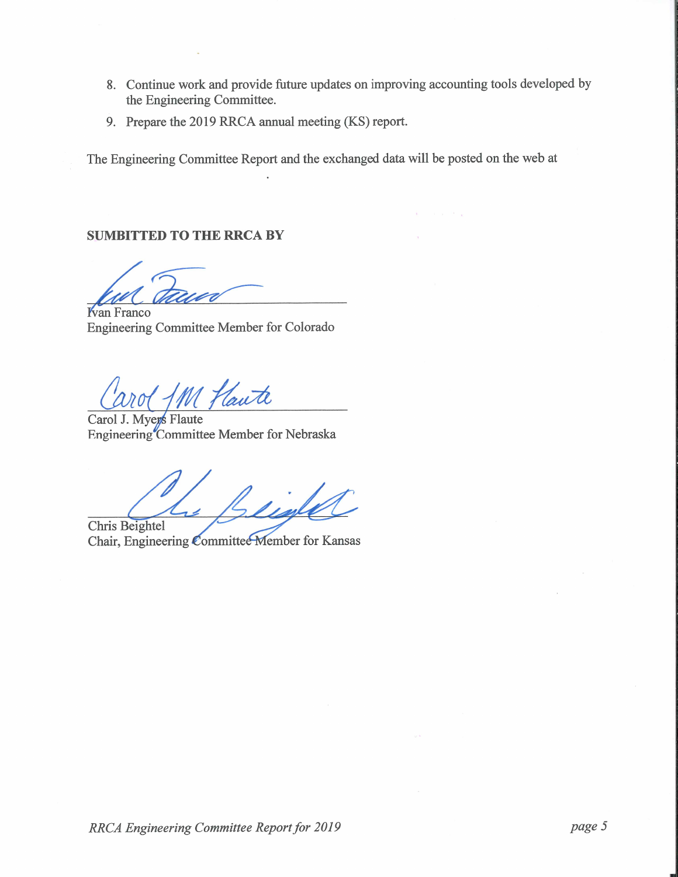8. Continue work and provide future updates on improving accounting tools developed by the Engineering Committee.
9. Prepare the 2019 RRCA annual meeting (KS) report.

The Engineering Committee Report and the exchanged data will be posted on the web at

.

**SUMBITTED TO THE RRCA BY**

Ivan Franco
Engineering Committee Member for Colorado

Carol J. Myers Flaute
Engineering Committee Member for Nebraska

Chris Beightel
Chair, Engineering Committee Member for Kansas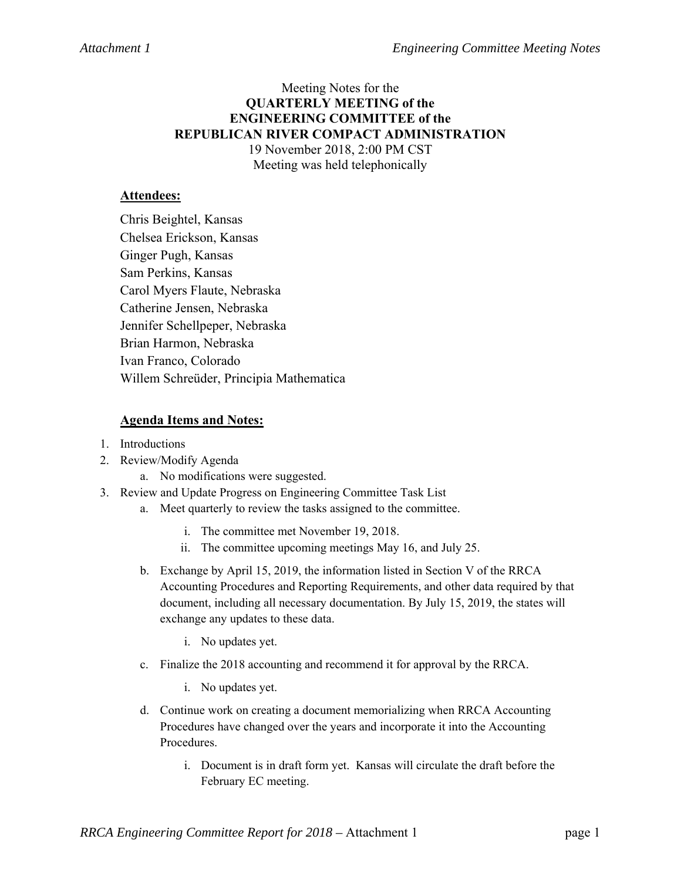Meeting Notes for the
**QUARTERLY MEETING of the**
**ENGINEERING COMMITTEE of the**
**REPUBLICAN RIVER COMPACT ADMINISTRATION**
19 November 2018, 2:00 PM CST
Meeting was held telephonically

**Attendees:**

Chris Beightel, Kansas
Chelsea Erickson, Kansas
Ginger Pugh, Kansas
Sam Perkins, Kansas
Carol Myers Flaute, Nebraska
Catherine Jensen, Nebraska
Jennifer Schellpeper, Nebraska
Brian Harmon, Nebraska
Ivan Franco, Colorado
Willem Schreüder, Principia Mathematica

**Agenda Items and Notes:**

1. Introductions
2. Review/Modify Agenda
    a. No modifications were suggested.
3. Review and Update Progress on Engineering Committee Task List
    a. Meet quarterly to review the tasks assigned to the committee.
        i. The committee met November 19, 2018.
        ii. The committee upcoming meetings May 16, and July 25.
    b. Exchange by April 15, 2019, the information listed in Section V of the RRCA Accounting Procedures and Reporting Requirements, and other data required by that document, including all necessary documentation. By July 15, 2019, the states will exchange any updates to these data.
        i. No updates yet.
    c. Finalize the 2018 accounting and recommend it for approval by the RRCA.
        i. No updates yet.
    d. Continue work on creating a document memorializing when RRCA Accounting Procedures have changed over the years and incorporate it into the Accounting Procedures.
        i. Document is in draft form yet. Kansas will circulate the draft before the February EC meeting.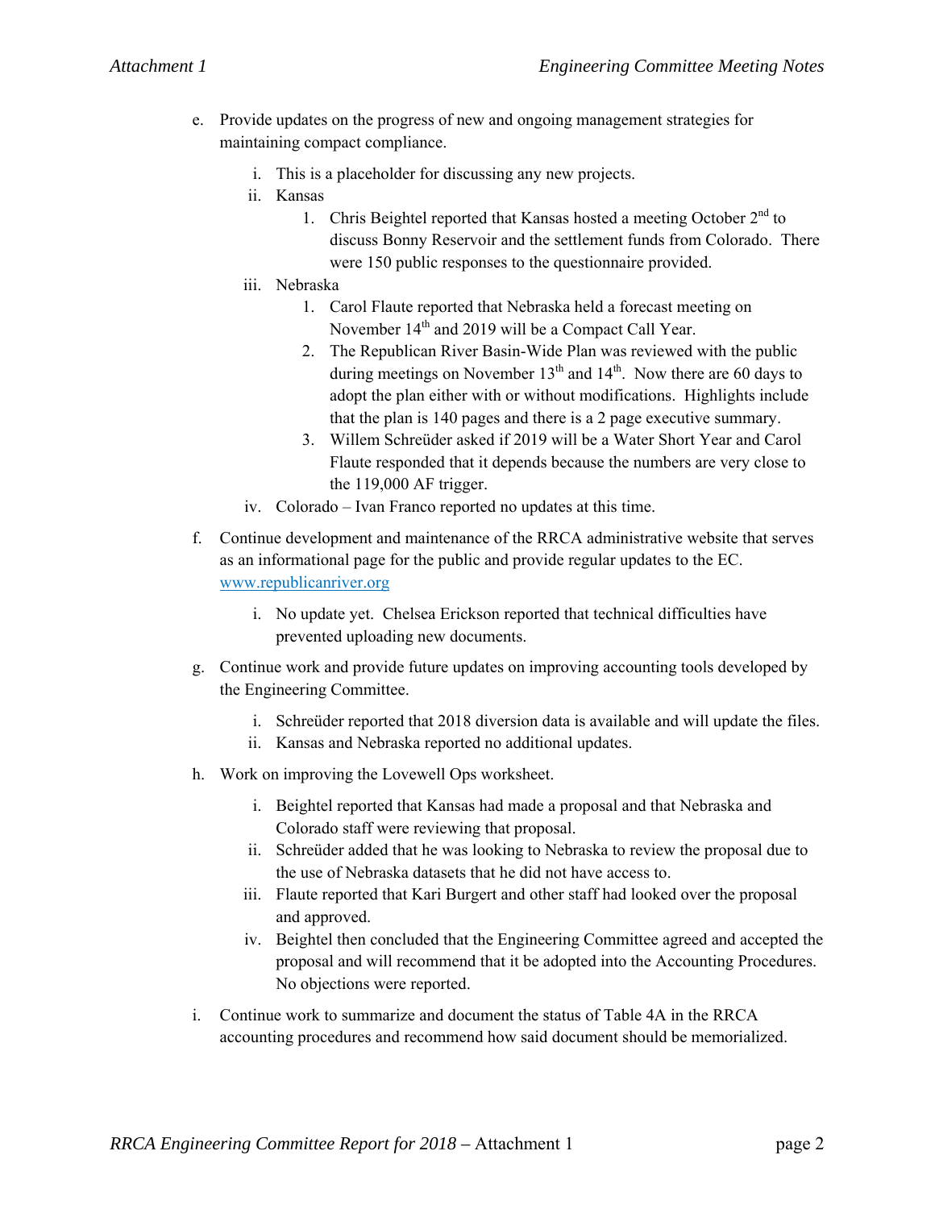e. Provide updates on the progress of new and ongoing management strategies for maintaining compact compliance.

   i. This is a placeholder for discussing any new projects.

   ii. Kansas

      1. Chris Beightel reported that Kansas hosted a meeting October 2nd to discuss Bonny Reservoir and the settlement funds from Colorado. There were 150 public responses to the questionnaire provided.

   iii. Nebraska

      1. Carol Flaute reported that Nebraska held a forecast meeting on November 14th and 2019 will be a Compact Call Year.
      2. The Republican River Basin-Wide Plan was reviewed with the public during meetings on November 13th and 14th. Now there are 60 days to adopt the plan either with or without modifications. Highlights include that the plan is 140 pages and there is a 2 page executive summary.
      3. Willem Schreüder asked if 2019 will be a Water Short Year and Carol Flaute responded that it depends because the numbers are very close to the 119,000 AF trigger.

   iv. Colorado – Ivan Franco reported no updates at this time.

f. Continue development and maintenance of the RRCA administrative website that serves as an informational page for the public and provide regular updates to the EC. www.republicanriver.org

   i. No update yet. Chelsea Erickson reported that technical difficulties have prevented uploading new documents.

g. Continue work and provide future updates on improving accounting tools developed by the Engineering Committee.

   i. Schreüder reported that 2018 diversion data is available and will update the files.
   ii. Kansas and Nebraska reported no additional updates.

h. Work on improving the Lovewell Ops worksheet.

   i. Beightel reported that Kansas had made a proposal and that Nebraska and Colorado staff were reviewing that proposal.
   ii. Schreüder added that he was looking to Nebraska to review the proposal due to the use of Nebraska datasets that he did not have access to.
   iii. Flaute reported that Kari Burgert and other staff had looked over the proposal and approved.
   iv. Beightel then concluded that the Engineering Committee agreed and accepted the proposal and will recommend that it be adopted into the Accounting Procedures. No objections were reported.

i. Continue work to summarize and document the status of Table 4A in the RRCA accounting procedures and recommend how said document should be memorialized.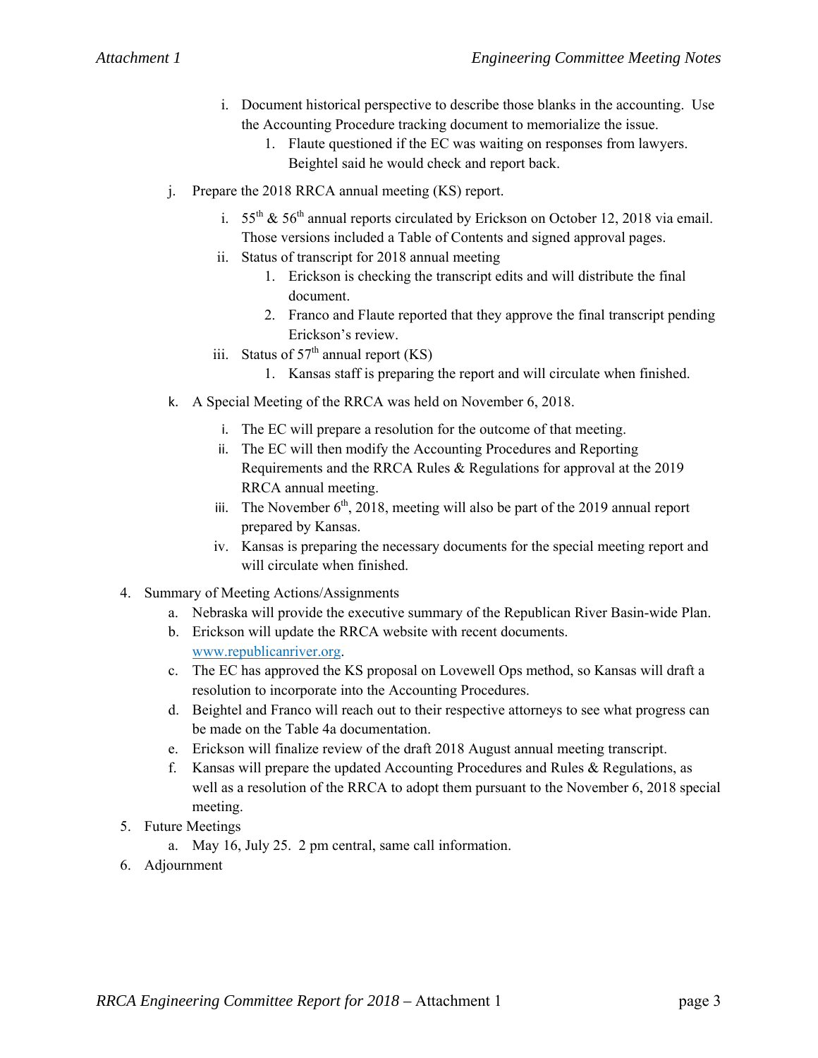i. Document historical perspective to describe those blanks in the accounting. Use the Accounting Procedure tracking document to memorialize the issue.
   1. Flaute questioned if the EC was waiting on responses from lawyers. Beightel said he would check and report back.

j. Prepare the 2018 RRCA annual meeting (KS) report.
   i. 55th & 56th annual reports circulated by Erickson on October 12, 2018 via email. Those versions included a Table of Contents and signed approval pages.
   ii. Status of transcript for 2018 annual meeting
      1. Erickson is checking the transcript edits and will distribute the final document.
      2. Franco and Flaute reported that they approve the final transcript pending Erickson's review.
   iii. Status of 57th annual report (KS)
      1. Kansas staff is preparing the report and will circulate when finished.

k. A Special Meeting of the RRCA was held on November 6, 2018.
   i. The EC will prepare a resolution for the outcome of that meeting.
   ii. The EC will then modify the Accounting Procedures and Reporting Requirements and the RRCA Rules & Regulations for approval at the 2019 RRCA annual meeting.
   iii. The November 6th, 2018, meeting will also be part of the 2019 annual report prepared by Kansas.
   iv. Kansas is preparing the necessary documents for the special meeting report and will circulate when finished.

4. Summary of Meeting Actions/Assignments
   a. Nebraska will provide the executive summary of the Republican River Basin-wide Plan.
   b. Erickson will update the RRCA website with recent documents. www.republicanriver.org.
   c. The EC has approved the KS proposal on Lovewell Ops method, so Kansas will draft a resolution to incorporate into the Accounting Procedures.
   d. Beightel and Franco will reach out to their respective attorneys to see what progress can be made on the Table 4a documentation.
   e. Erickson will finalize review of the draft 2018 August annual meeting transcript.
   f. Kansas will prepare the updated Accounting Procedures and Rules & Regulations, as well as a resolution of the RRCA to adopt them pursuant to the November 6, 2018 special meeting.
5. Future Meetings
   a. May 16, July 25. 2 pm central, same call information.
6. Adjournment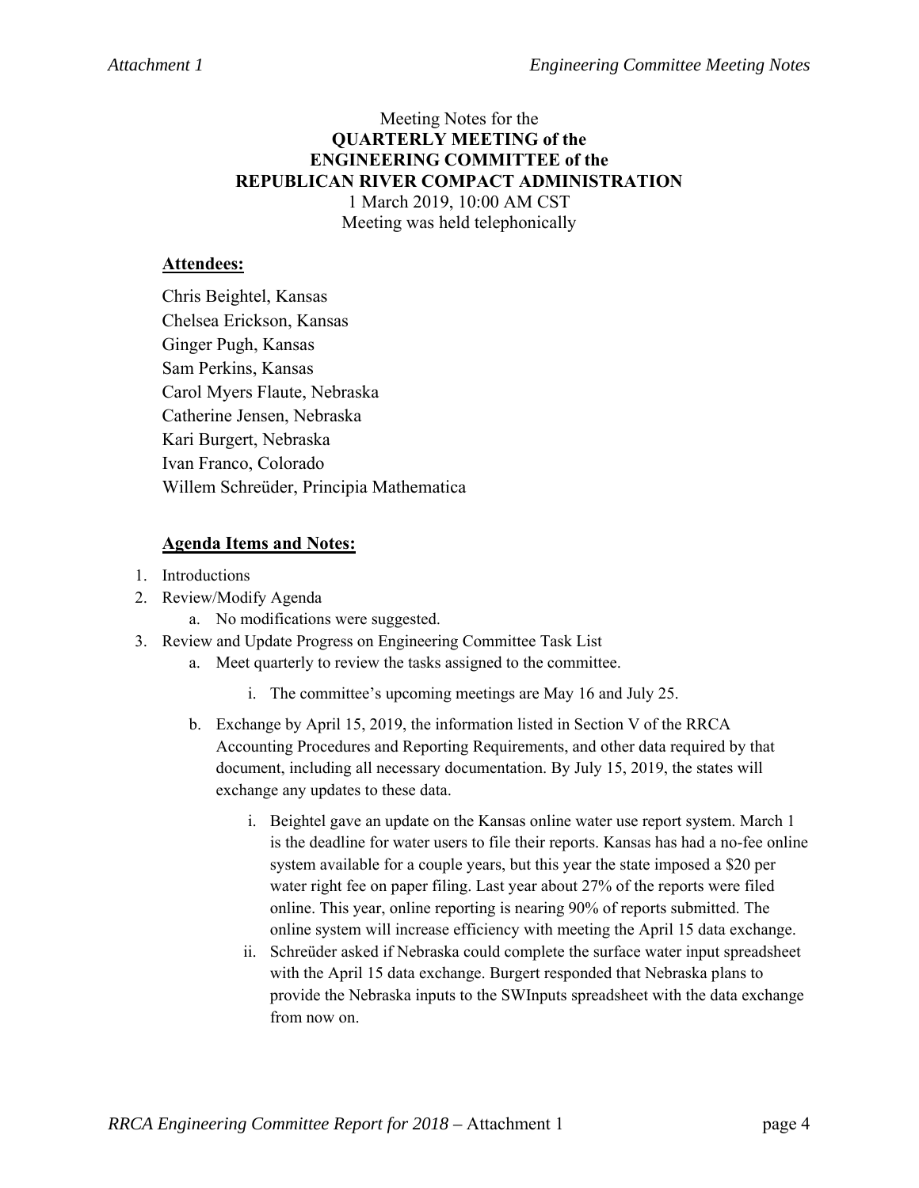Meeting Notes for the
**QUARTERLY MEETING of the**
**ENGINEERING COMMITTEE of the**
**REPUBLICAN RIVER COMPACT ADMINISTRATION**
1 March 2019, 10:00 AM CST
Meeting was held telephonically

**Attendees:**

Chris Beightel, Kansas
Chelsea Erickson, Kansas
Ginger Pugh, Kansas
Sam Perkins, Kansas
Carol Myers Flaute, Nebraska
Catherine Jensen, Nebraska
Kari Burgert, Nebraska
Ivan Franco, Colorado
Willem Schreüder, Principia Mathematica

**Agenda Items and Notes:**

1. Introductions
2. Review/Modify Agenda
   a. No modifications were suggested.
3. Review and Update Progress on Engineering Committee Task List
   a. Meet quarterly to review the tasks assigned to the committee.
      i. The committee's upcoming meetings are May 16 and July 25.
   b. Exchange by April 15, 2019, the information listed in Section V of the RRCA Accounting Procedures and Reporting Requirements, and other data required by that document, including all necessary documentation. By July 15, 2019, the states will exchange any updates to these data.
      i. Beightel gave an update on the Kansas online water use report system. March 1 is the deadline for water users to file their reports. Kansas has had a no-fee online system available for a couple years, but this year the state imposed a $20 per water right fee on paper filing. Last year about 27% of the reports were filed online. This year, online reporting is nearing 90% of reports submitted. The online system will increase efficiency with meeting the April 15 data exchange.
      ii. Schreüder asked if Nebraska could complete the surface water input spreadsheet with the April 15 data exchange. Burgert responded that Nebraska plans to provide the Nebraska inputs to the SWInputs spreadsheet with the data exchange from now on.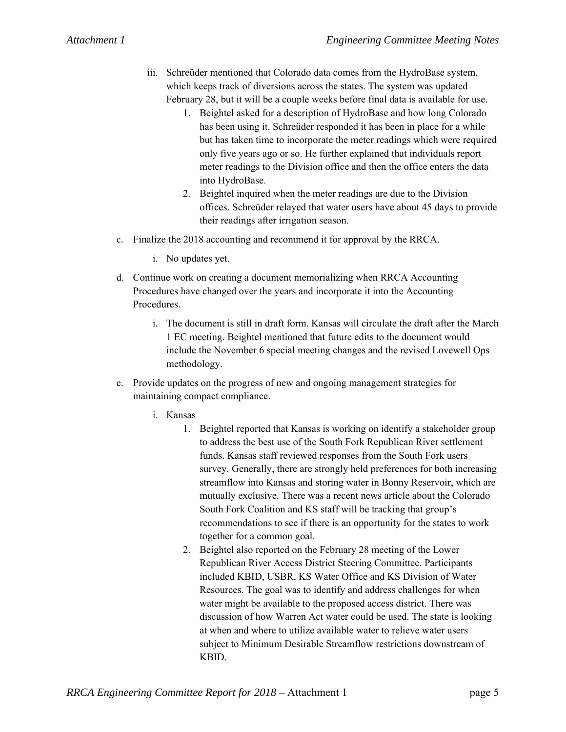iii. Schreüder mentioned that Colorado data comes from the HydroBase system, which keeps track of diversions across the states. The system was updated February 28, but it will be a couple weeks before final data is available for use.

   1. Beightel asked for a description of HydroBase and how long Colorado has been using it. Schreüder responded it has been in place for a while but has taken time to incorporate the meter readings which were required only five years ago or so. He further explained that individuals report meter readings to the Division office and then the office enters the data into HydroBase.
   2. Beightel inquired when the meter readings are due to the Division offices. Schreüder relayed that water users have about 45 days to provide their readings after irrigation season.

c. Finalize the 2018 accounting and recommend it for approval by the RRCA.

   i. No updates yet.

d. Continue work on creating a document memorializing when RRCA Accounting Procedures have changed over the years and incorporate it into the Accounting Procedures.

   i. The document is still in draft form. Kansas will circulate the draft after the March 1 EC meeting. Beightel mentioned that future edits to the document would include the November 6 special meeting changes and the revised Lovewell Ops methodology.

e. Provide updates on the progress of new and ongoing management strategies for maintaining compact compliance.

   i. Kansas

      1. Beightel reported that Kansas is working on identify a stakeholder group to address the best use of the South Fork Republican River settlement funds. Kansas staff reviewed responses from the South Fork users survey. Generally, there are strongly held preferences for both increasing streamflow into Kansas and storing water in Bonny Reservoir, which are mutually exclusive. There was a recent news article about the Colorado South Fork Coalition and KS staff will be tracking that group's recommendations to see if there is an opportunity for the states to work together for a common goal.
      2. Beightel also reported on the February 28 meeting of the Lower Republican River Access District Steering Committee. Participants included KBID, USBR, KS Water Office and KS Division of Water Resources. The goal was to identify and address challenges for when water might be available to the proposed access district. There was discussion of how Warren Act water could be used. The state is looking at when and where to utilize available water to relieve water users subject to Minimum Desirable Streamflow restrictions downstream of KBID.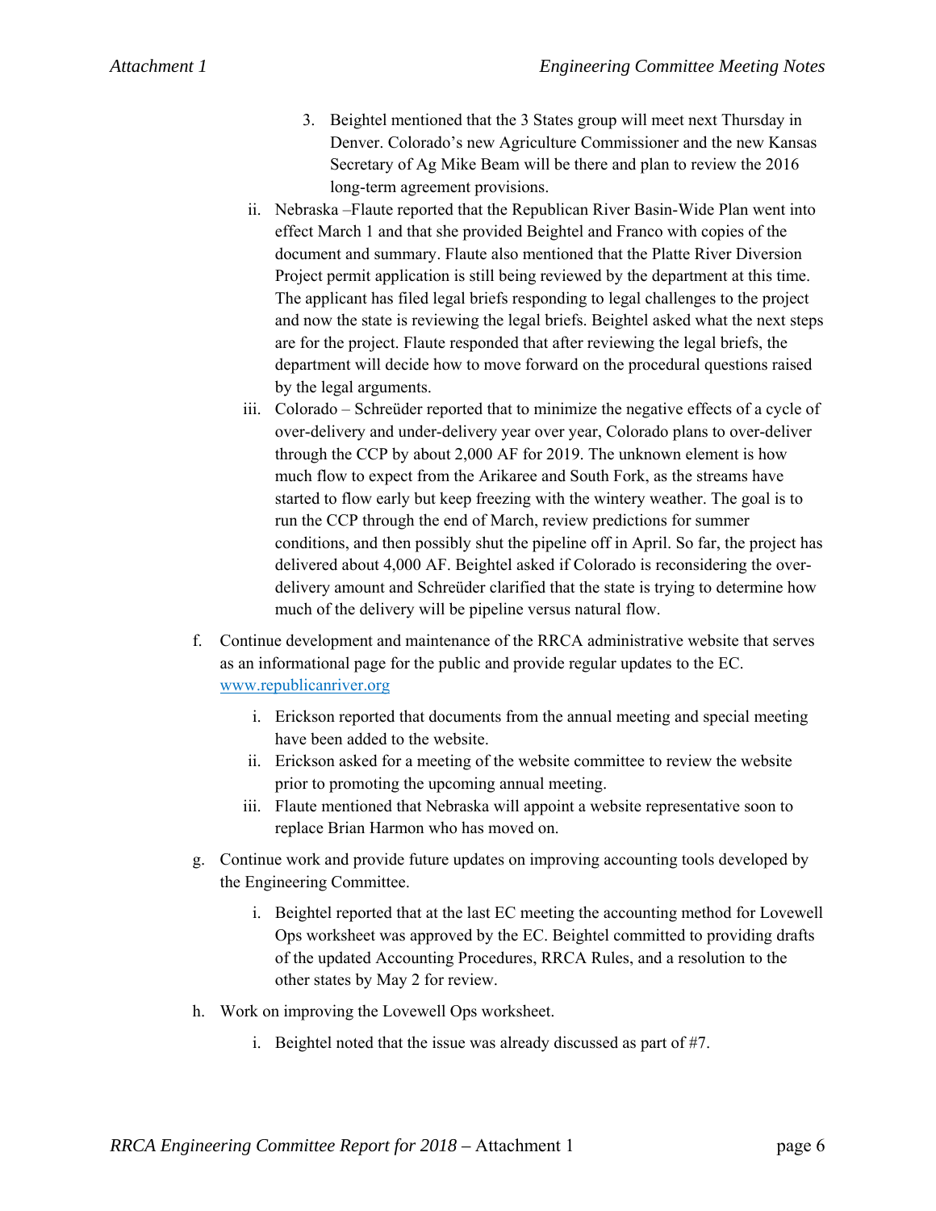3. Beightel mentioned that the 3 States group will meet next Thursday in Denver. Colorado's new Agriculture Commissioner and the new Kansas Secretary of Ag Mike Beam will be there and plan to review the 2016 long-term agreement provisions.

ii. Nebraska –Flaute reported that the Republican River Basin-Wide Plan went into effect March 1 and that she provided Beightel and Franco with copies of the document and summary. Flaute also mentioned that the Platte River Diversion Project permit application is still being reviewed by the department at this time. The applicant has filed legal briefs responding to legal challenges to the project and now the state is reviewing the legal briefs. Beightel asked what the next steps are for the project. Flaute responded that after reviewing the legal briefs, the department will decide how to move forward on the procedural questions raised by the legal arguments.

iii. Colorado – Schreüder reported that to minimize the negative effects of a cycle of over-delivery and under-delivery year over year, Colorado plans to over-deliver through the CCP by about 2,000 AF for 2019. The unknown element is how much flow to expect from the Arikaree and South Fork, as the streams have started to flow early but keep freezing with the wintery weather. The goal is to run the CCP through the end of March, review predictions for summer conditions, and then possibly shut the pipeline off in April. So far, the project has delivered about 4,000 AF. Beightel asked if Colorado is reconsidering the over-delivery amount and Schreüder clarified that the state is trying to determine how much of the delivery will be pipeline versus natural flow.

f. Continue development and maintenance of the RRCA administrative website that serves as an informational page for the public and provide regular updates to the EC. [www.republicanriver.org](http://www.republicanriver.org)

   i. Erickson reported that documents from the annual meeting and special meeting have been added to the website.
   ii. Erickson asked for a meeting of the website committee to review the website prior to promoting the upcoming annual meeting.
   iii. Flaute mentioned that Nebraska will appoint a website representative soon to replace Brian Harmon who has moved on.

g. Continue work and provide future updates on improving accounting tools developed by the Engineering Committee.

   i. Beightel reported that at the last EC meeting the accounting method for Lovewell Ops worksheet was approved by the EC. Beightel committed to providing drafts of the updated Accounting Procedures, RRCA Rules, and a resolution to the other states by May 2 for review.

h. Work on improving the Lovewell Ops worksheet.

   i. Beightel noted that the issue was already discussed as part of #7.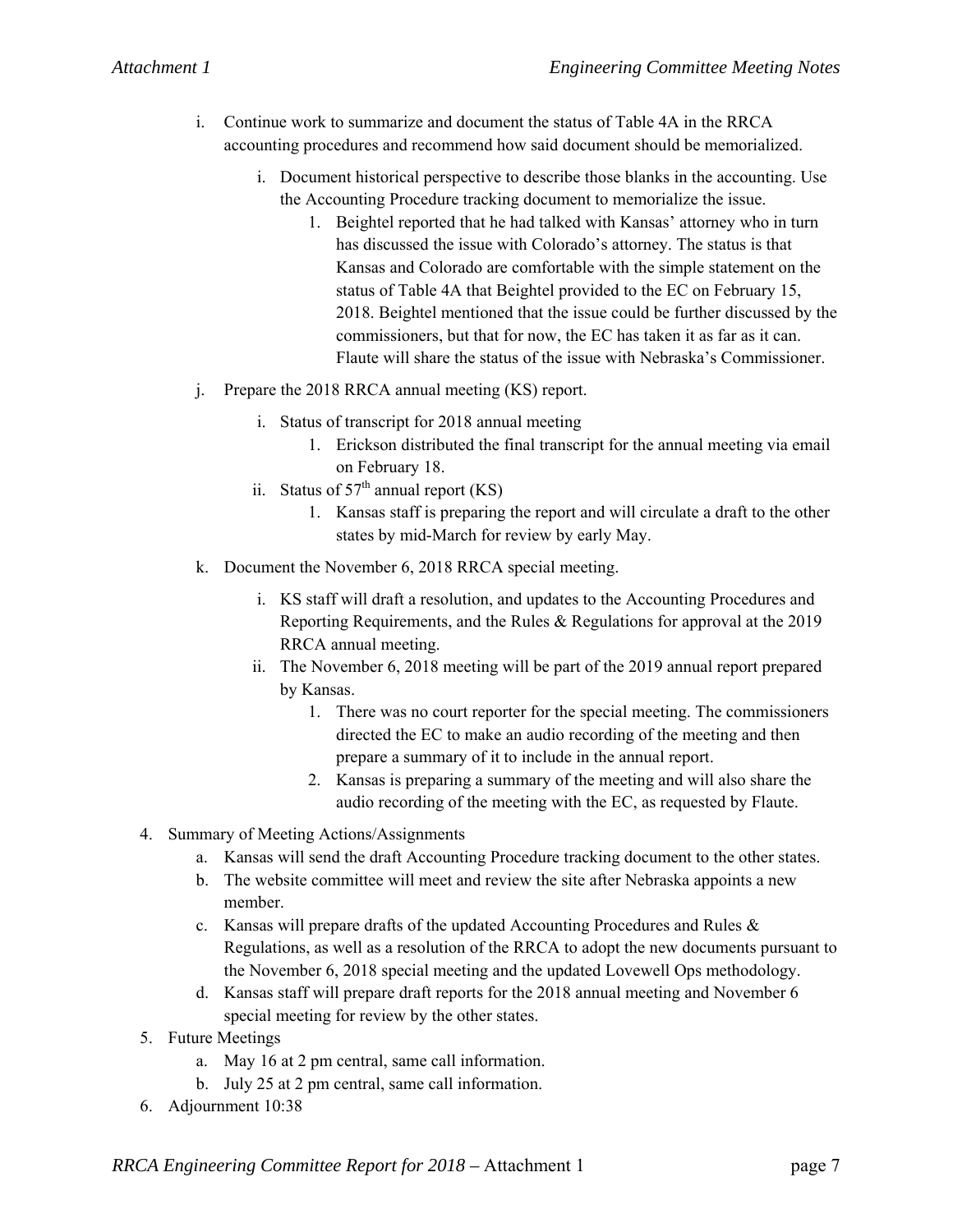i. Continue work to summarize and document the status of Table 4A in the RRCA accounting procedures and recommend how said document should be memorialized.

    i. Document historical perspective to describe those blanks in the accounting. Use the Accounting Procedure tracking document to memorialize the issue.

        1. Beightel reported that he had talked with Kansas' attorney who in turn has discussed the issue with Colorado's attorney. The status is that Kansas and Colorado are comfortable with the simple statement on the status of Table 4A that Beightel provided to the EC on February 15, 2018. Beightel mentioned that the issue could be further discussed by the commissioners, but that for now, the EC has taken it as far as it can. Flaute will share the status of the issue with Nebraska's Commissioner.

j. Prepare the 2018 RRCA annual meeting (KS) report.

    i. Status of transcript for 2018 annual meeting

        1. Erickson distributed the final transcript for the annual meeting via email on February 18.

    ii. Status of 57th annual report (KS)

        1. Kansas staff is preparing the report and will circulate a draft to the other states by mid-March for review by early May.

k. Document the November 6, 2018 RRCA special meeting.

    i. KS staff will draft a resolution, and updates to the Accounting Procedures and Reporting Requirements, and the Rules & Regulations for approval at the 2019 RRCA annual meeting.

    ii. The November 6, 2018 meeting will be part of the 2019 annual report prepared by Kansas.

        1. There was no court reporter for the special meeting. The commissioners directed the EC to make an audio recording of the meeting and then prepare a summary of it to include in the annual report.
        2. Kansas is preparing a summary of the meeting and will also share the audio recording of the meeting with the EC, as requested by Flaute.

4. Summary of Meeting Actions/Assignments
    a. Kansas will send the draft Accounting Procedure tracking document to the other states.
    b. The website committee will meet and review the site after Nebraska appoints a new member.
    c. Kansas will prepare drafts of the updated Accounting Procedures and Rules & Regulations, as well as a resolution of the RRCA to adopt the new documents pursuant to the November 6, 2018 special meeting and the updated Lovewell Ops methodology.
    d. Kansas staff will prepare draft reports for the 2018 annual meeting and November 6 special meeting for review by the other states.
5. Future Meetings
    a. May 16 at 2 pm central, same call information.
    b. July 25 at 2 pm central, same call information.
6. Adjournment 10:38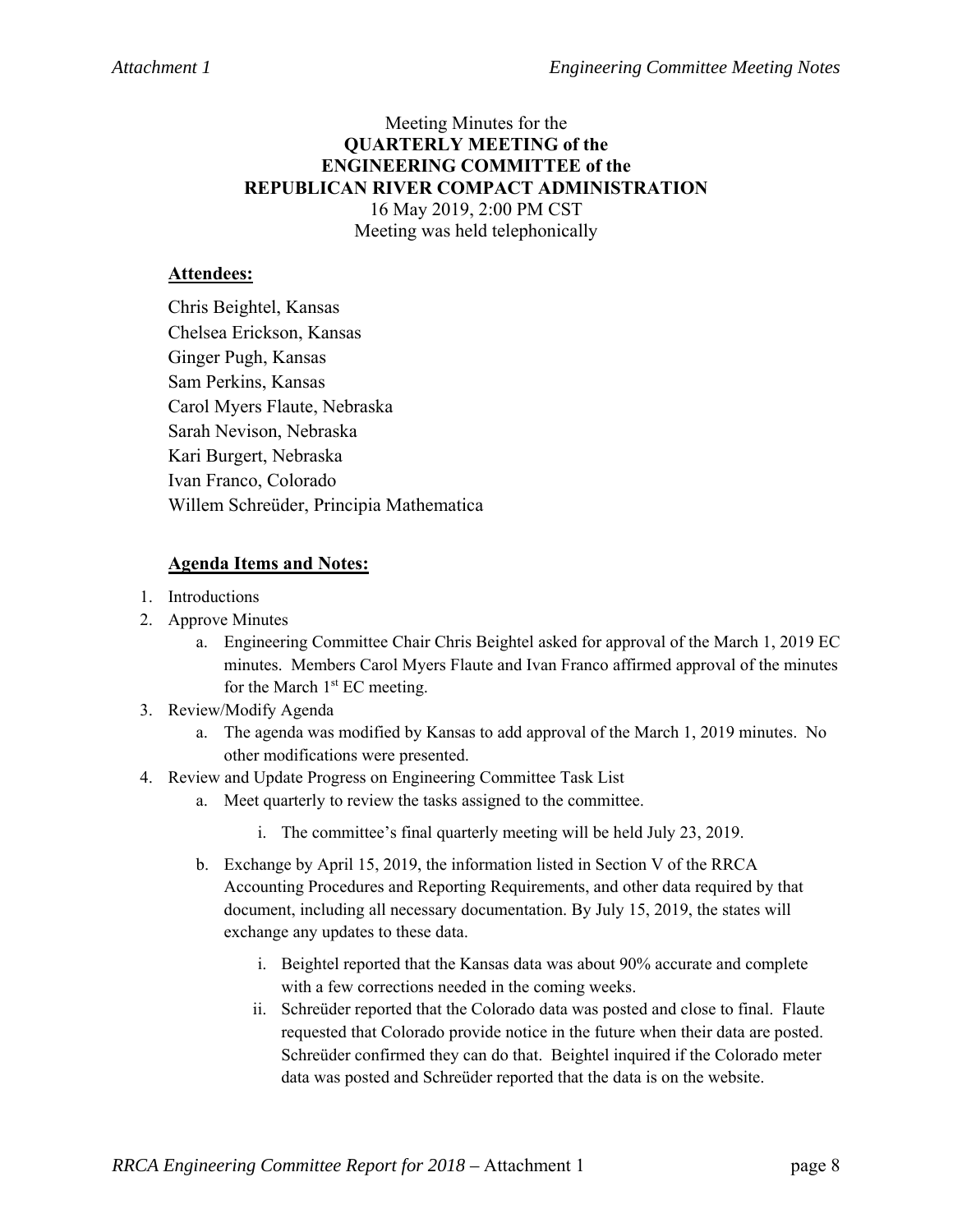Meeting Minutes for the
**QUARTERLY MEETING of the**
**ENGINEERING COMMITTEE of the**
**REPUBLICAN RIVER COMPACT ADMINISTRATION**
16 May 2019, 2:00 PM CST
Meeting was held telephonically

**Attendees:**

Chris Beightel, Kansas
Chelsea Erickson, Kansas
Ginger Pugh, Kansas
Sam Perkins, Kansas
Carol Myers Flaute, Nebraska
Sarah Nevison, Nebraska
Kari Burgert, Nebraska
Ivan Franco, Colorado
Willem Schreüder, Principia Mathematica

**Agenda Items and Notes:**

1. Introductions
2. Approve Minutes
   a. Engineering Committee Chair Chris Beightel asked for approval of the March 1, 2019 EC minutes. Members Carol Myers Flaute and Ivan Franco affirmed approval of the minutes for the March 1st EC meeting.
3. Review/Modify Agenda
   a. The agenda was modified by Kansas to add approval of the March 1, 2019 minutes. No other modifications were presented.
4. Review and Update Progress on Engineering Committee Task List
   a. Meet quarterly to review the tasks assigned to the committee.
      i. The committee's final quarterly meeting will be held July 23, 2019.
   b. Exchange by April 15, 2019, the information listed in Section V of the RRCA Accounting Procedures and Reporting Requirements, and other data required by that document, including all necessary documentation. By July 15, 2019, the states will exchange any updates to these data.
      i. Beightel reported that the Kansas data was about 90% accurate and complete with a few corrections needed in the coming weeks.
      ii. Schreüder reported that the Colorado data was posted and close to final. Flaute requested that Colorado provide notice in the future when their data are posted. Schreüder confirmed they can do that. Beightel inquired if the Colorado meter data was posted and Schreüder reported that the data is on the website.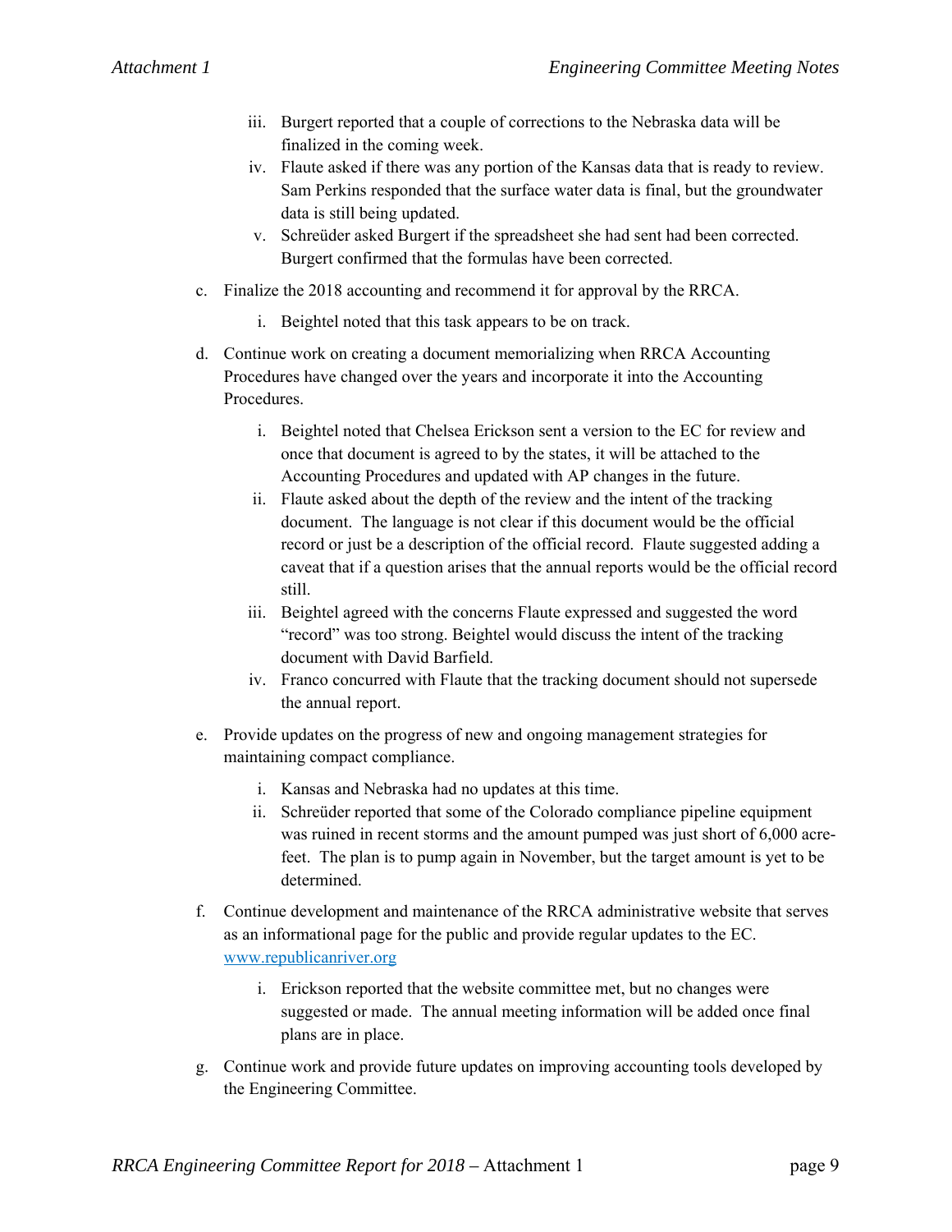iii. Burgert reported that a couple of corrections to the Nebraska data will be finalized in the coming week.

iv. Flaute asked if there was any portion of the Kansas data that is ready to review. Sam Perkins responded that the surface water data is final, but the groundwater data is still being updated.

v. Schreüder asked Burgert if the spreadsheet she had sent had been corrected. Burgert confirmed that the formulas have been corrected.

c. Finalize the 2018 accounting and recommend it for approval by the RRCA.

   i. Beightel noted that this task appears to be on track.

d. Continue work on creating a document memorializing when RRCA Accounting Procedures have changed over the years and incorporate it into the Accounting Procedures.

   i. Beightel noted that Chelsea Erickson sent a version to the EC for review and once that document is agreed to by the states, it will be attached to the Accounting Procedures and updated with AP changes in the future.

   ii. Flaute asked about the depth of the review and the intent of the tracking document. The language is not clear if this document would be the official record or just be a description of the official record. Flaute suggested adding a caveat that if a question arises that the annual reports would be the official record still.

   iii. Beightel agreed with the concerns Flaute expressed and suggested the word "record" was too strong. Beightel would discuss the intent of the tracking document with David Barfield.

   iv. Franco concurred with Flaute that the tracking document should not supersede the annual report.

e. Provide updates on the progress of new and ongoing management strategies for maintaining compact compliance.

   i. Kansas and Nebraska had no updates at this time.

   ii. Schreüder reported that some of the Colorado compliance pipeline equipment was ruined in recent storms and the amount pumped was just short of 6,000 acre-feet. The plan is to pump again in November, but the target amount is yet to be determined.

f. Continue development and maintenance of the RRCA administrative website that serves as an informational page for the public and provide regular updates to the EC. www.republicanriver.org

   i. Erickson reported that the website committee met, but no changes were suggested or made. The annual meeting information will be added once final plans are in place.

g. Continue work and provide future updates on improving accounting tools developed by the Engineering Committee.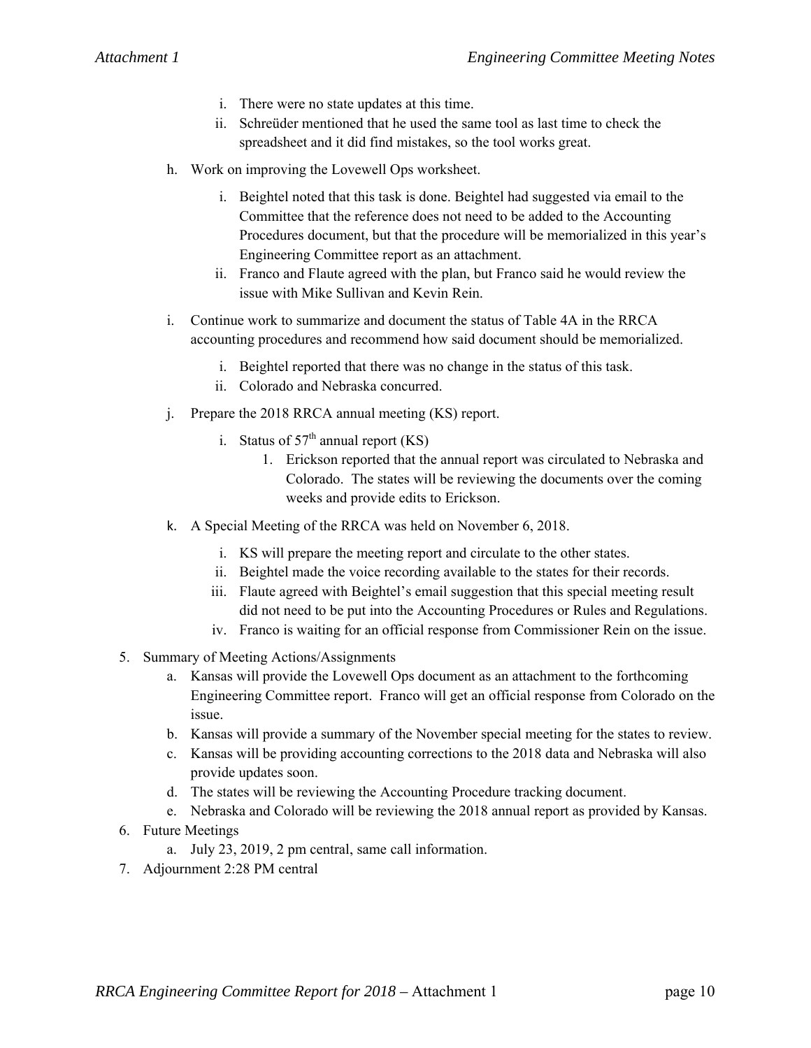i. There were no state updates at this time.
   ii. Schreüder mentioned that he used the same tool as last time to check the spreadsheet and it did find mistakes, so the tool works great.

h. Work on improving the Lovewell Ops worksheet.

   i. Beightel noted that this task is done. Beightel had suggested via email to the Committee that the reference does not need to be added to the Accounting Procedures document, but that the procedure will be memorialized in this year's Engineering Committee report as an attachment.
   ii. Franco and Flaute agreed with the plan, but Franco said he would review the issue with Mike Sullivan and Kevin Rein.

i. Continue work to summarize and document the status of Table 4A in the RRCA accounting procedures and recommend how said document should be memorialized.

   i. Beightel reported that there was no change in the status of this task.
   ii. Colorado and Nebraska concurred.

j. Prepare the 2018 RRCA annual meeting (KS) report.

   i. Status of 57th annual report (KS)
      1. Erickson reported that the annual report was circulated to Nebraska and Colorado. The states will be reviewing the documents over the coming weeks and provide edits to Erickson.

k. A Special Meeting of the RRCA was held on November 6, 2018.

   i. KS will prepare the meeting report and circulate to the other states.
   ii. Beightel made the voice recording available to the states for their records.
   iii. Flaute agreed with Beightel's email suggestion that this special meeting result did not need to be put into the Accounting Procedures or Rules and Regulations.
   iv. Franco is waiting for an official response from Commissioner Rein on the issue.

5. Summary of Meeting Actions/Assignments
   a. Kansas will provide the Lovewell Ops document as an attachment to the forthcoming Engineering Committee report. Franco will get an official response from Colorado on the issue.
   b. Kansas will provide a summary of the November special meeting for the states to review.
   c. Kansas will be providing accounting corrections to the 2018 data and Nebraska will also provide updates soon.
   d. The states will be reviewing the Accounting Procedure tracking document.
   e. Nebraska and Colorado will be reviewing the 2018 annual report as provided by Kansas.
6. Future Meetings
   a. July 23, 2019, 2 pm central, same call information.
7. Adjournment 2:28 PM central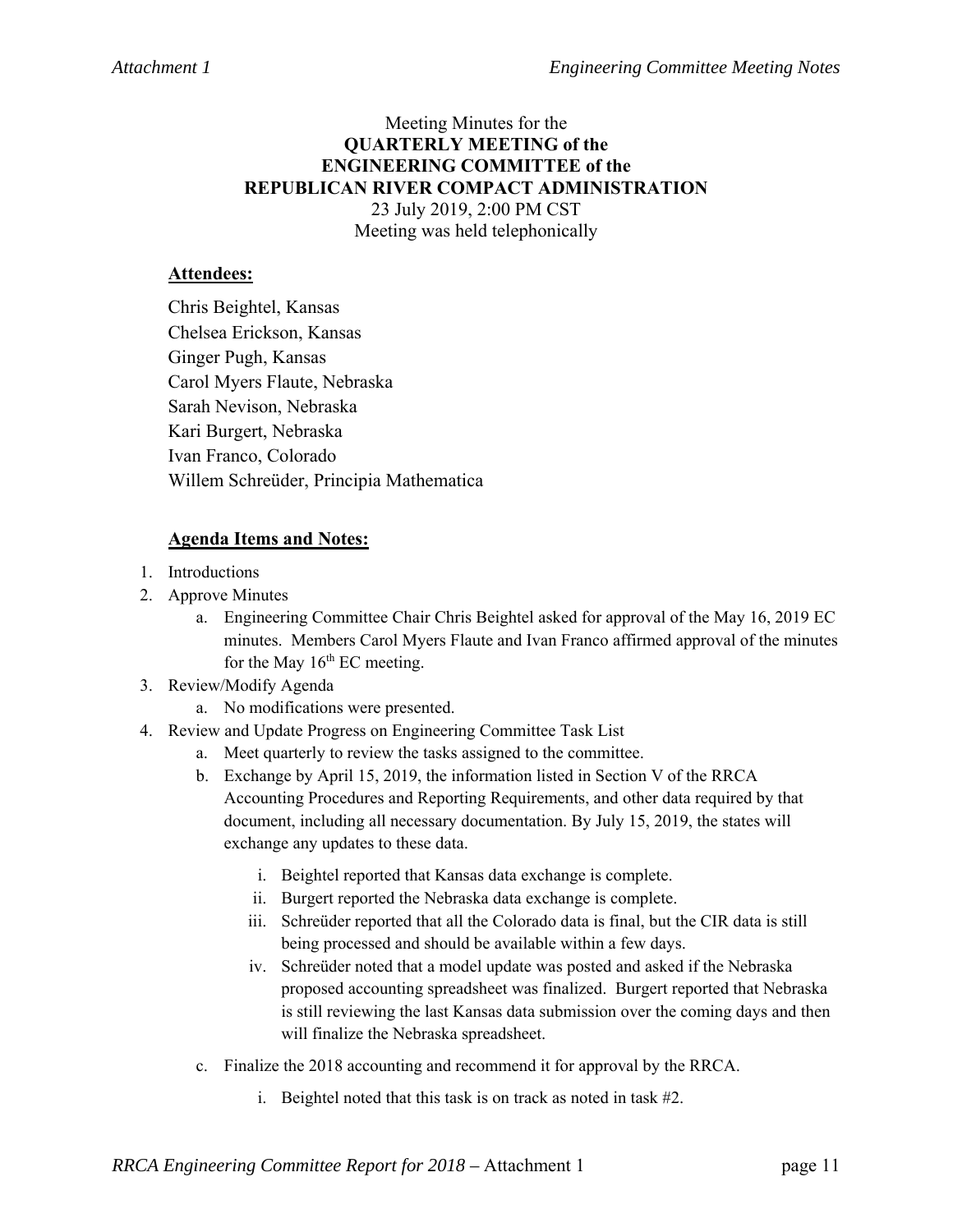Meeting Minutes for the
**QUARTERLY MEETING of the**
**ENGINEERING COMMITTEE of the**
**REPUBLICAN RIVER COMPACT ADMINISTRATION**
23 July 2019, 2:00 PM CST
Meeting was held telephonically

**Attendees:**

Chris Beightel, Kansas
Chelsea Erickson, Kansas
Ginger Pugh, Kansas
Carol Myers Flaute, Nebraska
Sarah Nevison, Nebraska
Kari Burgert, Nebraska
Ivan Franco, Colorado
Willem Schreüder, Principia Mathematica

**Agenda Items and Notes:**

1. Introductions
2. Approve Minutes
   a. Engineering Committee Chair Chris Beightel asked for approval of the May 16, 2019 EC minutes. Members Carol Myers Flaute and Ivan Franco affirmed approval of the minutes for the May 16th EC meeting.
3. Review/Modify Agenda
   a. No modifications were presented.
4. Review and Update Progress on Engineering Committee Task List
   a. Meet quarterly to review the tasks assigned to the committee.
   b. Exchange by April 15, 2019, the information listed in Section V of the RRCA Accounting Procedures and Reporting Requirements, and other data required by that document, including all necessary documentation. By July 15, 2019, the states will exchange any updates to these data.
      i. Beightel reported that Kansas data exchange is complete.
      ii. Burgert reported the Nebraska data exchange is complete.
      iii. Schreüder reported that all the Colorado data is final, but the CIR data is still being processed and should be available within a few days.
      iv. Schreüder noted that a model update was posted and asked if the Nebraska proposed accounting spreadsheet was finalized. Burgert reported that Nebraska is still reviewing the last Kansas data submission over the coming days and then will finalize the Nebraska spreadsheet.
   c. Finalize the 2018 accounting and recommend it for approval by the RRCA.
      i. Beightel noted that this task is on track as noted in task #2.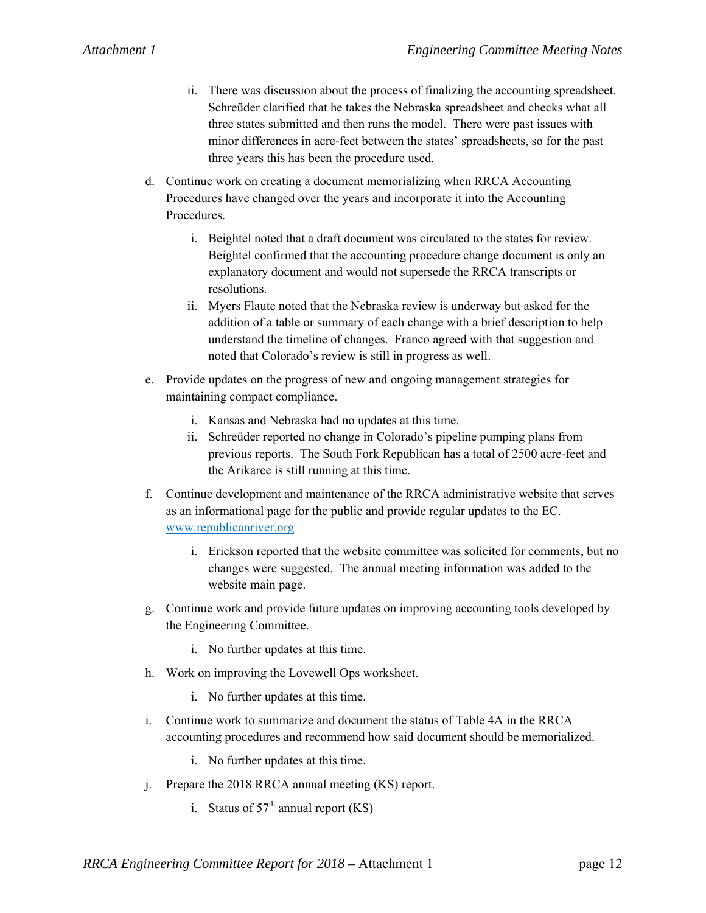- ii. There was discussion about the process of finalizing the accounting spreadsheet. Schreüder clarified that he takes the Nebraska spreadsheet and checks what all three states submitted and then runs the model. There were past issues with minor differences in acre-feet between the states' spreadsheets, so for the past three years this has been the procedure used.

d. Continue work on creating a document memorializing when RRCA Accounting Procedures have changed over the years and incorporate it into the Accounting Procedures.

   - i. Beightel noted that a draft document was circulated to the states for review. Beightel confirmed that the accounting procedure change document is only an explanatory document and would not supersede the RRCA transcripts or resolutions.
   - ii. Myers Flaute noted that the Nebraska review is underway but asked for the addition of a table or summary of each change with a brief description to help understand the timeline of changes. Franco agreed with that suggestion and noted that Colorado's review is still in progress as well.

e. Provide updates on the progress of new and ongoing management strategies for maintaining compact compliance.

   - i. Kansas and Nebraska had no updates at this time.
   - ii. Schreüder reported no change in Colorado's pipeline pumping plans from previous reports. The South Fork Republican has a total of 2500 acre-feet and the Arikaree is still running at this time.

f. Continue development and maintenance of the RRCA administrative website that serves as an informational page for the public and provide regular updates to the EC. www.republicanriver.org

   - i. Erickson reported that the website committee was solicited for comments, but no changes were suggested. The annual meeting information was added to the website main page.

g. Continue work and provide future updates on improving accounting tools developed by the Engineering Committee.

   - i. No further updates at this time.

h. Work on improving the Lovewell Ops worksheet.

   - i. No further updates at this time.

i. Continue work to summarize and document the status of Table 4A in the RRCA accounting procedures and recommend how said document should be memorialized.

   - i. No further updates at this time.

j. Prepare the 2018 RRCA annual meeting (KS) report.

   - i. Status of 57th annual report (KS)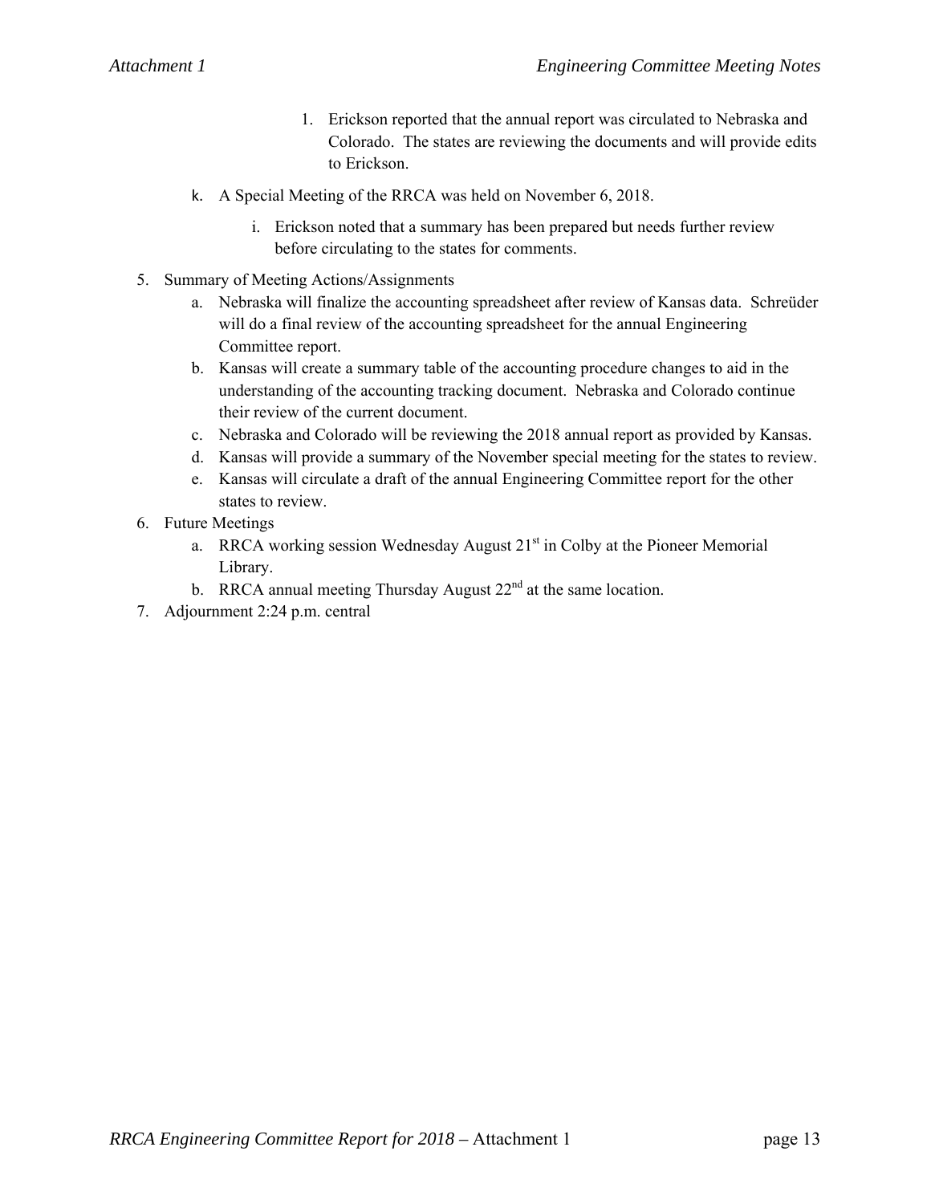1. Erickson reported that the annual report was circulated to Nebraska and Colorado. The states are reviewing the documents and will provide edits to Erickson.

k. A Special Meeting of the RRCA was held on November 6, 2018.

   i. Erickson noted that a summary has been prepared but needs further review before circulating to the states for comments.

5. Summary of Meeting Actions/Assignments
   a. Nebraska will finalize the accounting spreadsheet after review of Kansas data. Schreüder will do a final review of the accounting spreadsheet for the annual Engineering Committee report.
   b. Kansas will create a summary table of the accounting procedure changes to aid in the understanding of the accounting tracking document. Nebraska and Colorado continue their review of the current document.
   c. Nebraska and Colorado will be reviewing the 2018 annual report as provided by Kansas.
   d. Kansas will provide a summary of the November special meeting for the states to review.
   e. Kansas will circulate a draft of the annual Engineering Committee report for the other states to review.
6. Future Meetings
   a. RRCA working session Wednesday August 21st in Colby at the Pioneer Memorial Library.
   b. RRCA annual meeting Thursday August 22nd at the same location.
7. Adjournment 2:24 p.m. central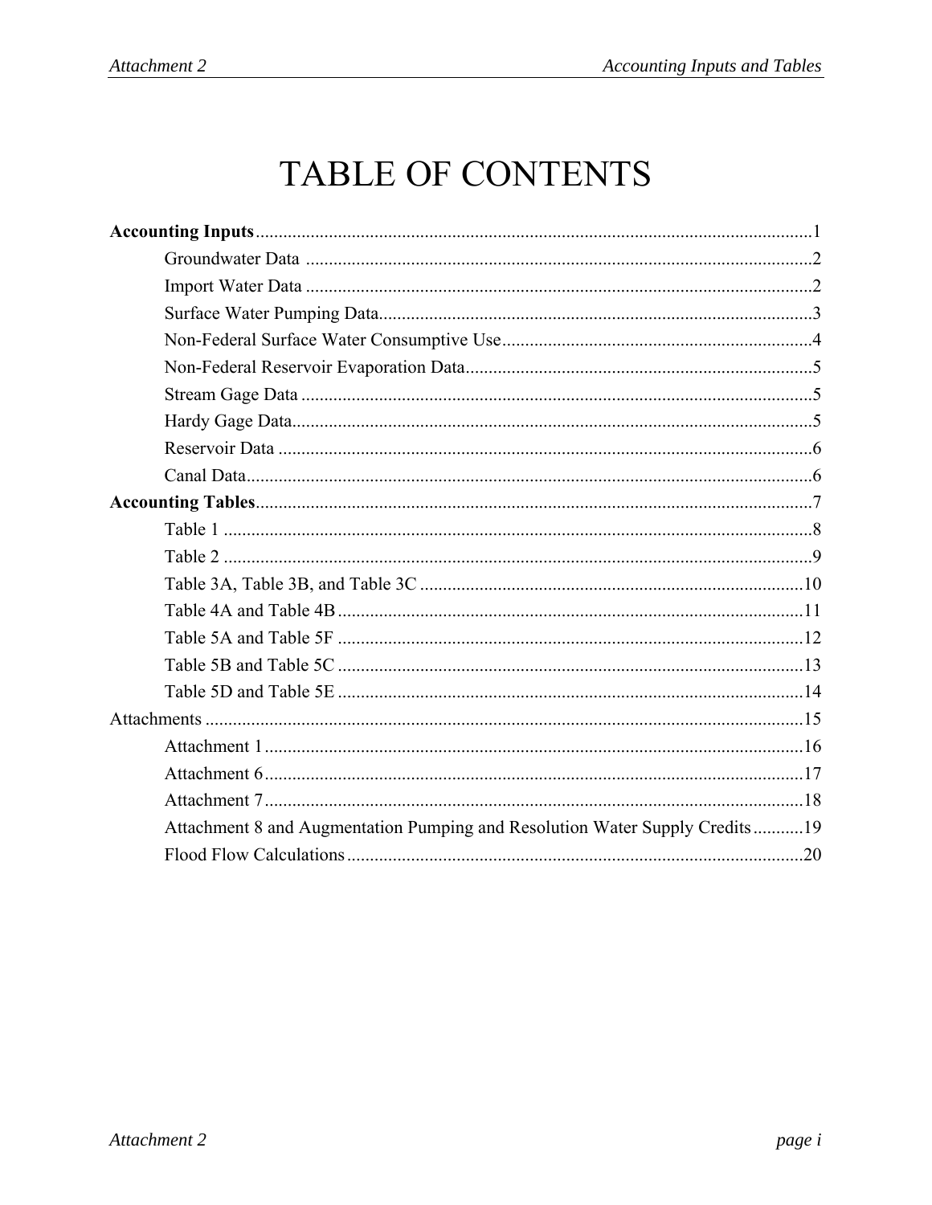# TABLE OF CONTENTS

**Accounting Inputs**........................................................................................................................1

Groundwater Data ..............................................................................................2

Import Water Data ..............................................................................................2

Surface Water Pumping Data..............................................................................3

Non-Federal Surface Water Consumptive Use....................................................4

Non-Federal Reservoir Evaporation Data............................................................5

Stream Gage Data ...............................................................................................5

Hardy Gage Data.................................................................................................5

Reservoir Data ....................................................................................................6

Canal Data...........................................................................................................6

**Accounting Tables**........................................................................................................................7

Table 1 ................................................................................................................8

Table 2 ................................................................................................................9

Table 3A, Table 3B, and Table 3C ....................................................................10

Table 4A and Table 4B ......................................................................................11

Table 5A and Table 5F ......................................................................................12

Table 5B and Table 5C ......................................................................................13

Table 5D and Table 5E ......................................................................................14

Attachments ....................................................................................................................................15

Attachment 1 .....................................................................................................16

Attachment 6 .....................................................................................................17

Attachment 7 .....................................................................................................18

Attachment 8 and Augmentation Pumping and Resolution Water Supply Credits...........19

Flood Flow Calculations ...................................................................................20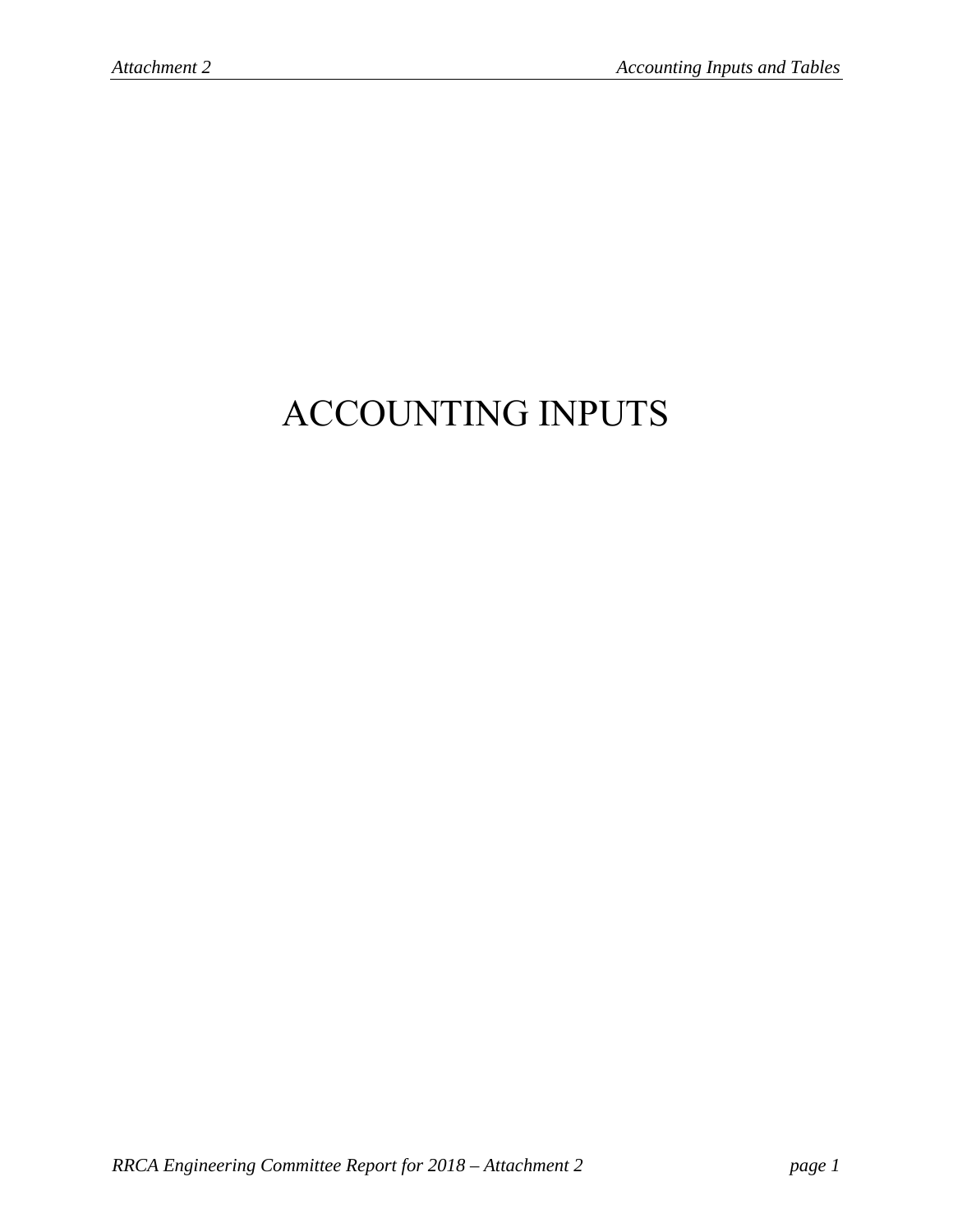# ACCOUNTING INPUTS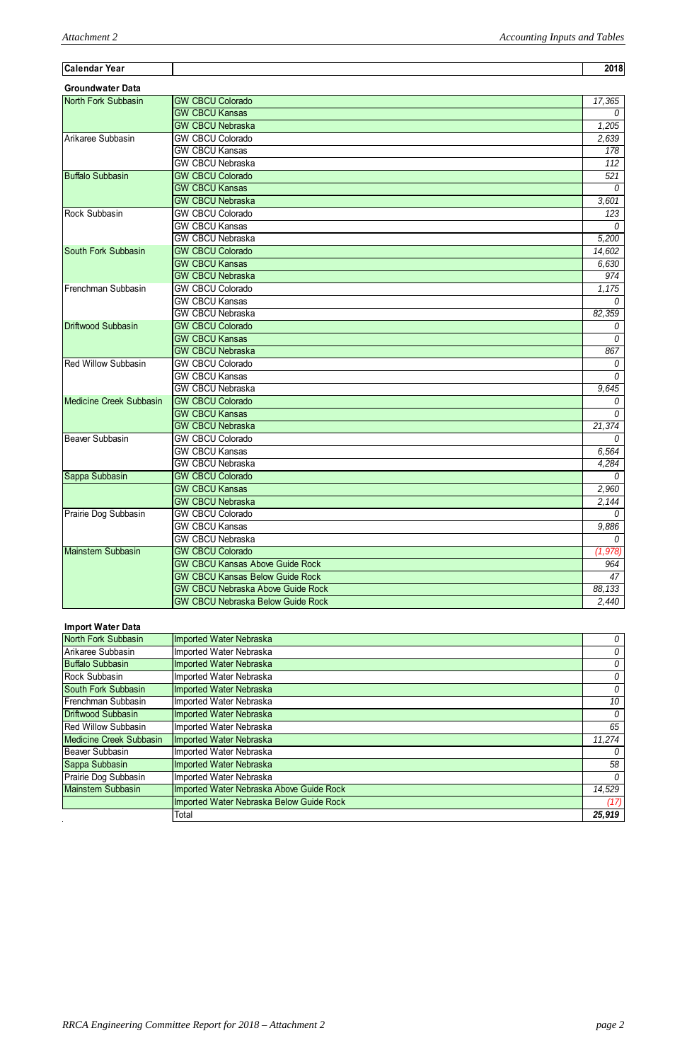| Calendar Year | | 2018 |
|---|---|---|

**Groundwater Data**

| | | |
|---|---|---|
| North Fork Subbasin | GW CBCU Colorado | 17,365 |
| | GW CBCU Kansas | 0 |
| | GW CBCU Nebraska | 1,205 |
| Arikaree Subbasin | GW CBCU Colorado | 2,639 |
| | GW CBCU Kansas | 178 |
| | GW CBCU Nebraska | 112 |
| Buffalo Subbasin | GW CBCU Colorado | 521 |
| | GW CBCU Kansas | 0 |
| | GW CBCU Nebraska | 3,601 |
| Rock Subbasin | GW CBCU Colorado | 123 |
| | GW CBCU Kansas | 0 |
| | GW CBCU Nebraska | 5,200 |
| South Fork Subbasin | GW CBCU Colorado | 14,602 |
| | GW CBCU Kansas | 6,630 |
| | GW CBCU Nebraska | 974 |
| Frenchman Subbasin | GW CBCU Colorado | 1,175 |
| | GW CBCU Kansas | 0 |
| | GW CBCU Nebraska | 82,359 |
| Driftwood Subbasin | GW CBCU Colorado | 0 |
| | GW CBCU Kansas | 0 |
| | GW CBCU Nebraska | 867 |
| Red Willow Subbasin | GW CBCU Colorado | 0 |
| | GW CBCU Kansas | 0 |
| | GW CBCU Nebraska | 9,645 |
| Medicine Creek Subbasin | GW CBCU Colorado | 0 |
| | GW CBCU Kansas | 0 |
| | GW CBCU Nebraska | 21,374 |
| Beaver Subbasin | GW CBCU Colorado | 0 |
| | GW CBCU Kansas | 6,564 |
| | GW CBCU Nebraska | 4,284 |
| Sappa Subbasin | GW CBCU Colorado | 0 |
| | GW CBCU Kansas | 2,960 |
| | GW CBCU Nebraska | 2,144 |
| Prairie Dog Subbasin | GW CBCU Colorado | 0 |
| | GW CBCU Kansas | 9,886 |
| | GW CBCU Nebraska | 0 |
| Mainstem Subbasin | GW CBCU Colorado | (1,978) |
| | GW CBCU Kansas Above Guide Rock | 964 |
| | GW CBCU Kansas Below Guide Rock | 47 |
| | GW CBCU Nebraska Above Guide Rock | 88,133 |
| | GW CBCU Nebraska Below Guide Rock | 2,440 |

**Import Water Data**

| | | |
|---|---|---|
| North Fork Subbasin | Imported Water Nebraska | 0 |
| Arikaree Subbasin | Imported Water Nebraska | 0 |
| Buffalo Subbasin | Imported Water Nebraska | 0 |
| Rock Subbasin | Imported Water Nebraska | 0 |
| South Fork Subbasin | Imported Water Nebraska | 0 |
| Frenchman Subbasin | Imported Water Nebraska | 10 |
| Driftwood Subbasin | Imported Water Nebraska | 0 |
| Red Willow Subbasin | Imported Water Nebraska | 65 |
| Medicine Creek Subbasin | Imported Water Nebraska | 11,274 |
| Beaver Subbasin | Imported Water Nebraska | 0 |
| Sappa Subbasin | Imported Water Nebraska | 58 |
| Prairie Dog Subbasin | Imported Water Nebraska | 0 |
| Mainstem Subbasin | Imported Water Nebraska Above Guide Rock | 14,529 |
| | Imported Water Nebraska Below Guide Rock | (17) |
| | Total | **25,919** |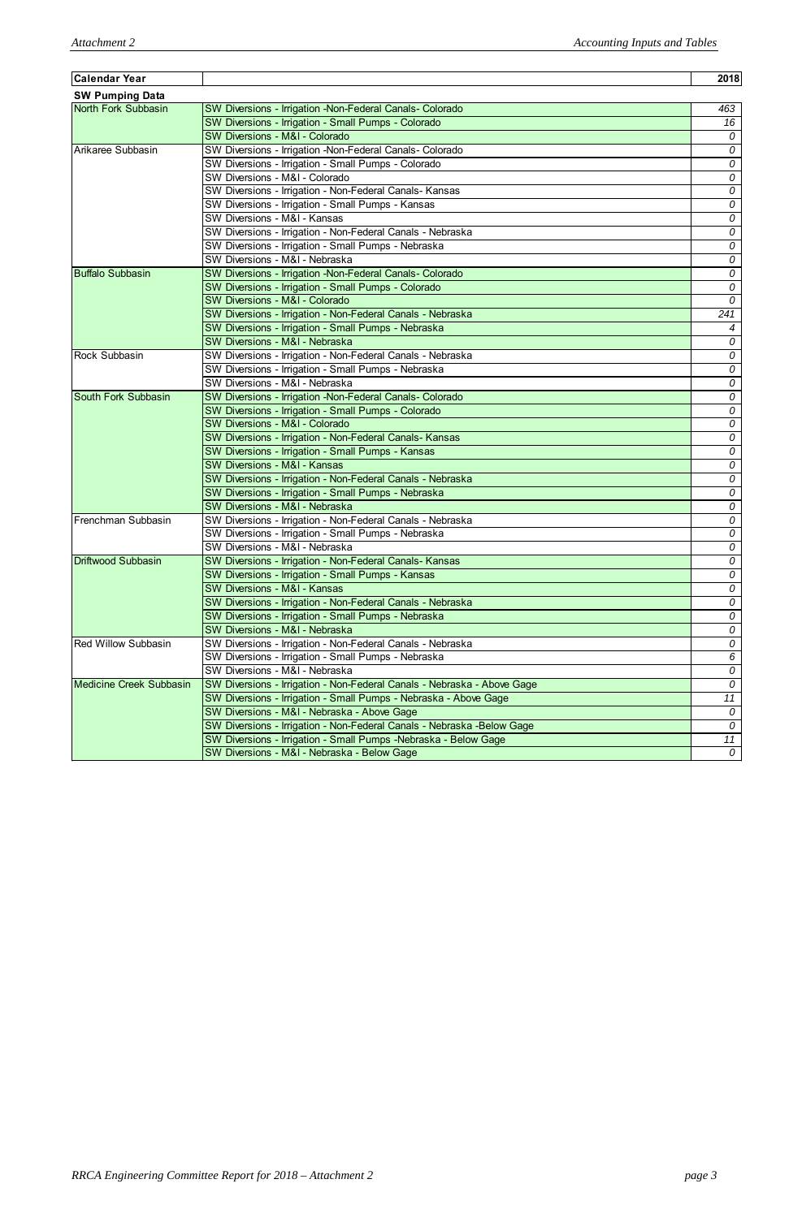| Calendar Year | | 2018 |
|---|---|---|
| **SW Pumping Data** | | |
| North Fork Subbasin | SW Diversions - Irrigation -Non-Federal Canals- Colorado | 463 |
| | SW Diversions - Irrigation - Small Pumps - Colorado | 16 |
| | SW Diversions - M&I - Colorado | 0 |
| Arikaree Subbasin | SW Diversions - Irrigation -Non-Federal Canals- Colorado | 0 |
| | SW Diversions - Irrigation - Small Pumps - Colorado | 0 |
| | SW Diversions - M&I - Colorado | 0 |
| | SW Diversions - Irrigation - Non-Federal Canals- Kansas | 0 |
| | SW Diversions - Irrigation - Small Pumps - Kansas | 0 |
| | SW Diversions - M&I - Kansas | 0 |
| | SW Diversions - Irrigation - Non-Federal Canals - Nebraska | 0 |
| | SW Diversions - Irrigation - Small Pumps - Nebraska | 0 |
| | SW Diversions - M&I - Nebraska | 0 |
| Buffalo Subbasin | SW Diversions - Irrigation -Non-Federal Canals- Colorado | 0 |
| | SW Diversions - Irrigation - Small Pumps - Colorado | 0 |
| | SW Diversions - M&I - Colorado | 0 |
| | SW Diversions - Irrigation - Non-Federal Canals - Nebraska | 241 |
| | SW Diversions - Irrigation - Small Pumps - Nebraska | 4 |
| | SW Diversions - M&I - Nebraska | 0 |
| Rock Subbasin | SW Diversions - Irrigation - Non-Federal Canals - Nebraska | 0 |
| | SW Diversions - Irrigation - Small Pumps - Nebraska | 0 |
| | SW Diversions - M&I - Nebraska | 0 |
| South Fork Subbasin | SW Diversions - Irrigation -Non-Federal Canals- Colorado | 0 |
| | SW Diversions - Irrigation - Small Pumps - Colorado | 0 |
| | SW Diversions - M&I - Colorado | 0 |
| | SW Diversions - Irrigation - Non-Federal Canals- Kansas | 0 |
| | SW Diversions - Irrigation - Small Pumps - Kansas | 0 |
| | SW Diversions - M&I - Kansas | 0 |
| | SW Diversions - Irrigation - Non-Federal Canals - Nebraska | 0 |
| | SW Diversions - Irrigation - Small Pumps - Nebraska | 0 |
| | SW Diversions - M&I - Nebraska | 0 |
| Frenchman Subbasin | SW Diversions - Irrigation - Non-Federal Canals - Nebraska | 0 |
| | SW Diversions - Irrigation - Small Pumps - Nebraska | 0 |
| | SW Diversions - M&I - Nebraska | 0 |
| Driftwood Subbasin | SW Diversions - Irrigation - Non-Federal Canals- Kansas | 0 |
| | SW Diversions - Irrigation - Small Pumps - Kansas | 0 |
| | SW Diversions - M&I - Kansas | 0 |
| | SW Diversions - Irrigation - Non-Federal Canals - Nebraska | 0 |
| | SW Diversions - Irrigation - Small Pumps - Nebraska | 0 |
| | SW Diversions - M&I - Nebraska | 0 |
| Red Willow Subbasin | SW Diversions - Irrigation - Non-Federal Canals - Nebraska | 0 |
| | SW Diversions - Irrigation - Small Pumps - Nebraska | 6 |
| | SW Diversions - M&I - Nebraska | 0 |
| Medicine Creek Subbasin | SW Diversions - Irrigation - Non-Federal Canals - Nebraska - Above Gage | 0 |
| | SW Diversions - Irrigation - Small Pumps - Nebraska - Above Gage | 11 |
| | SW Diversions - M&I - Nebraska - Above Gage | 0 |
| | SW Diversions - Irrigation - Non-Federal Canals - Nebraska -Below Gage | 0 |
| | SW Diversions - Irrigation - Small Pumps -Nebraska - Below Gage | 11 |
| | SW Diversions - M&I - Nebraska - Below Gage | 0 |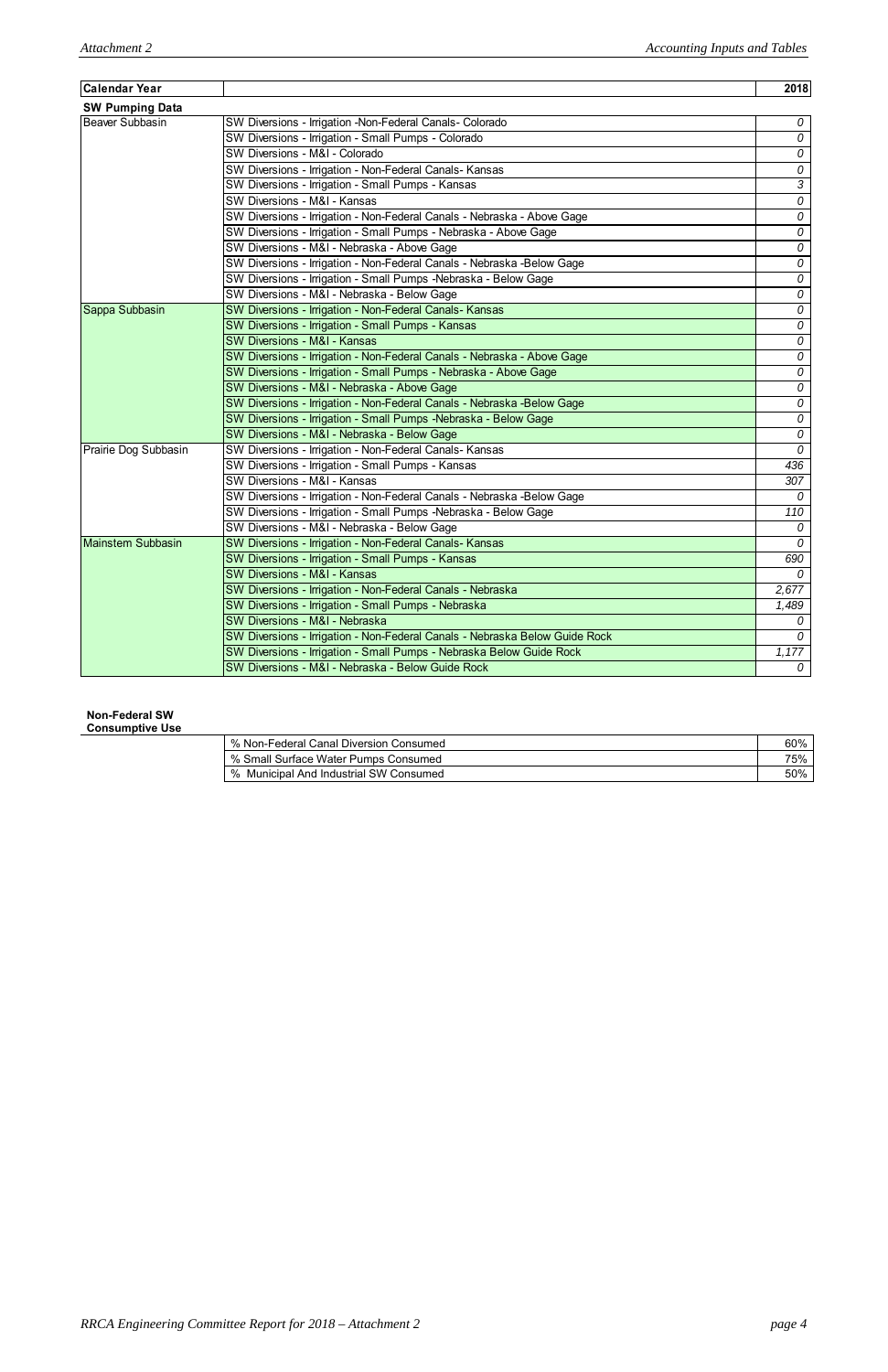| Calendar Year | | 2018 |
|---|---|---|
| **SW Pumping Data** | | |
| Beaver Subbasin | SW Diversions - Irrigation -Non-Federal Canals- Colorado | *0* |
| | SW Diversions - Irrigation - Small Pumps - Colorado | *0* |
| | SW Diversions - M&I - Colorado | *0* |
| | SW Diversions - Irrigation - Non-Federal Canals- Kansas | *0* |
| | SW Diversions - Irrigation - Small Pumps - Kansas | *3* |
| | SW Diversions - M&I - Kansas | *0* |
| | SW Diversions - Irrigation - Non-Federal Canals - Nebraska - Above Gage | *0* |
| | SW Diversions - Irrigation - Small Pumps - Nebraska - Above Gage | *0* |
| | SW Diversions - M&I - Nebraska - Above Gage | *0* |
| | SW Diversions - Irrigation - Non-Federal Canals - Nebraska -Below Gage | *0* |
| | SW Diversions - Irrigation - Small Pumps -Nebraska - Below Gage | *0* |
| | SW Diversions - M&I - Nebraska - Below Gage | *0* |
| Sappa Subbasin | SW Diversions - Irrigation - Non-Federal Canals- Kansas | *0* |
| | SW Diversions - Irrigation - Small Pumps - Kansas | *0* |
| | SW Diversions - M&I - Kansas | *0* |
| | SW Diversions - Irrigation - Non-Federal Canals - Nebraska - Above Gage | *0* |
| | SW Diversions - Irrigation - Small Pumps - Nebraska - Above Gage | *0* |
| | SW Diversions - M&I - Nebraska - Above Gage | *0* |
| | SW Diversions - Irrigation - Non-Federal Canals - Nebraska -Below Gage | *0* |
| | SW Diversions - Irrigation - Small Pumps -Nebraska - Below Gage | *0* |
| | SW Diversions - M&I - Nebraska - Below Gage | *0* |
| Prairie Dog Subbasin | SW Diversions - Irrigation - Non-Federal Canals- Kansas | *0* |
| | SW Diversions - Irrigation - Small Pumps - Kansas | *436* |
| | SW Diversions - M&I - Kansas | *307* |
| | SW Diversions - Irrigation - Non-Federal Canals - Nebraska -Below Gage | *0* |
| | SW Diversions - Irrigation - Small Pumps -Nebraska - Below Gage | *110* |
| | SW Diversions - M&I - Nebraska - Below Gage | *0* |
| Mainstem Subbasin | SW Diversions - Irrigation - Non-Federal Canals- Kansas | *0* |
| | SW Diversions - Irrigation - Small Pumps - Kansas | *690* |
| | SW Diversions - M&I - Kansas | *0* |
| | SW Diversions - Irrigation - Non-Federal Canals - Nebraska | *2,677* |
| | SW Diversions - Irrigation - Small Pumps - Nebraska | *1,489* |
| | SW Diversions - M&I - Nebraska | *0* |
| | SW Diversions - Irrigation - Non-Federal Canals - Nebraska Below Guide Rock | *0* |
| | SW Diversions - Irrigation - Small Pumps - Nebraska Below Guide Rock | *1,177* |
| | SW Diversions - M&I - Nebraska - Below Guide Rock | *0* |

**Non-Federal SW Consumptive Use**

| | |
|---|---|
| % Non-Federal Canal Diversion Consumed | 60% |
| % Small Surface Water Pumps Consumed | 75% |
| % Municipal And Industrial SW Consumed | 50% |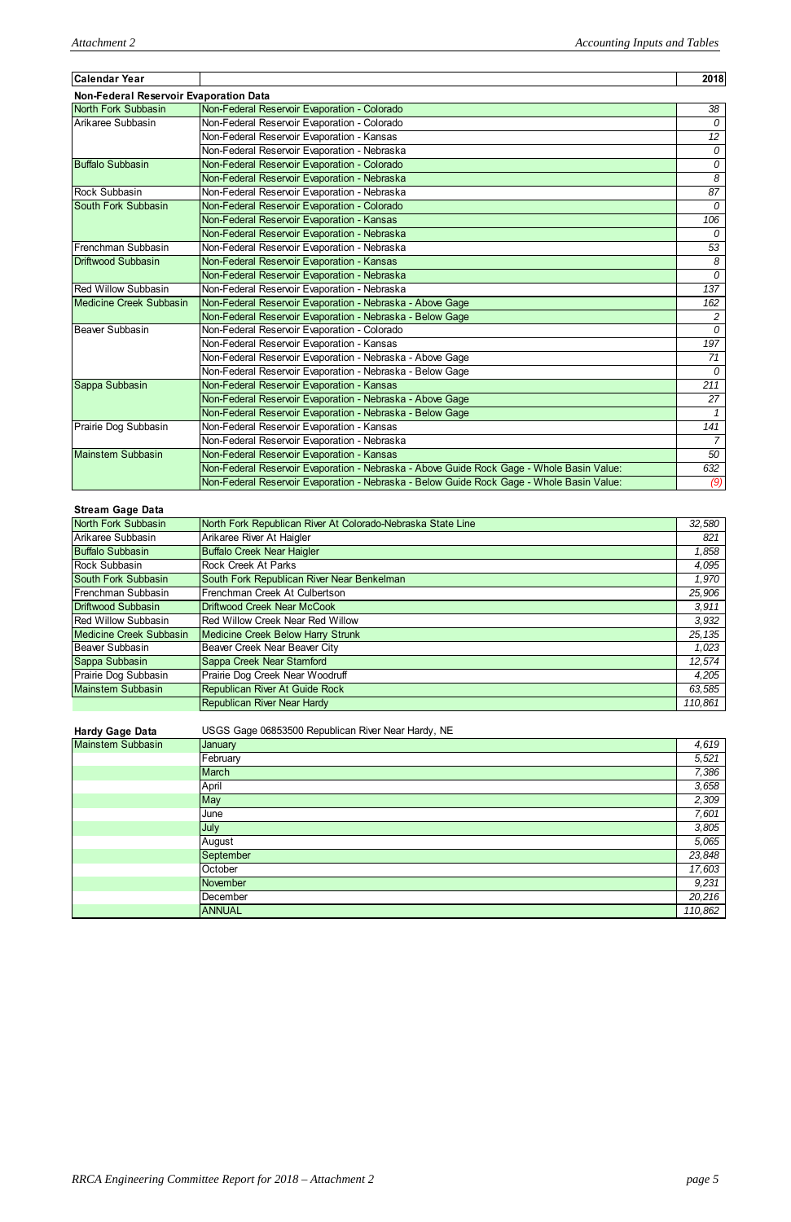| Calendar Year | | 2018 |
|---|---|---|
| **Non-Federal Reservoir Evaporation Data** | | |
| North Fork Subbasin | Non-Federal Reservoir Evaporation - Colorado | 38 |
| Arikaree Subbasin | Non-Federal Reservoir Evaporation - Colorado | 0 |
| | Non-Federal Reservoir Evaporation - Kansas | 12 |
| | Non-Federal Reservoir Evaporation - Nebraska | 0 |
| Buffalo Subbasin | Non-Federal Reservoir Evaporation - Colorado | 0 |
| | Non-Federal Reservoir Evaporation - Nebraska | 8 |
| Rock Subbasin | Non-Federal Reservoir Evaporation - Nebraska | 87 |
| South Fork Subbasin | Non-Federal Reservoir Evaporation - Colorado | 0 |
| | Non-Federal Reservoir Evaporation - Kansas | 106 |
| | Non-Federal Reservoir Evaporation - Nebraska | 0 |
| Frenchman Subbasin | Non-Federal Reservoir Evaporation - Nebraska | 53 |
| Driftwood Subbasin | Non-Federal Reservoir Evaporation - Kansas | 8 |
| | Non-Federal Reservoir Evaporation - Nebraska | 0 |
| Red Willow Subbasin | Non-Federal Reservoir Evaporation - Nebraska | 137 |
| Medicine Creek Subbasin | Non-Federal Reservoir Evaporation - Nebraska - Above Gage | 162 |
| | Non-Federal Reservoir Evaporation - Nebraska - Below Gage | 2 |
| Beaver Subbasin | Non-Federal Reservoir Evaporation - Colorado | 0 |
| | Non-Federal Reservoir Evaporation - Kansas | 197 |
| | Non-Federal Reservoir Evaporation - Nebraska - Above Gage | 71 |
| | Non-Federal Reservoir Evaporation - Nebraska - Below Gage | 0 |
| Sappa Subbasin | Non-Federal Reservoir Evaporation - Kansas | 211 |
| | Non-Federal Reservoir Evaporation - Nebraska - Above Gage | 27 |
| | Non-Federal Reservoir Evaporation - Nebraska - Below Gage | 1 |
| Prairie Dog Subbasin | Non-Federal Reservoir Evaporation - Kansas | 141 |
| | Non-Federal Reservoir Evaporation - Nebraska | 7 |
| Mainstem Subbasin | Non-Federal Reservoir Evaporation - Kansas | 50 |
| | Non-Federal Reservoir Evaporation - Nebraska - Above Guide Rock Gage - Whole Basin Value: | 632 |
| | Non-Federal Reservoir Evaporation - Nebraska - Below Guide Rock Gage - Whole Basin Value: | (9) |

**Stream Gage Data**

| | | |
|---|---|---|
| North Fork Subbasin | North Fork Republican River At Colorado-Nebraska State Line | 32,580 |
| Arikaree Subbasin | Arikaree River At Haigler | 821 |
| Buffalo Subbasin | Buffalo Creek Near Haigler | 1,858 |
| Rock Subbasin | Rock Creek At Parks | 4,095 |
| South Fork Subbasin | South Fork Republican River Near Benkelman | 1,970 |
| Frenchman Subbasin | Frenchman Creek At Culbertson | 25,906 |
| Driftwood Subbasin | Driftwood Creek Near McCook | 3,911 |
| Red Willow Subbasin | Red Willow Creek Near Red Willow | 3,932 |
| Medicine Creek Subbasin | Medicine Creek Below Harry Strunk | 25,135 |
| Beaver Subbasin | Beaver Creek Near Beaver City | 1,023 |
| Sappa Subbasin | Sappa Creek Near Stamford | 12,574 |
| Prairie Dog Subbasin | Prairie Dog Creek Near Woodruff | 4,205 |
| Mainstem Subbasin | Republican River At Guide Rock | 63,585 |
| | Republican River Near Hardy | 110,861 |

**Hardy Gage Data** USGS Gage 06853500 Republican River Near Hardy, NE

| | | |
|---|---|---|
| Mainstem Subbasin | January | 4,619 |
| | February | 5,521 |
| | March | 7,386 |
| | April | 3,658 |
| | May | 2,309 |
| | June | 7,601 |
| | July | 3,805 |
| | August | 5,065 |
| | September | 23,848 |
| | October | 17,603 |
| | November | 9,231 |
| | December | 20,216 |
| | ANNUAL | 110,862 |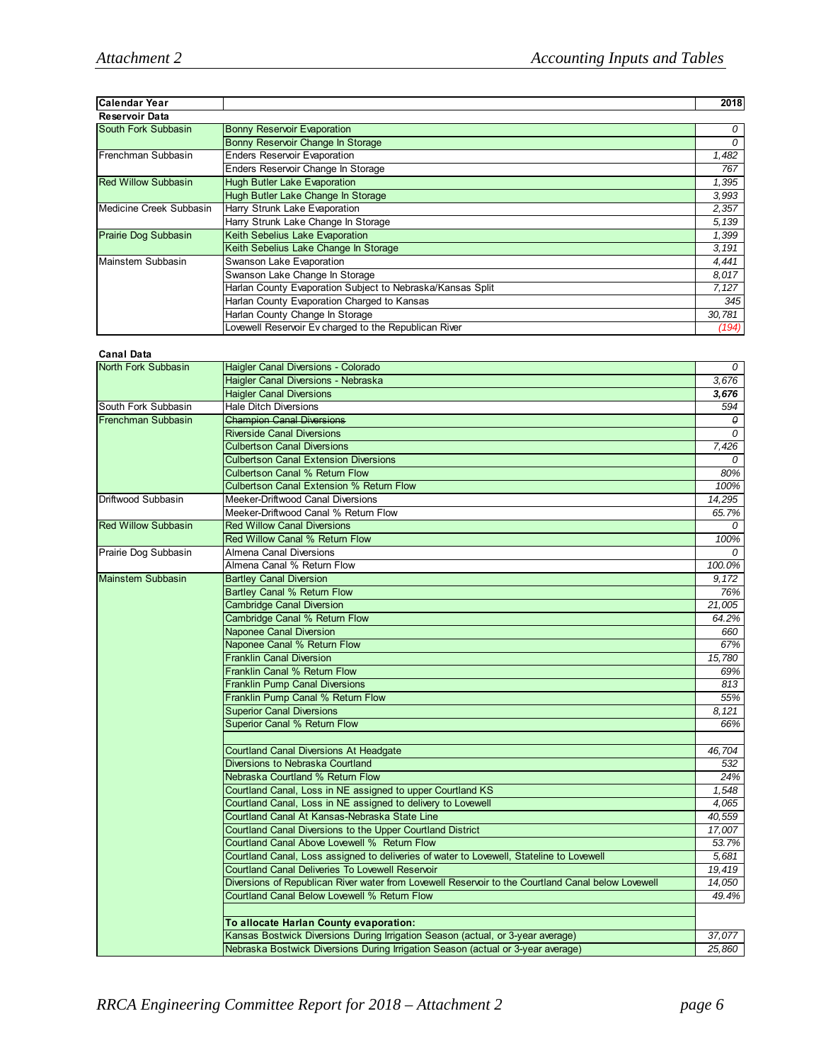| Calendar Year | | 2018 |
|---|---|---|
| **Reservoir Data** | | |
| South Fork Subbasin | Bonny Reservoir Evaporation | 0 |
| | Bonny Reservoir Change In Storage | 0 |
| Frenchman Subbasin | Enders Reservoir Evaporation | 1,482 |
| | Enders Reservoir Change In Storage | 767 |
| Red Willow Subbasin | Hugh Butler Lake Evaporation | 1,395 |
| | Hugh Butler Lake Change In Storage | 3,993 |
| Medicine Creek Subbasin | Harry Strunk Lake Evaporation | 2,357 |
| | Harry Strunk Lake Change In Storage | 5,139 |
| Prairie Dog Subbasin | Keith Sebelius Lake Evaporation | 1,399 |
| | Keith Sebelius Lake Change In Storage | 3,191 |
| Mainstem Subbasin | Swanson Lake Evaporation | 4,441 |
| | Swanson Lake Change In Storage | 8,017 |
| | Harlan County Evaporation Subject to Nebraska/Kansas Split | 7,127 |
| | Harlan County Evaporation Charged to Kansas | 345 |
| | Harlan County Change In Storage | 30,781 |
| | Lovewell Reservoir Ev charged to the Republican River | (194) |

**Canal Data**

| | | |
|---|---|---|
| North Fork Subbasin | Haigler Canal Diversions - Colorado | 0 |
| | Haigler Canal Diversions - Nebraska | 3,676 |
| | Haigler Canal Diversions | **3,676** |
| South Fork Subbasin | Hale Ditch Diversions | 594 |
| Frenchman Subbasin | ~~Champion Canal Diversions~~ | 0 |
| | Riverside Canal Diversions | 0 |
| | Culbertson Canal Diversions | 7,426 |
| | Culbertson Canal Extension Diversions | 0 |
| | Culbertson Canal % Return Flow | 80% |
| | Culbertson Canal Extension % Return Flow | 100% |
| Driftwood Subbasin | Meeker-Driftwood Canal Diversions | 14,295 |
| | Meeker-Driftwood Canal % Return Flow | 65.7% |
| Red Willow Subbasin | Red Willow Canal Diversions | 0 |
| | Red Willow Canal % Return Flow | 100% |
| Prairie Dog Subbasin | Almena Canal Diversions | 0 |
| | Almena Canal % Return Flow | 100.0% |
| Mainstem Subbasin | Bartley Canal Diversion | 9,172 |
| | Bartley Canal % Return Flow | 76% |
| | Cambridge Canal Diversion | 21,005 |
| | Cambridge Canal % Return Flow | 64.2% |
| | Naponee Canal Diversion | 660 |
| | Naponee Canal % Return Flow | 67% |
| | Franklin Canal Diversion | 15,780 |
| | Franklin Canal % Return Flow | 69% |
| | Franklin Pump Canal Diversions | 813 |
| | Franklin Pump Canal % Return Flow | 55% |
| | Superior Canal Diversions | 8,121 |
| | Superior Canal % Return Flow | 66% |
| | | |
| | Courtland Canal Diversions At Headgate | 46,704 |
| | Diversions to Nebraska Courtland | 532 |
| | Nebraska Courtland % Return Flow | 24% |
| | Courtland Canal, Loss in NE assigned to upper Courtland KS | 1,548 |
| | Courtland Canal, Loss in NE assigned to delivery to Lovewell | 4,065 |
| | Courtland Canal At Kansas-Nebraska State Line | 40,559 |
| | Courtland Canal Diversions to the Upper Courtland District | 17,007 |
| | Courtland Canal Above Lovewell % Return Flow | 53.7% |
| | Courtland Canal, Loss assigned to deliveries of water to Lovewell, Stateline to Lovewell | 5,681 |
| | Courtland Canal Deliveries To Lovewell Reservoir | 19,419 |
| | Diversions of Republican River water from Lovewell Reservoir to the Courtland Canal below Lovewell | 14,050 |
| | Courtland Canal Below Lovewell % Return Flow | 49.4% |
| | | |
| | **To allocate Harlan County evaporation:** | |
| | Kansas Bostwick Diversions During Irrigation Season (actual, or 3-year average) | 37,077 |
| | Nebraska Bostwick Diversions During Irrigation Season (actual or 3-year average) | 25,860 |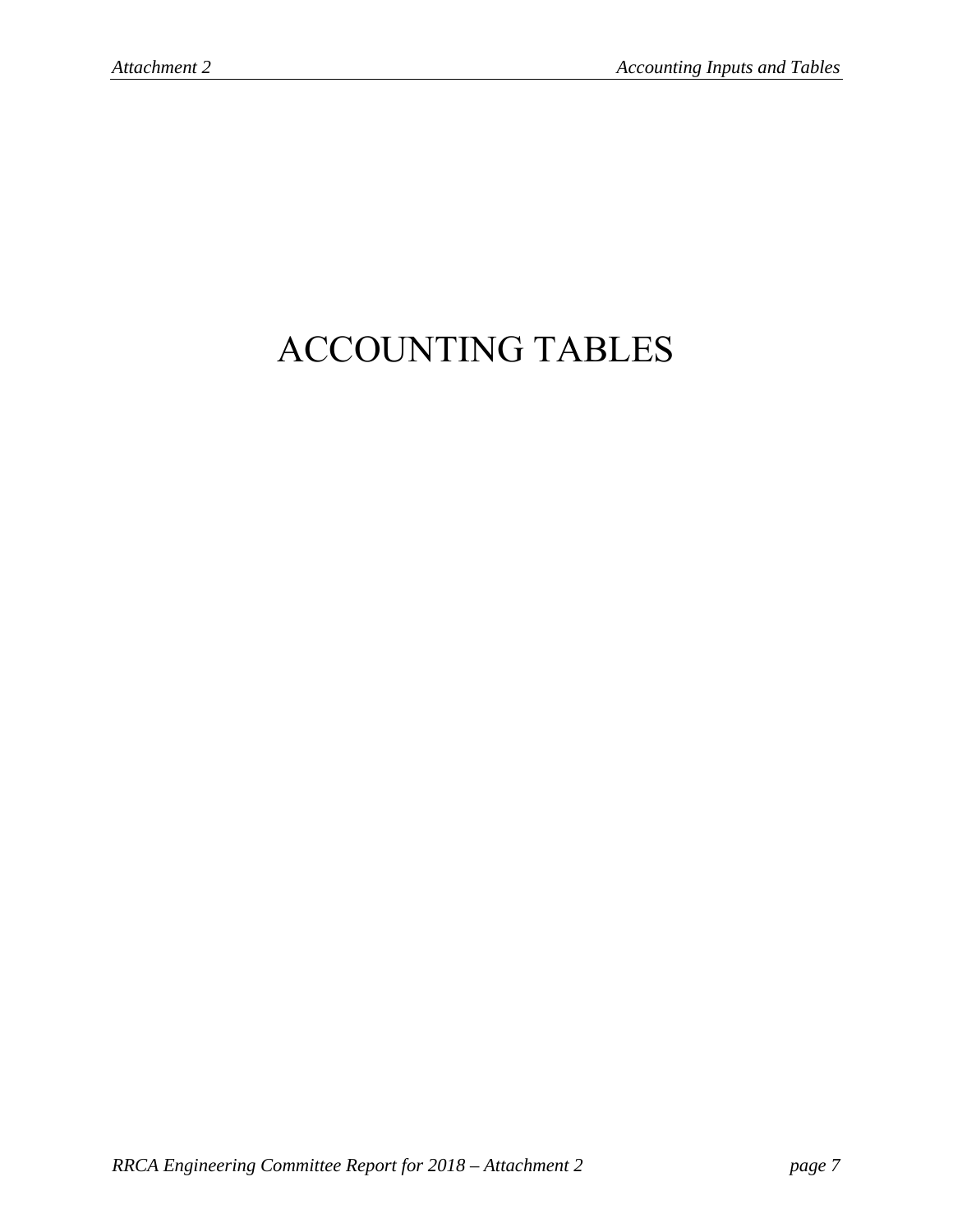# ACCOUNTING TABLES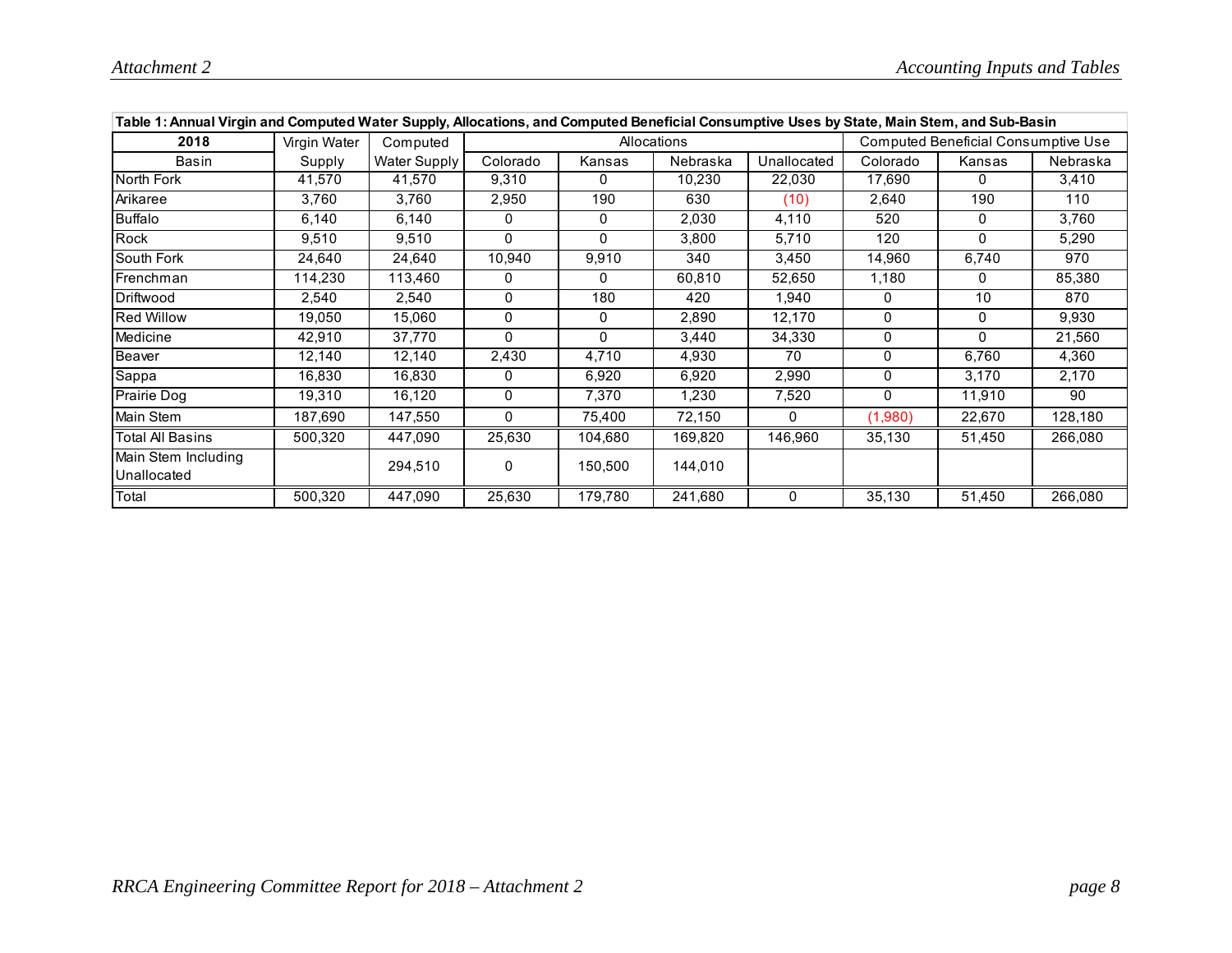**Table 1: Annual Virgin and Computed Water Supply, Allocations, and Computed Beneficial Consumptive Uses by State, Main Stem, and Sub-Basin**

| 2018 | Virgin Water | Computed | Allocations | | | | Computed Beneficial Consumptive Use | | |
|---|---|---|---|---|---|---|---|---|---|
| Basin | Supply | Water Supply | Colorado | Kansas | Nebraska | Unallocated | Colorado | Kansas | Nebraska |
| North Fork | 41,570 | 41,570 | 9,310 | 0 | 10,230 | 22,030 | 17,690 | 0 | 3,410 |
| Arikaree | 3,760 | 3,760 | 2,950 | 190 | 630 | (10) | 2,640 | 190 | 110 |
| Buffalo | 6,140 | 6,140 | 0 | 0 | 2,030 | 4,110 | 520 | 0 | 3,760 |
| Rock | 9,510 | 9,510 | 0 | 0 | 3,800 | 5,710 | 120 | 0 | 5,290 |
| South Fork | 24,640 | 24,640 | 10,940 | 9,910 | 340 | 3,450 | 14,960 | 6,740 | 970 |
| Frenchman | 114,230 | 113,460 | 0 | 0 | 60,810 | 52,650 | 1,180 | 0 | 85,380 |
| Driftwood | 2,540 | 2,540 | 0 | 180 | 420 | 1,940 | 0 | 10 | 870 |
| Red Willow | 19,050 | 15,060 | 0 | 0 | 2,890 | 12,170 | 0 | 0 | 9,930 |
| Medicine | 42,910 | 37,770 | 0 | 0 | 3,440 | 34,330 | 0 | 0 | 21,560 |
| Beaver | 12,140 | 12,140 | 2,430 | 4,710 | 4,930 | 70 | 0 | 6,760 | 4,360 |
| Sappa | 16,830 | 16,830 | 0 | 6,920 | 6,920 | 2,990 | 0 | 3,170 | 2,170 |
| Prairie Dog | 19,310 | 16,120 | 0 | 7,370 | 1,230 | 7,520 | 0 | 11,910 | 90 |
| Main Stem | 187,690 | 147,550 | 0 | 75,400 | 72,150 | 0 | (1,980) | 22,670 | 128,180 |
| Total All Basins | 500,320 | 447,090 | 25,630 | 104,680 | 169,820 | 146,960 | 35,130 | 51,450 | 266,080 |
| Main Stem Including Unallocated | | 294,510 | 0 | 150,500 | 144,010 | | | | |
| Total | 500,320 | 447,090 | 25,630 | 179,780 | 241,680 | 0 | 35,130 | 51,450 | 266,080 |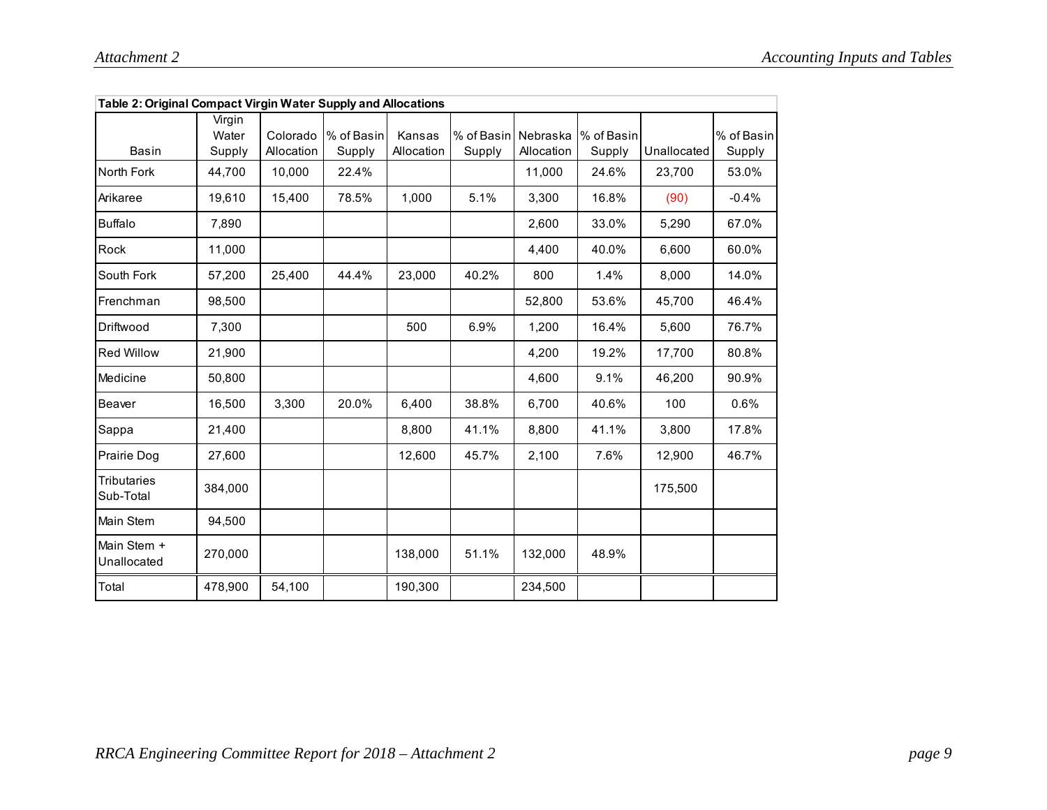**Table 2: Original Compact Virgin Water Supply and Allocations**

| Basin | Virgin Water Supply | Colorado Allocation | % of Basin Supply | Kansas Allocation | % of Basin Supply | Nebraska Allocation | % of Basin Supply | Unallocated | % of Basin Supply |
|---|---|---|---|---|---|---|---|---|---|
| North Fork | 44,700 | 10,000 | 22.4% | | | 11,000 | 24.6% | 23,700 | 53.0% |
| Arikaree | 19,610 | 15,400 | 78.5% | 1,000 | 5.1% | 3,300 | 16.8% | (90) | -0.4% |
| Buffalo | 7,890 | | | | | 2,600 | 33.0% | 5,290 | 67.0% |
| Rock | 11,000 | | | | | 4,400 | 40.0% | 6,600 | 60.0% |
| South Fork | 57,200 | 25,400 | 44.4% | 23,000 | 40.2% | 800 | 1.4% | 8,000 | 14.0% |
| Frenchman | 98,500 | | | | | 52,800 | 53.6% | 45,700 | 46.4% |
| Driftwood | 7,300 | | | 500 | 6.9% | 1,200 | 16.4% | 5,600 | 76.7% |
| Red Willow | 21,900 | | | | | 4,200 | 19.2% | 17,700 | 80.8% |
| Medicine | 50,800 | | | | | 4,600 | 9.1% | 46,200 | 90.9% |
| Beaver | 16,500 | 3,300 | 20.0% | 6,400 | 38.8% | 6,700 | 40.6% | 100 | 0.6% |
| Sappa | 21,400 | | | 8,800 | 41.1% | 8,800 | 41.1% | 3,800 | 17.8% |
| Prairie Dog | 27,600 | | | 12,600 | 45.7% | 2,100 | 7.6% | 12,900 | 46.7% |
| Tributaries Sub-Total | 384,000 | | | | | | | 175,500 | |
| Main Stem | 94,500 | | | | | | | | |
| Main Stem + Unallocated | 270,000 | | | 138,000 | 51.1% | 132,000 | 48.9% | | |
| Total | 478,900 | 54,100 | | 190,300 | | 234,500 | | | |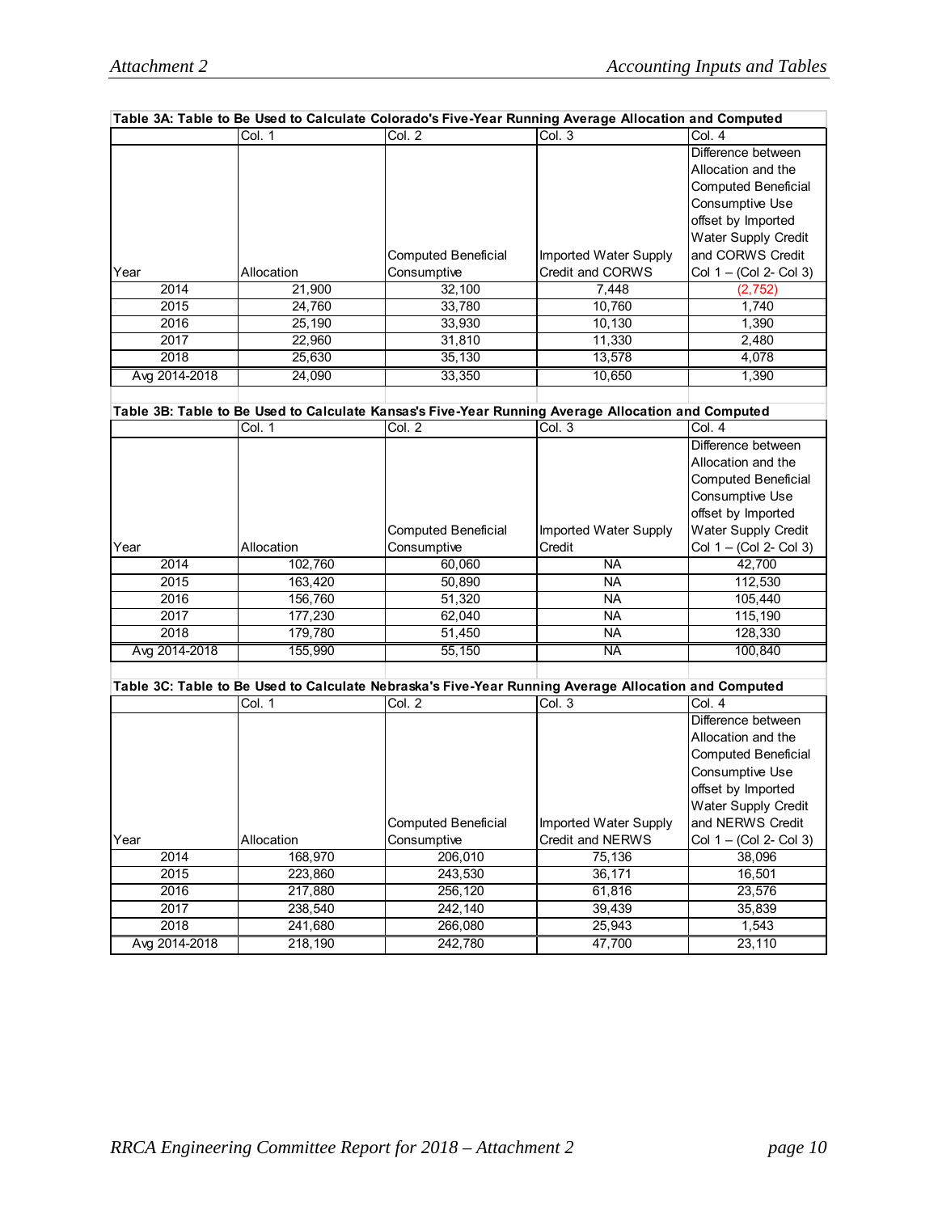**Table 3A: Table to Be Used to Calculate Colorado's Five-Year Running Average Allocation and Computed**

| | Col. 1 | Col. 2 | Col. 3 | Col. 4 |
|---|---|---|---|---|
| Year | Allocation | Computed Beneficial Consumptive | Imported Water Supply Credit and CORWS | Difference between Allocation and the Computed Beneficial Consumptive Use offset by Imported Water Supply Credit and CORWS Credit Col 1 – (Col 2- Col 3) |
| 2014 | 21,900 | 32,100 | 7,448 | (2,752) |
| 2015 | 24,760 | 33,780 | 10,760 | 1,740 |
| 2016 | 25,190 | 33,930 | 10,130 | 1,390 |
| 2017 | 22,960 | 31,810 | 11,330 | 2,480 |
| 2018 | 25,630 | 35,130 | 13,578 | 4,078 |
| Avg 2014-2018 | 24,090 | 33,350 | 10,650 | 1,390 |

**Table 3B: Table to Be Used to Calculate Kansas's Five-Year Running Average Allocation and Computed**

| | Col. 1 | Col. 2 | Col. 3 | Col. 4 |
|---|---|---|---|---|
| Year | Allocation | Computed Beneficial Consumptive | Imported Water Supply Credit | Difference between Allocation and the Computed Beneficial Consumptive Use offset by Imported Water Supply Credit Col 1 – (Col 2- Col 3) |
| 2014 | 102,760 | 60,060 | NA | 42,700 |
| 2015 | 163,420 | 50,890 | NA | 112,530 |
| 2016 | 156,760 | 51,320 | NA | 105,440 |
| 2017 | 177,230 | 62,040 | NA | 115,190 |
| 2018 | 179,780 | 51,450 | NA | 128,330 |
| Avg 2014-2018 | 155,990 | 55,150 | NA | 100,840 |

**Table 3C: Table to Be Used to Calculate Nebraska's Five-Year Running Average Allocation and Computed**

| | Col. 1 | Col. 2 | Col. 3 | Col. 4 |
|---|---|---|---|---|
| Year | Allocation | Computed Beneficial Consumptive | Imported Water Supply Credit and NERWS | Difference between Allocation and the Computed Beneficial Consumptive Use offset by Imported Water Supply Credit and NERWS Credit Col 1 – (Col 2- Col 3) |
| 2014 | 168,970 | 206,010 | 75,136 | 38,096 |
| 2015 | 223,860 | 243,530 | 36,171 | 16,501 |
| 2016 | 217,880 | 256,120 | 61,816 | 23,576 |
| 2017 | 238,540 | 242,140 | 39,439 | 35,839 |
| 2018 | 241,680 | 266,080 | 25,943 | 1,543 |
| Avg 2014-2018 | 218,190 | 242,780 | 47,700 | 23,110 |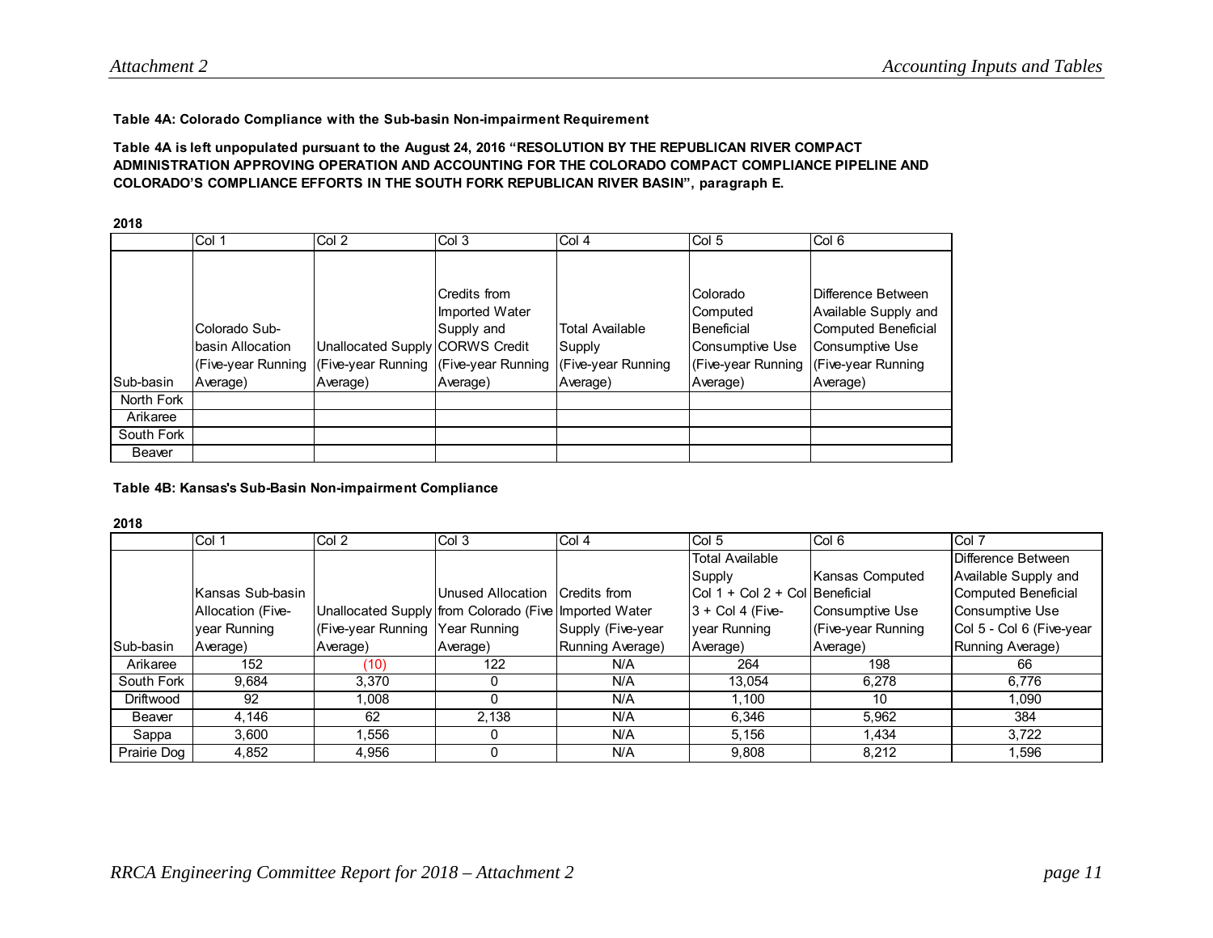**Table 4A: Colorado Compliance with the Sub-basin Non-impairment Requirement**

**Table 4A is left unpopulated pursuant to the August 24, 2016 "RESOLUTION BY THE REPUBLICAN RIVER COMPACT ADMINISTRATION APPROVING OPERATION AND ACCOUNTING FOR THE COLORADO COMPACT COMPLIANCE PIPELINE AND COLORADO'S COMPLIANCE EFFORTS IN THE SOUTH FORK REPUBLICAN RIVER BASIN", paragraph E.**

**2018**

| | Col 1 | Col 2 | Col 3 | Col 4 | Col 5 | Col 6 |
|---|---|---|---|---|---|---|
| Sub-basin | Colorado Sub-basin Allocation (Five-year Running Average) | Unallocated Supply (Five-year Running Average) | Credits from Imported Water Supply and CORWS Credit (Five-year Running Average) | Total Available Supply (Five-year Running Average) | Colorado Computed Beneficial Consumptive Use (Five-year Running Average) | Difference Between Available Supply and Computed Beneficial Consumptive Use (Five-year Running Average) |
| North Fork | | | | | | |
| Arikaree | | | | | | |
| South Fork | | | | | | |
| Beaver | | | | | | |

**Table 4B: Kansas's Sub-Basin Non-impairment Compliance**

**2018**

| | Col 1 | Col 2 | Col 3 | Col 4 | Col 5 | Col 6 | Col 7 |
|---|---|---|---|---|---|---|---|
| Sub-basin | Kansas Sub-basin Allocation (Five-year Running Average) | Unallocated Supply (Five-year Running Average) | Unused Allocation from Colorado (Five Year Running Average) | Credits from Imported Water Supply (Five-year Running Average) | Total Available Supply Col 1 + Col 2 + Col 3 + Col 4 (Five-year Running Average) | Kansas Computed Beneficial Consumptive Use (Five-year Running Average) | Difference Between Available Supply and Computed Beneficial Consumptive Use Col 5 - Col 6 (Five-year Running Average) |
| Arikaree | 152 | (10) | 122 | N/A | 264 | 198 | 66 |
| South Fork | 9,684 | 3,370 | 0 | N/A | 13,054 | 6,278 | 6,776 |
| Driftwood | 92 | 1,008 | 0 | N/A | 1,100 | 10 | 1,090 |
| Beaver | 4,146 | 62 | 2,138 | N/A | 6,346 | 5,962 | 384 |
| Sappa | 3,600 | 1,556 | 0 | N/A | 5,156 | 1,434 | 3,722 |
| Prairie Dog | 4,852 | 4,956 | 0 | N/A | 9,808 | 8,212 | 1,596 |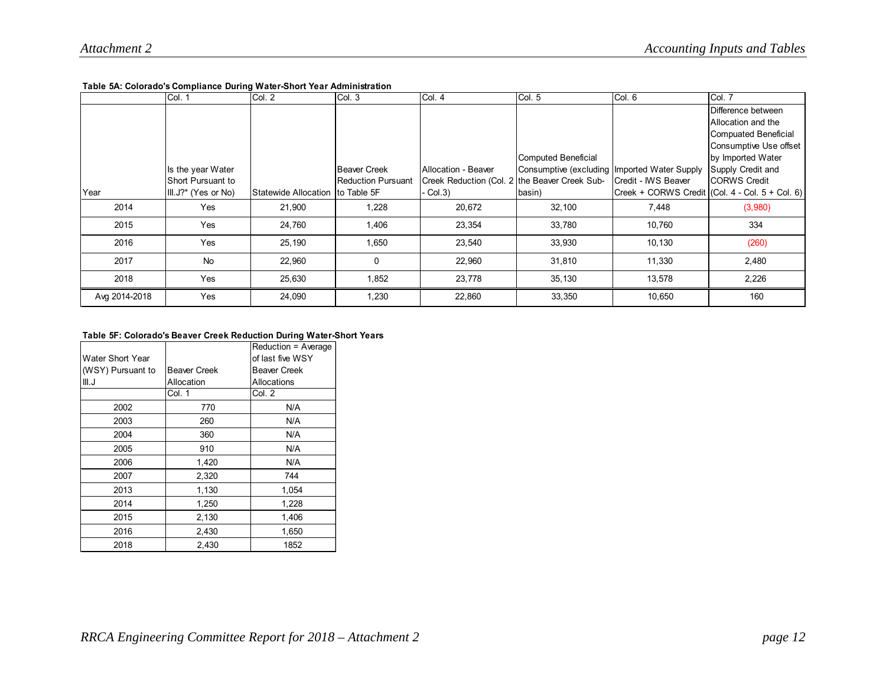**Table 5A: Colorado's Compliance During Water-Short Year Administration**

| Year | Col. 1<br>Is the year Water Short Pursuant to III.J?* (Yes or No) | Col. 2<br>Statewide Allocation | Col. 3<br>Beaver Creek Reduction Pursuant to Table 5F | Col. 4<br>Allocation - Beaver Creek Reduction (Col. 2 - Col.3) | Col. 5<br>Computed Beneficial Consumptive (excluding the Beaver Creek Sub-basin) | Col. 6<br>Imported Water Supply Credit - IWS Beaver Creek + CORWS Credit | Col. 7<br>Difference between Allocation and the Compuated Beneficial Consumptive Use offset by Imported Water Supply Credit and CORWS Credit (Col. 4 - Col. 5 + Col. 6) |
|---|---|---|---|---|---|---|---|
| 2014 | Yes | 21,900 | 1,228 | 20,672 | 32,100 | 7,448 | (3,980) |
| 2015 | Yes | 24,760 | 1,406 | 23,354 | 33,780 | 10,760 | 334 |
| 2016 | Yes | 25,190 | 1,650 | 23,540 | 33,930 | 10,130 | (260) |
| 2017 | No | 22,960 | 0 | 22,960 | 31,810 | 11,330 | 2,480 |
| 2018 | Yes | 25,630 | 1,852 | 23,778 | 35,130 | 13,578 | 2,226 |
| Avg 2014-2018 | Yes | 24,090 | 1,230 | 22,860 | 33,350 | 10,650 | 160 |

**Table 5F: Colorado's Beaver Creek Reduction During Water-Short Years**

| Water Short Year (WSY) Pursuant to III.J | Beaver Creek Allocation | Reduction = Average of last five WSY Beaver Creek Allocations |
|---|---|---|
| | Col. 1 | Col. 2 |
| 2002 | 770 | N/A |
| 2003 | 260 | N/A |
| 2004 | 360 | N/A |
| 2005 | 910 | N/A |
| 2006 | 1,420 | N/A |
| 2007 | 2,320 | 744 |
| 2013 | 1,130 | 1,054 |
| 2014 | 1,250 | 1,228 |
| 2015 | 2,130 | 1,406 |
| 2016 | 2,430 | 1,650 |
| 2018 | 2,430 | 1852 |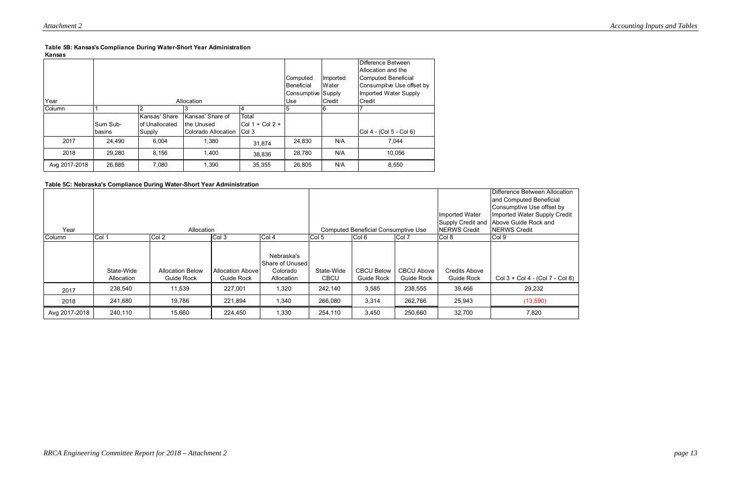**Table 5B: Kansas's Compliance During Water-Short Year Administration**

**Kansas**

| Year | Allocation | | | | Computed Beneficial Consumptive Use | Imported Water Supply Credit | Difference Between Allocation and the Computed Beneficial Consumpitve Use offset by Imported Water Supply Credit |
|---|---|---|---|---|---|---|---|
| Column | 1 | 2 | 3 | 4 | 5 | 6 | 7 |
| | Sum Sub-basins | Kansas' Share of Unallocated Supply | Kansas' Share of the Unused Colorado Allocation | Total Col 1 + Col 2 + Col 3 | | | Col 4 - (Col 5 - Col 6) |
| 2017 | 24,490 | 6,004 | 1,380 | 31,874 | 24,830 | N/A | 7,044 |
| 2018 | 29,280 | 8,156 | 1,400 | 38,836 | 28,780 | N/A | 10,056 |
| Avg 2017-2018 | 26,885 | 7,080 | 1,390 | 35,355 | 26,805 | N/A | 8,550 |

**Table 5C: Nebraska's Compliance During Water-Short Year Administration**

| Year | Allocation | | | | Computed Beneficial Consumptive Use | | | Imported Water Supply Credit and NERWS Credit | Difference Between Allocation and Computed Beneficial Consumptive Use offset by Imported Water Supply Credit Above Guide Rock and NERWS Credit |
|---|---|---|---|---|---|---|---|---|---|
| Column | Col 1 | Col 2 | Col 3 | Col 4 | Col 5 | Col 6 | Col 7 | Col 8 | Col 9 |
| | State-Wide Allocation | Allocation Below Guide Rock | Allocation Above Guide Rock | Nebraska's Share of Unused Colorado Allocation | State-Wide CBCU | CBCU Below Guide Rock | CBCU Above Guide Rock | Credits Above Guide Rock | Col 3 + Col 4 - (Col 7 - Col 8) |
| 2017 | 238,540 | 11,539 | 227,001 | 1,320 | 242,140 | 3,585 | 238,555 | 39,466 | 29,232 |
| 2018 | 241,680 | 19,786 | 221,894 | 1,340 | 266,080 | 3,314 | 262,766 | 25,943 | (13,590) |
| Avg 2017-2018 | 240,110 | 15,660 | 224,450 | 1,330 | 254,110 | 3,450 | 250,660 | 32,700 | 7,820 |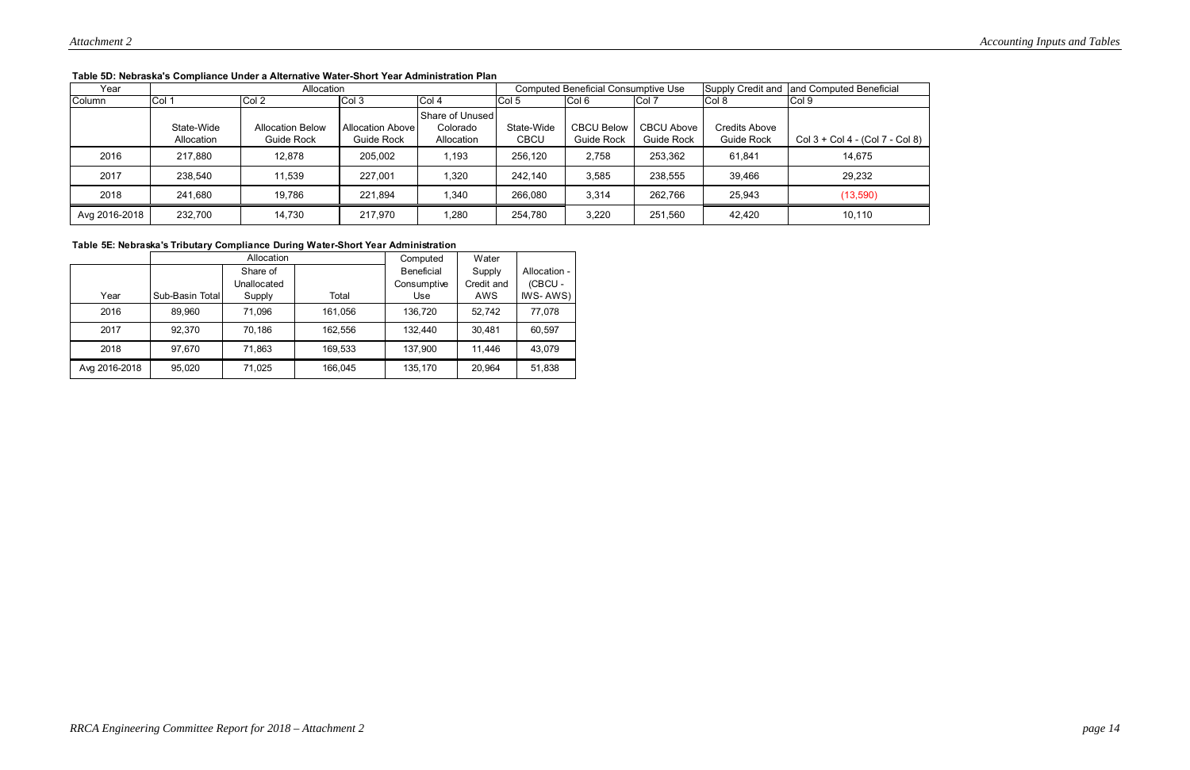**Table 5D: Nebraska's Compliance Under a Alternative Water-Short Year Administration Plan**

| Year | Allocation | | | | Computed Beneficial Consumptive Use | | | Supply Credit and | and Computed Beneficial |
|---|---|---|---|---|---|---|---|---|---|
| Column | Col 1 | Col 2 | Col 3 | Col 4 | Col 5 | Col 6 | Col 7 | Col 8 | Col 9 |
| | State-Wide Allocation | Allocation Below Guide Rock | Allocation Above Guide Rock | Share of Unused Colorado Allocation | State-Wide CBCU | CBCU Below Guide Rock | CBCU Above Guide Rock | Credits Above Guide Rock | Col 3 + Col 4 - (Col 7 - Col 8) |
| 2016 | 217,880 | 12,878 | 205,002 | 1,193 | 256,120 | 2,758 | 253,362 | 61,841 | 14,675 |
| 2017 | 238,540 | 11,539 | 227,001 | 1,320 | 242,140 | 3,585 | 238,555 | 39,466 | 29,232 |
| 2018 | 241,680 | 19,786 | 221,894 | 1,340 | 266,080 | 3,314 | 262,766 | 25,943 | (13,590) |
| Avg 2016-2018 | 232,700 | 14,730 | 217,970 | 1,280 | 254,780 | 3,220 | 251,560 | 42,420 | 10,110 |

**Table 5E: Nebraska's Tributary Compliance During Water-Short Year Administration**

| | Allocation | | | Computed | Water | |
|---|---|---|---|---|---|---|
| Year | Sub-Basin Total | Share of Unallocated Supply | Total | Beneficial Consumptive Use | Supply Credit and AWS | Allocation - (CBCU - IWS- AWS) |
| 2016 | 89,960 | 71,096 | 161,056 | 136,720 | 52,742 | 77,078 |
| 2017 | 92,370 | 70,186 | 162,556 | 132,440 | 30,481 | 60,597 |
| 2018 | 97,670 | 71,863 | 169,533 | 137,900 | 11,446 | 43,079 |
| Avg 2016-2018 | 95,020 | 71,025 | 166,045 | 135,170 | 20,964 | 51,838 |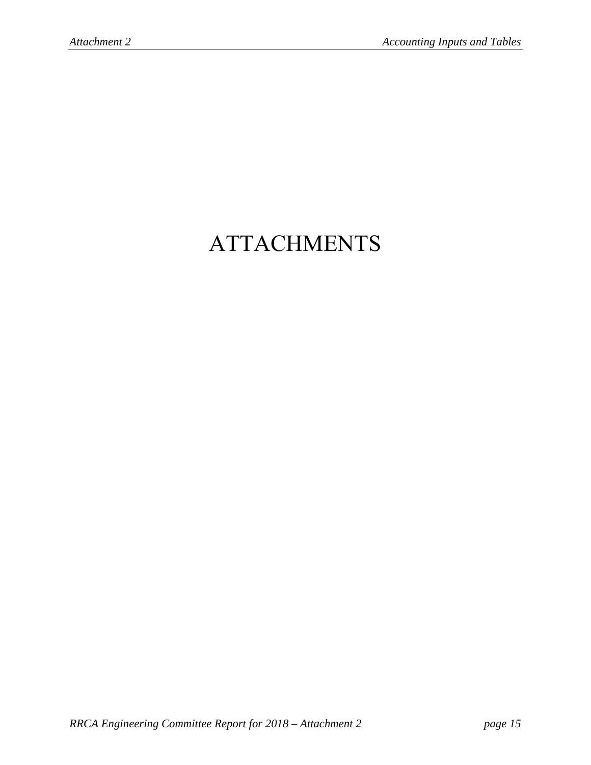# ATTACHMENTS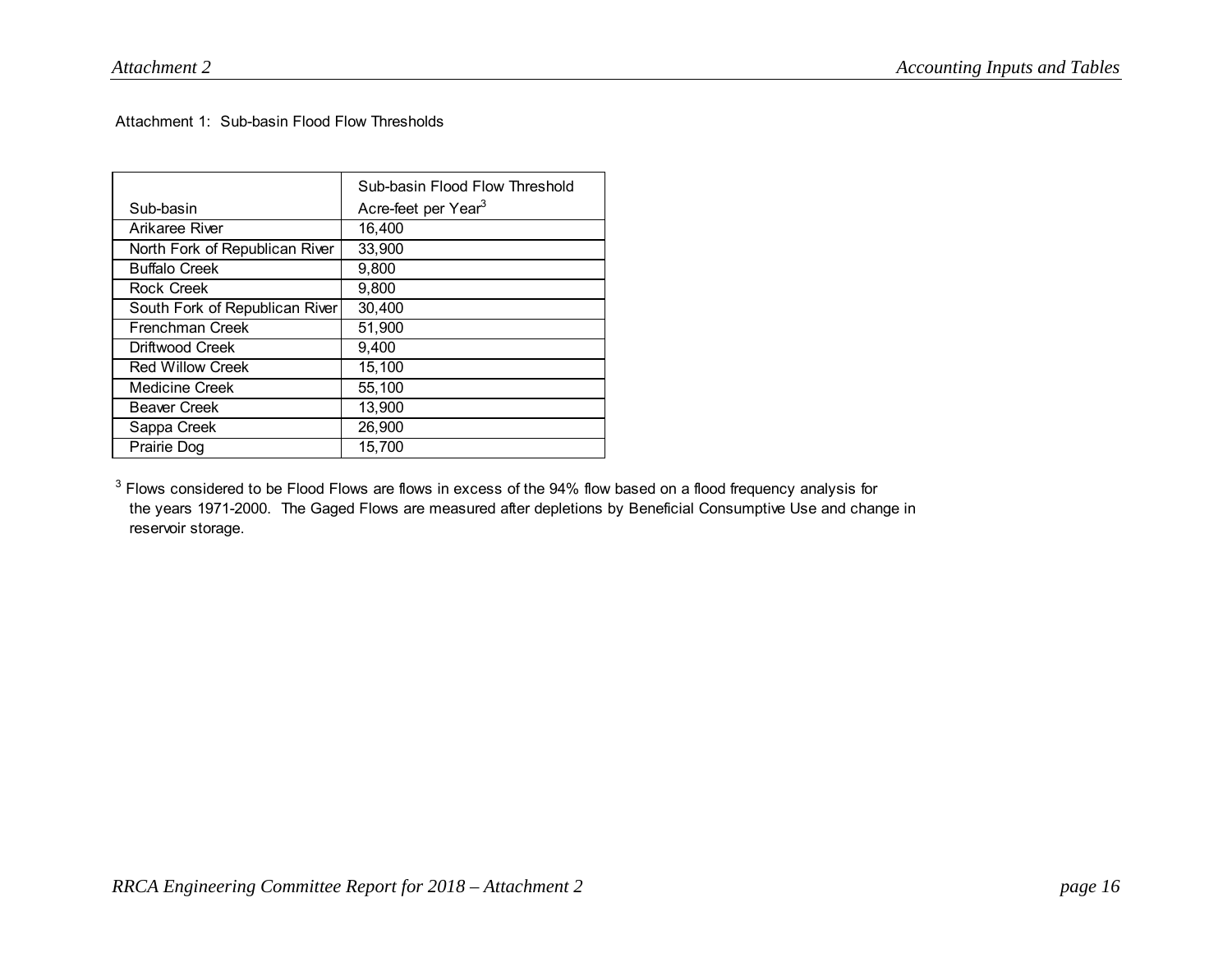Attachment 1: Sub-basin Flood Flow Thresholds

| Sub-basin | Sub-basin Flood Flow Threshold Acre-feet per Year[3] |
|---|---|
| Arikaree River | 16,400 |
| North Fork of Republican River | 33,900 |
| Buffalo Creek | 9,800 |
| Rock Creek | 9,800 |
| South Fork of Republican River | 30,400 |
| Frenchman Creek | 51,900 |
| Driftwood Creek | 9,400 |
| Red Willow Creek | 15,100 |
| Medicine Creek | 55,100 |
| Beaver Creek | 13,900 |
| Sappa Creek | 26,900 |
| Prairie Dog | 15,700 |

[3] Flows considered to be Flood Flows are flows in excess of the 94% flow based on a flood frequency analysis for the years 1971-2000. The Gaged Flows are measured after depletions by Beneficial Consumptive Use and change in reservoir storage.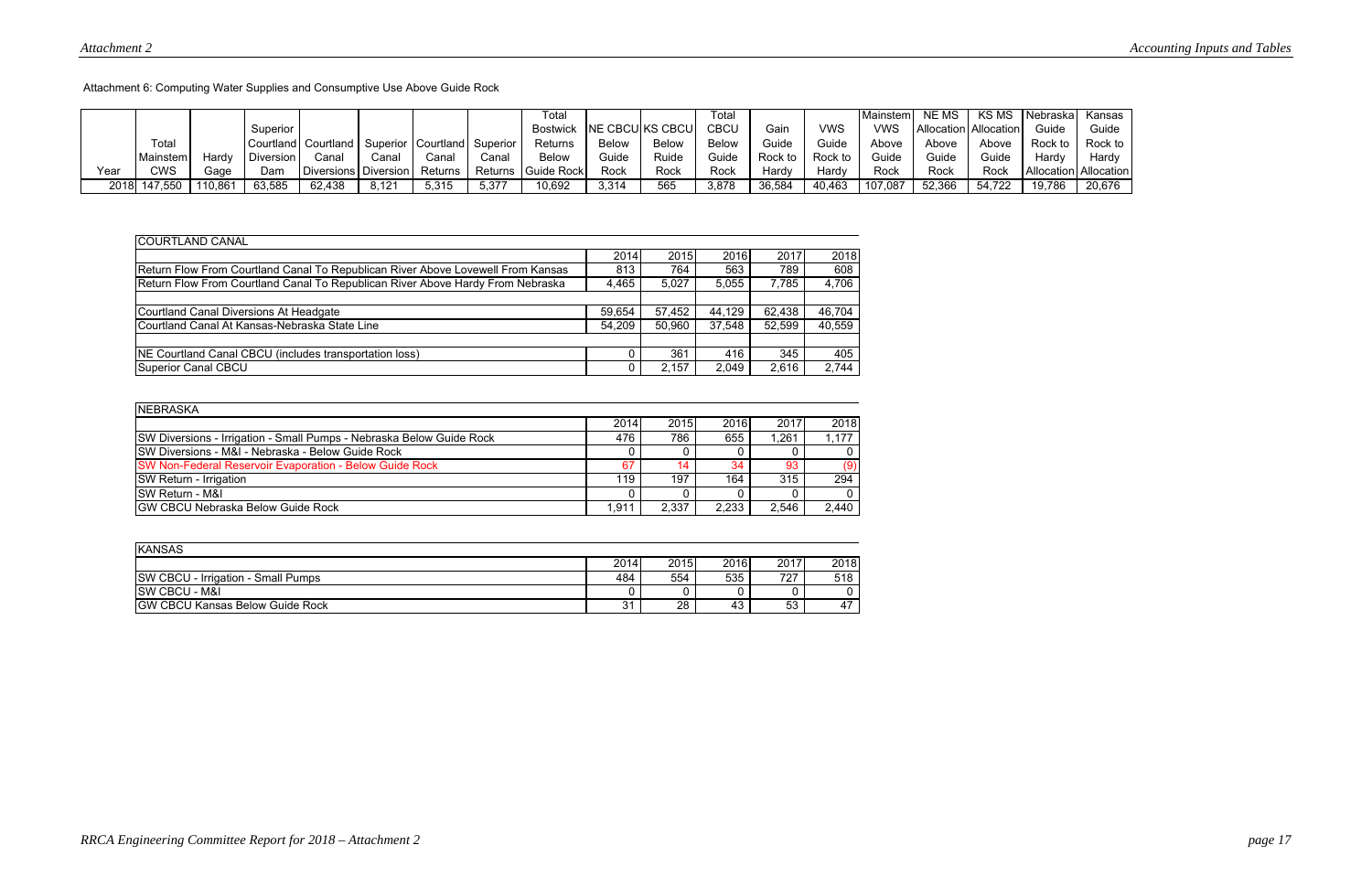Attachment 6: Computing Water Supplies and Consumptive Use Above Guide Rock

| Year | Total Mainstem CWS | Hardy Gage | Superior Courtland Diversion Dam | Courtland Canal Diversions | Superior Canal Diversion | Courtland Canal Returns | Superior Canal Returns | Total Bostwick Returns Below Guide Rock | NE CBCU Below Guide Rock | KS CBCU Ruide Rock | Total CBCU Below Guide Rock | Gain Guide Rock to Hardy | VWS Guide Rock to Hardy | Mainstem VWS Above Guide Rock | NE MS Allocation Above Guide Rock | KS MS Allocation Above Guide Rock | Nebraska Guide Rock to Hardy Allocation | Kansas Guide Rock to Hardy Allocation |
|---|---|---|---|---|---|---|---|---|---|---|---|---|---|---|---|---|---|---|
| 2018 | 147,550 | 110,861 | 63,585 | 62,438 | 8,121 | 5,315 | 5,377 | 10,692 | 3,314 | 565 | 3,878 | 36,584 | 40,463 | 107,087 | 52,366 | 54,722 | 19,786 | 20,676 |

| COURTLAND CANAL | 2014 | 2015 | 2016 | 2017 | 2018 |
|---|---|---|---|---|---|
| Return Flow From Courtland Canal To Republican River Above Lovewell From Kansas | 813 | 764 | 563 | 789 | 608 |
| Return Flow From Courtland Canal To Republican River Above Hardy From Nebraska | 4,465 | 5,027 | 5,055 | 7,785 | 4,706 |
| | | | | | |
| Courtland Canal Diversions At Headgate | 59,654 | 57,452 | 44,129 | 62,438 | 46,704 |
| Courtland Canal At Kansas-Nebraska State Line | 54,209 | 50,960 | 37,548 | 52,599 | 40,559 |
| | | | | | |
| NE Courtland Canal CBCU (includes transportation loss) | 0 | 361 | 416 | 345 | 405 |
| Superior Canal CBCU | 0 | 2,157 | 2,049 | 2,616 | 2,744 |

| NEBRASKA | 2014 | 2015 | 2016 | 2017 | 2018 |
|---|---|---|---|---|---|
| SW Diversions - Irrigation - Small Pumps - Nebraska Below Guide Rock | 476 | 786 | 655 | 1,261 | 1,177 |
| SW Diversions - M&I - Nebraska - Below Guide Rock | 0 | 0 | 0 | 0 | 0 |
| SW Non-Federal Reservoir Evaporation - Below Guide Rock | 67 | 14 | 34 | 93 | (9) |
| SW Return - Irrigation | 119 | 197 | 164 | 315 | 294 |
| SW Return - M&I | 0 | 0 | 0 | 0 | 0 |
| GW CBCU Nebraska Below Guide Rock | 1,911 | 2,337 | 2,233 | 2,546 | 2,440 |

| KANSAS | 2014 | 2015 | 2016 | 2017 | 2018 |
|---|---|---|---|---|---|
| SW CBCU - Irrigation - Small Pumps | 484 | 554 | 535 | 727 | 518 |
| SW CBCU - M&I | 0 | 0 | 0 | 0 | 0 |
| GW CBCU Kansas Below Guide Rock | 31 | 28 | 43 | 53 | 47 |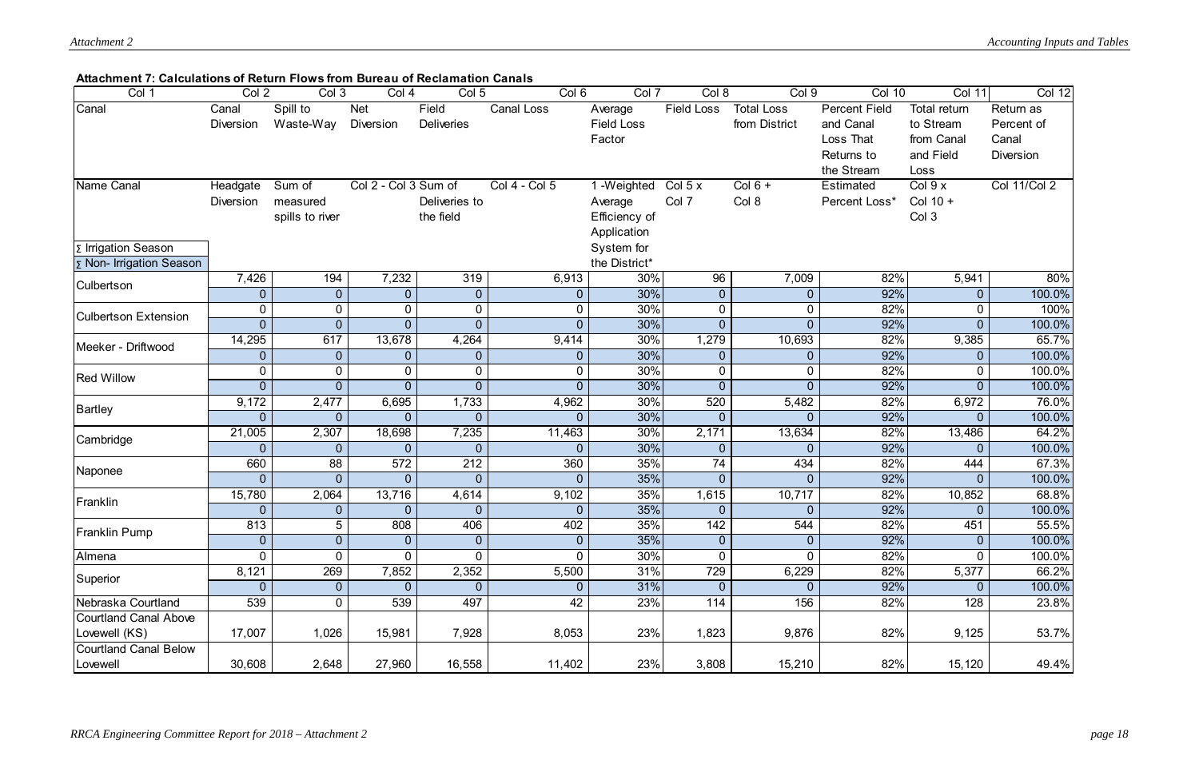**Attachment 7: Calculations of Return Flows from Bureau of Reclamation Canals**

| Col 1 | Col 2 | Col 3 | Col 4 | Col 5 | Col 6 | Col 7 | Col 8 | Col 9 | Col 10 | Col 11 | Col 12 |
|---|---|---|---|---|---|---|---|---|---|---|---|
| Canal | Canal Diversion | Spill to Waste-Way | Net Diversion | Field Deliveries | Canal Loss | Average Field Loss Factor | Field Loss | Total Loss from District | Percent Field and Canal Loss That Returns to the Stream | Total return to Stream from Canal and Field Loss | Return as Percent of Canal Diversion |
| Name Canal<br>Σ Irrigation Season<br>Σ Non- Irrigation Season | Headgate Diversion | Sum of measured spills to river | Col 2 - Col 3 | Sum of Deliveries to the field | Col 4 - Col 5 | 1 -Weighted Average Efficiency of Application System for the District* | Col 5 x Col 7 | Col 6 + Col 8 | Estimated Percent Loss* | Col 9 x Col 10 + Col 3 | Col 11/Col 2 |
| Culbertson | 7,426 | 194 | 7,232 | 319 | 6,913 | 30% | 96 | 7,009 | 82% | 5,941 | 80% |
| | 0 | 0 | 0 | 0 | 0 | 30% | 0 | 0 | 92% | 0 | 100.0% |
| Culbertson Extension | 0 | 0 | 0 | 0 | 0 | 30% | 0 | 0 | 82% | 0 | 100% |
| | 0 | 0 | 0 | 0 | 0 | 30% | 0 | 0 | 92% | 0 | 100.0% |
| Meeker - Driftwood | 14,295 | 617 | 13,678 | 4,264 | 9,414 | 30% | 1,279 | 10,693 | 82% | 9,385 | 65.7% |
| | 0 | 0 | 0 | 0 | 0 | 30% | 0 | 0 | 92% | 0 | 100.0% |
| Red Willow | 0 | 0 | 0 | 0 | 0 | 30% | 0 | 0 | 82% | 0 | 100.0% |
| | 0 | 0 | 0 | 0 | 0 | 30% | 0 | 0 | 92% | 0 | 100.0% |
| Bartley | 9,172 | 2,477 | 6,695 | 1,733 | 4,962 | 30% | 520 | 5,482 | 82% | 6,972 | 76.0% |
| | 0 | 0 | 0 | 0 | 0 | 30% | 0 | 0 | 92% | 0 | 100.0% |
| Cambridge | 21,005 | 2,307 | 18,698 | 7,235 | 11,463 | 30% | 2,171 | 13,634 | 82% | 13,486 | 64.2% |
| | 0 | 0 | 0 | 0 | 0 | 30% | 0 | 0 | 92% | 0 | 100.0% |
| Naponee | 660 | 88 | 572 | 212 | 360 | 35% | 74 | 434 | 82% | 444 | 67.3% |
| | 0 | 0 | 0 | 0 | 0 | 35% | 0 | 0 | 92% | 0 | 100.0% |
| Franklin | 15,780 | 2,064 | 13,716 | 4,614 | 9,102 | 35% | 1,615 | 10,717 | 82% | 10,852 | 68.8% |
| | 0 | 0 | 0 | 0 | 0 | 35% | 0 | 0 | 92% | 0 | 100.0% |
| Franklin Pump | 813 | 5 | 808 | 406 | 402 | 35% | 142 | 544 | 82% | 451 | 55.5% |
| | 0 | 0 | 0 | 0 | 0 | 35% | 0 | 0 | 92% | 0 | 100.0% |
| Almena | 0 | 0 | 0 | 0 | 0 | 30% | 0 | 0 | 82% | 0 | 100.0% |
| Superior | 8,121 | 269 | 7,852 | 2,352 | 5,500 | 31% | 729 | 6,229 | 82% | 5,377 | 66.2% |
| | 0 | 0 | 0 | 0 | 0 | 31% | 0 | 0 | 92% | 0 | 100.0% |
| Nebraska Courtland | 539 | 0 | 539 | 497 | 42 | 23% | 114 | 156 | 82% | 128 | 23.8% |
| Courtland Canal Above Lovewell (KS) | 17,007 | 1,026 | 15,981 | 7,928 | 8,053 | 23% | 1,823 | 9,876 | 82% | 9,125 | 53.7% |
| Courtland Canal Below Lovewell | 30,608 | 2,648 | 27,960 | 16,558 | 11,402 | 23% | 3,808 | 15,210 | 82% | 15,120 | 49.4% |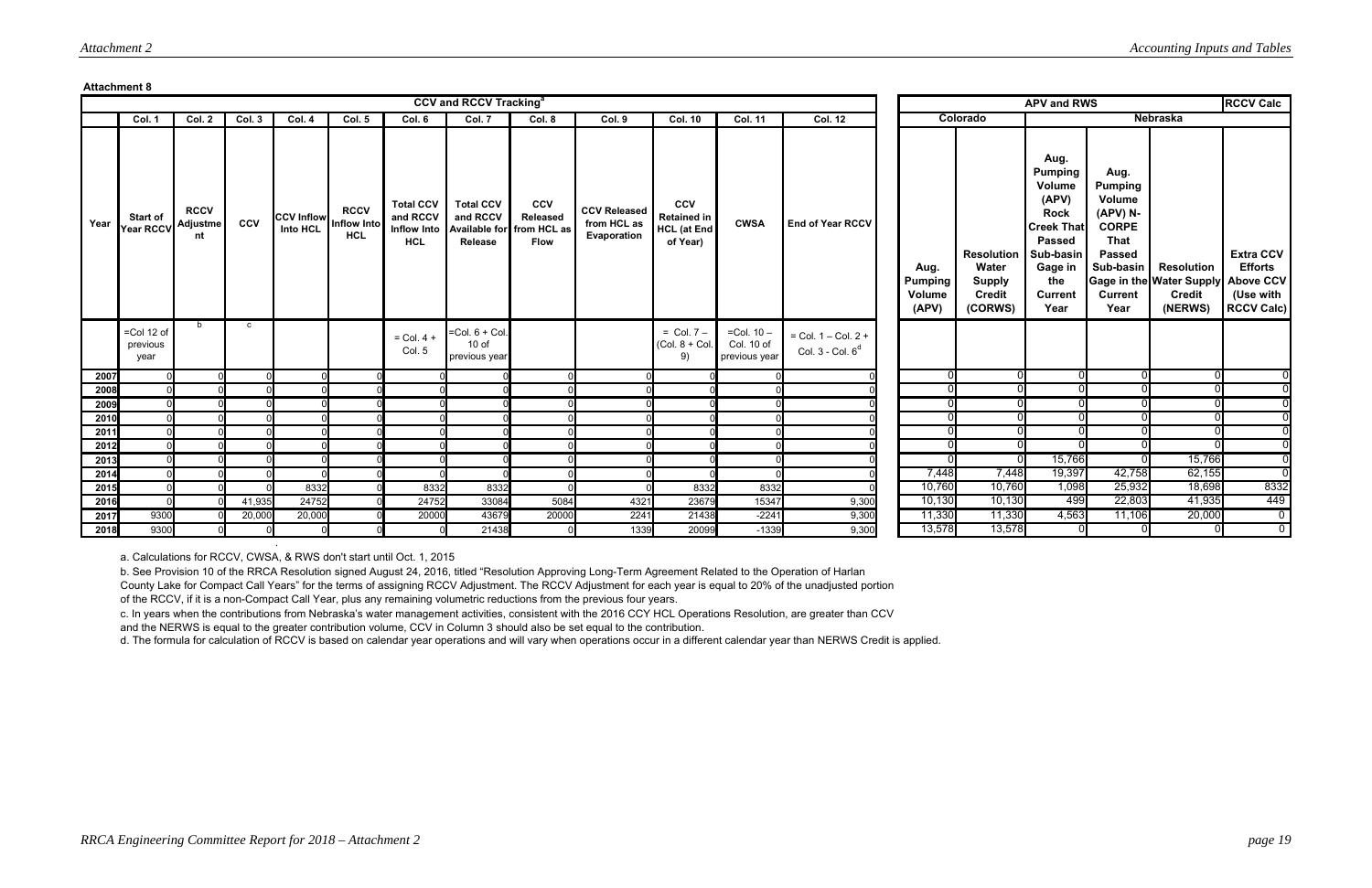**Attachment 8**

| | CCV and RCCV Tracking[a] | | | | | | | | | | | | APV and RWS | | | | | RCCV Calc |
|---|---|---|---|---|---|---|---|---|---|---|---|---|---|---|---|---|---|---|
| | Col. 1 | Col. 2 | Col. 3 | Col. 4 | Col. 5 | Col. 6 | Col. 7 | Col. 8 | Col. 9 | Col. 10 | Col. 11 | Col. 12 | Colorado | | Nebraska | | | |
| Year | Start of Year RCCV | RCCV Adjustment | CCV | CCV Inflow Into HCL | RCCV Inflow Into HCL | Total CCV and RCCV Inflow Into HCL | Total CCV and RCCV Available for Release | CCV Released from HCL as Flow | CCV Released from HCL as Evaporation | CCV Retained in HCL (at End of Year) | CWSA | End of Year RCCV | Aug. Pumping Volume (APV) | Resolution Water Supply Credit (CORWS) | Aug. Pumping Volume (APV) Rock Creek That Passed Sub-basin Gage in the Current Year | Aug. Pumping Volume (APV) N-CORPE That Passed Sub-basin Gage in the Current Year | Resolution Water Supply Credit (NERWS) | Extra CCV Efforts Above CCV (Use with RCCV Calc) |
| | =Col 12 of previous year | b | c | | | = Col. 4 + Col. 5 | =Col. 6 + Col. 10 of previous year | | | = Col. 7 – (Col. 8 + Col. 9) | =Col. 10 – Col. 10 of previous year | = Col. 1 – Col. 2 + Col. 3 - Col. 6[d] | | | | | | |
| 2007 | 0 | 0 | 0 | 0 | 0 | 0 | 0 | 0 | 0 | 0 | 0 | 0 | 0 | 0 | 0 | 0 | 0 | 0 |
| 2008 | 0 | 0 | 0 | 0 | 0 | 0 | 0 | 0 | 0 | 0 | 0 | 0 | 0 | 0 | 0 | 0 | 0 | 0 |
| 2009 | 0 | 0 | 0 | 0 | 0 | 0 | 0 | 0 | 0 | 0 | 0 | 0 | 0 | 0 | 0 | 0 | 0 | 0 |
| 2010 | 0 | 0 | 0 | 0 | 0 | 0 | 0 | 0 | 0 | 0 | 0 | 0 | 0 | 0 | 0 | 0 | 0 | 0 |
| 2011 | 0 | 0 | 0 | 0 | 0 | 0 | 0 | 0 | 0 | 0 | 0 | 0 | 0 | 0 | 0 | 0 | 0 | 0 |
| 2012 | 0 | 0 | 0 | 0 | 0 | 0 | 0 | 0 | 0 | 0 | 0 | 0 | 0 | 0 | 0 | 0 | 0 | 0 |
| 2013 | 0 | 0 | 0 | 0 | 0 | 0 | 0 | 0 | 0 | 0 | 0 | 0 | 0 | 0 | 15,766 | 0 | 15,766 | 0 |
| 2014 | 0 | 0 | 0 | 0 | 0 | 0 | 0 | 0 | 0 | 0 | 0 | 0 | 7,448 | 7,448 | 19,397 | 42,758 | 62,155 | 0 |
| 2015 | 0 | 0 | 0 | 8332 | 0 | 8332 | 8332 | 0 | 0 | 8332 | 8332 | 0 | 10,760 | 10,760 | 1,098 | 25,932 | 18,698 | 8332 |
| 2016 | 0 | 0 | 41,935 | 24752 | 0 | 24752 | 33084 | 5084 | 4321 | 23679 | 15347 | 9,300 | 10,130 | 10,130 | 499 | 22,803 | 41,935 | 449 |
| 2017 | 9300 | 0 | 20,000 | 20,000 | 0 | 20000 | 43679 | 20000 | 2241 | 21438 | -2241 | 9,300 | 11,330 | 11,330 | 4,563 | 11,106 | 20,000 | 0 |
| 2018 | 9300 | 0 | 0 | 0 | 0 | 0 | 21438 | 0 | 1339 | 20099 | -1339 | 9,300 | 13,578 | 13,578 | 0 | 0 | 0 | 0 |

a. Calculations for RCCV, CWSA, & RWS don't start until Oct. 1, 2015

b. See Provision 10 of the RRCA Resolution signed August 24, 2016, titled "Resolution Approving Long-Term Agreement Related to the Operation of Harlan County Lake for Compact Call Years" for the terms of assigning RCCV Adjustment. The RCCV Adjustment for each year is equal to 20% of the unadjusted portion of the RCCV, if it is a non-Compact Call Year, plus any remaining volumetric reductions from the previous four years.

c. In years when the contributions from Nebraska's water management activities, consistent with the 2016 CCY HCL Operations Resolution, are greater than CCV and the NERWS is equal to the greater contribution volume, CCV in Column 3 should also be set equal to the contribution.

d. The formula for calculation of RCCV is based on calendar year operations and will vary when operations occur in a different calendar year than NERWS Credit is applied.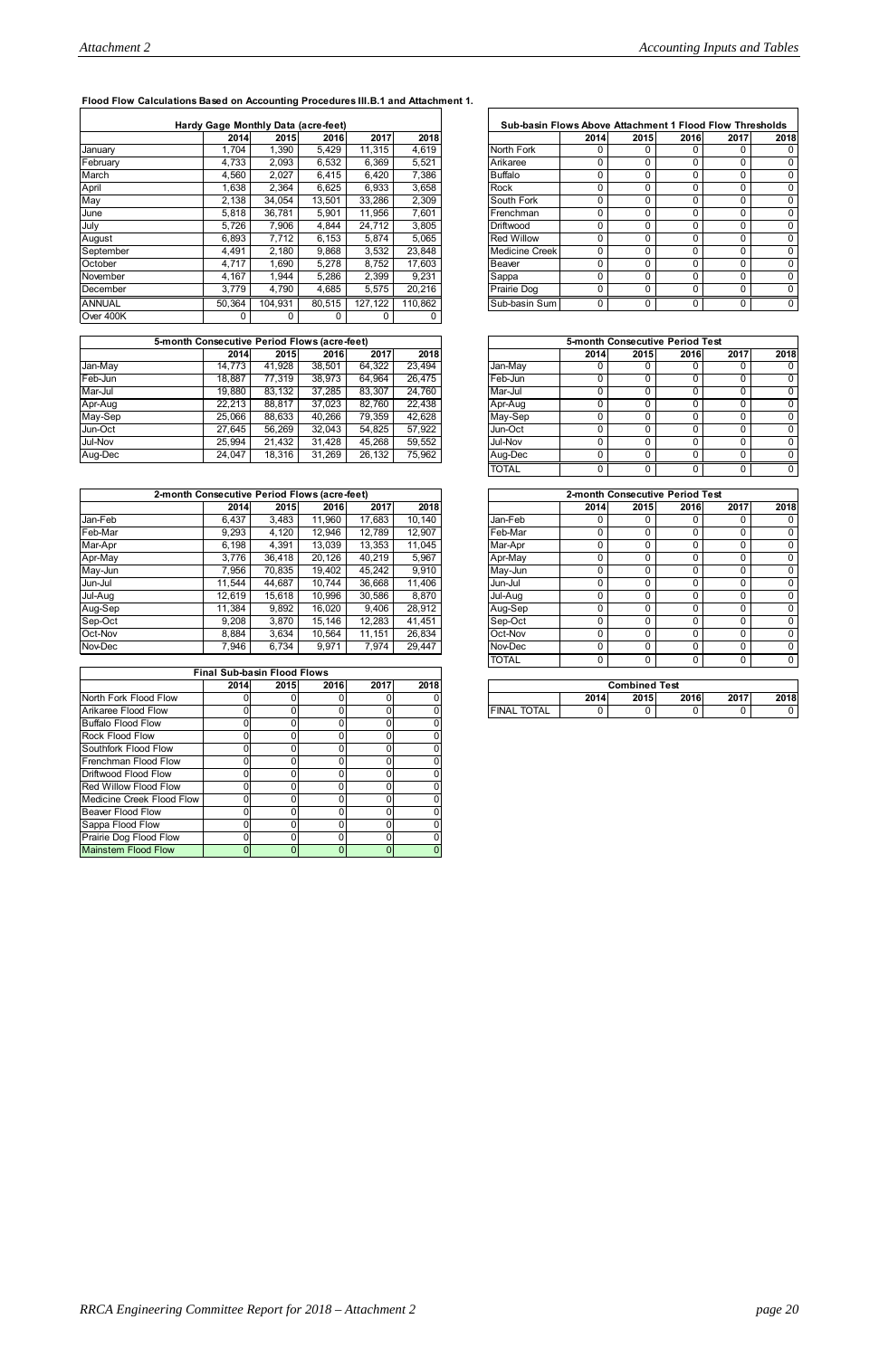**Flood Flow Calculations Based on Accounting Procedures III.B.1 and Attachment 1.**

| Hardy Gage Monthly Data (acre-feet) | | | | | |
|---|---|---|---|---|---|
| | 2014 | 2015 | 2016 | 2017 | 2018 |
| January | 1,704 | 1,390 | 5,429 | 11,315 | 4,619 |
| February | 4,733 | 2,093 | 6,532 | 6,369 | 5,521 |
| March | 4,560 | 2,027 | 6,415 | 6,420 | 7,386 |
| April | 1,638 | 2,364 | 6,625 | 6,933 | 3,658 |
| May | 2,138 | 34,054 | 13,501 | 33,286 | 2,309 |
| June | 5,818 | 36,781 | 5,901 | 11,956 | 7,601 |
| July | 5,726 | 7,906 | 4,844 | 24,712 | 3,805 |
| August | 6,893 | 7,712 | 6,153 | 5,874 | 5,065 |
| September | 4,491 | 2,180 | 9,868 | 3,532 | 23,848 |
| October | 4,717 | 1,690 | 5,278 | 8,752 | 17,603 |
| November | 4,167 | 1,944 | 5,286 | 2,399 | 9,231 |
| December | 3,779 | 4,790 | 4,685 | 5,575 | 20,216 |
| ANNUAL | 50,364 | 104,931 | 80,515 | 127,122 | 110,862 |
| Over 400K | 0 | 0 | 0 | 0 | 0 |

| Sub-basin Flows Above Attachment 1 Flood Flow Thresholds | | | | | |
|---|---|---|---|---|---|
| | 2014 | 2015 | 2016 | 2017 | 2018 |
| North Fork | 0 | 0 | 0 | 0 | 0 |
| Arikaree | 0 | 0 | 0 | 0 | 0 |
| Buffalo | 0 | 0 | 0 | 0 | 0 |
| Rock | 0 | 0 | 0 | 0 | 0 |
| South Fork | 0 | 0 | 0 | 0 | 0 |
| Frenchman | 0 | 0 | 0 | 0 | 0 |
| Driftwood | 0 | 0 | 0 | 0 | 0 |
| Red Willow | 0 | 0 | 0 | 0 | 0 |
| Medicine Creek | 0 | 0 | 0 | 0 | 0 |
| Beaver | 0 | 0 | 0 | 0 | 0 |
| Sappa | 0 | 0 | 0 | 0 | 0 |
| Prairie Dog | 0 | 0 | 0 | 0 | 0 |
| Sub-basin Sum | 0 | 0 | 0 | 0 | 0 |

| 5-month Consecutive Period Flows (acre-feet) | | | | | |
|---|---|---|---|---|---|
| | 2014 | 2015 | 2016 | 2017 | 2018 |
| Jan-May | 14,773 | 41,928 | 38,501 | 64,322 | 23,494 |
| Feb-Jun | 18,887 | 77,319 | 38,973 | 64,964 | 26,475 |
| Mar-Jul | 19,880 | 83,132 | 37,285 | 83,307 | 24,760 |
| Apr-Aug | 22,213 | 88,817 | 37,023 | 82,760 | 22,438 |
| May-Sep | 25,066 | 88,633 | 40,266 | 79,359 | 42,628 |
| Jun-Oct | 27,645 | 56,269 | 32,043 | 54,825 | 57,922 |
| Jul-Nov | 25,994 | 21,432 | 31,428 | 45,268 | 59,552 |
| Aug-Dec | 24,047 | 18,316 | 31,269 | 26,132 | 75,962 |

| 5-month Consecutive Period Test | | | | | |
|---|---|---|---|---|---|
| | 2014 | 2015 | 2016 | 2017 | 2018 |
| Jan-May | 0 | 0 | 0 | 0 | 0 |
| Feb-Jun | 0 | 0 | 0 | 0 | 0 |
| Mar-Jul | 0 | 0 | 0 | 0 | 0 |
| Apr-Aug | 0 | 0 | 0 | 0 | 0 |
| May-Sep | 0 | 0 | 0 | 0 | 0 |
| Jun-Oct | 0 | 0 | 0 | 0 | 0 |
| Jul-Nov | 0 | 0 | 0 | 0 | 0 |
| Aug-Dec | 0 | 0 | 0 | 0 | 0 |
| TOTAL | 0 | 0 | 0 | 0 | 0 |

| 2-month Consecutive Period Flows (acre-feet) | | | | | |
|---|---|---|---|---|---|
| | 2014 | 2015 | 2016 | 2017 | 2018 |
| Jan-Feb | 6,437 | 3,483 | 11,960 | 17,683 | 10,140 |
| Feb-Mar | 9,293 | 4,120 | 12,946 | 12,789 | 12,907 |
| Mar-Apr | 6,198 | 4,391 | 13,039 | 13,353 | 11,045 |
| Apr-May | 3,776 | 36,418 | 20,126 | 40,219 | 5,967 |
| May-Jun | 7,956 | 70,835 | 19,402 | 45,242 | 9,910 |
| Jun-Jul | 11,544 | 44,687 | 10,744 | 36,668 | 11,406 |
| Jul-Aug | 12,619 | 15,618 | 10,996 | 30,586 | 8,870 |
| Aug-Sep | 11,384 | 9,892 | 16,020 | 9,406 | 28,912 |
| Sep-Oct | 9,208 | 3,870 | 15,146 | 12,283 | 41,451 |
| Oct-Nov | 8,884 | 3,634 | 10,564 | 11,151 | 26,834 |
| Nov-Dec | 7,946 | 6,734 | 9,971 | 7,974 | 29,447 |

| 2-month Consecutive Period Test | | | | | |
|---|---|---|---|---|---|
| | 2014 | 2015 | 2016 | 2017 | 2018 |
| Jan-Feb | 0 | 0 | 0 | 0 | 0 |
| Feb-Mar | 0 | 0 | 0 | 0 | 0 |
| Mar-Apr | 0 | 0 | 0 | 0 | 0 |
| Apr-May | 0 | 0 | 0 | 0 | 0 |
| May-Jun | 0 | 0 | 0 | 0 | 0 |
| Jun-Jul | 0 | 0 | 0 | 0 | 0 |
| Jul-Aug | 0 | 0 | 0 | 0 | 0 |
| Aug-Sep | 0 | 0 | 0 | 0 | 0 |
| Sep-Oct | 0 | 0 | 0 | 0 | 0 |
| Oct-Nov | 0 | 0 | 0 | 0 | 0 |
| Nov-Dec | 0 | 0 | 0 | 0 | 0 |
| TOTAL | 0 | 0 | 0 | 0 | 0 |

| Final Sub-basin Flood Flows | | | | | |
|---|---|---|---|---|---|
| | 2014 | 2015 | 2016 | 2017 | 2018 |
| North Fork Flood Flow | 0 | 0 | 0 | 0 | 0 |
| Arikaree Flood Flow | 0 | 0 | 0 | 0 | 0 |
| Buffalo Flood Flow | 0 | 0 | 0 | 0 | 0 |
| Rock Flood Flow | 0 | 0 | 0 | 0 | 0 |
| Southfork Flood Flow | 0 | 0 | 0 | 0 | 0 |
| Frenchman Flood Flow | 0 | 0 | 0 | 0 | 0 |
| Driftwood Flood Flow | 0 | 0 | 0 | 0 | 0 |
| Red Willow Flood Flow | 0 | 0 | 0 | 0 | 0 |
| Medicine Creek Flood Flow | 0 | 0 | 0 | 0 | 0 |
| Beaver Flood Flow | 0 | 0 | 0 | 0 | 0 |
| Sappa Flood Flow | 0 | 0 | 0 | 0 | 0 |
| Prairie Dog Flood Flow | 0 | 0 | 0 | 0 | 0 |
| Mainstem Flood Flow | 0 | 0 | 0 | 0 | 0 |

| Combined Test | | | | | |
|---|---|---|---|---|---|
| | 2014 | 2015 | 2016 | 2017 | 2018 |
| FINAL TOTAL | 0 | 0 | 0 | 0 | 0 |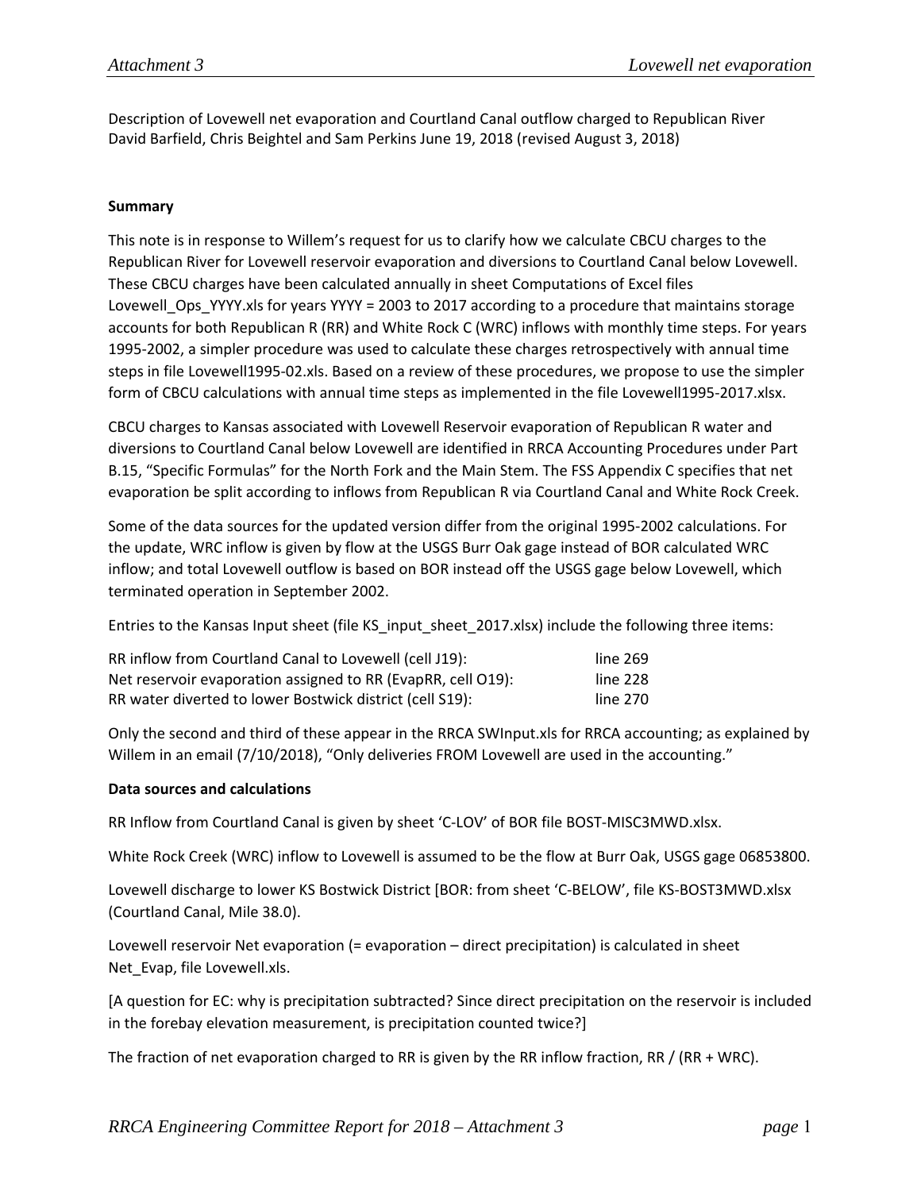Description of Lovewell net evaporation and Courtland Canal outflow charged to Republican River
David Barfield, Chris Beightel and Sam Perkins June 19, 2018 (revised August 3, 2018)

**Summary**

This note is in response to Willem's request for us to clarify how we calculate CBCU charges to the Republican River for Lovewell reservoir evaporation and diversions to Courtland Canal below Lovewell. These CBCU charges have been calculated annually in sheet Computations of Excel files Lovewell_Ops_YYYY.xls for years YYYY = 2003 to 2017 according to a procedure that maintains storage accounts for both Republican R (RR) and White Rock C (WRC) inflows with monthly time steps. For years 1995-2002, a simpler procedure was used to calculate these charges retrospectively with annual time steps in file Lovewell1995-02.xls. Based on a review of these procedures, we propose to use the simpler form of CBCU calculations with annual time steps as implemented in the file Lovewell1995-2017.xlsx.

CBCU charges to Kansas associated with Lovewell Reservoir evaporation of Republican R water and diversions to Courtland Canal below Lovewell are identified in RRCA Accounting Procedures under Part B.15, "Specific Formulas" for the North Fork and the Main Stem. The FSS Appendix C specifies that net evaporation be split according to inflows from Republican R via Courtland Canal and White Rock Creek.

Some of the data sources for the updated version differ from the original 1995-2002 calculations. For the update, WRC inflow is given by flow at the USGS Burr Oak gage instead of BOR calculated WRC inflow; and total Lovewell outflow is based on BOR instead off the USGS gage below Lovewell, which terminated operation in September 2002.

Entries to the Kansas Input sheet (file KS_input_sheet_2017.xlsx) include the following three items:

| | |
|---|---|
| RR inflow from Courtland Canal to Lovewell (cell J19): | line 269 |
| Net reservoir evaporation assigned to RR (EvapRR, cell O19): | line 228 |
| RR water diverted to lower Bostwick district (cell S19): | line 270 |

Only the second and third of these appear in the RRCA SWInput.xls for RRCA accounting; as explained by Willem in an email (7/10/2018), "Only deliveries FROM Lovewell are used in the accounting."

**Data sources and calculations**

RR Inflow from Courtland Canal is given by sheet 'C-LOV' of BOR file BOST-MISC3MWD.xlsx.

White Rock Creek (WRC) inflow to Lovewell is assumed to be the flow at Burr Oak, USGS gage 06853800.

Lovewell discharge to lower KS Bostwick District [BOR: from sheet 'C-BELOW', file KS-BOST3MWD.xlsx (Courtland Canal, Mile 38.0).

Lovewell reservoir Net evaporation (= evaporation – direct precipitation) is calculated in sheet Net_Evap, file Lovewell.xls.

[A question for EC: why is precipitation subtracted? Since direct precipitation on the reservoir is included in the forebay elevation measurement, is precipitation counted twice?]

The fraction of net evaporation charged to RR is given by the RR inflow fraction, RR / (RR + WRC).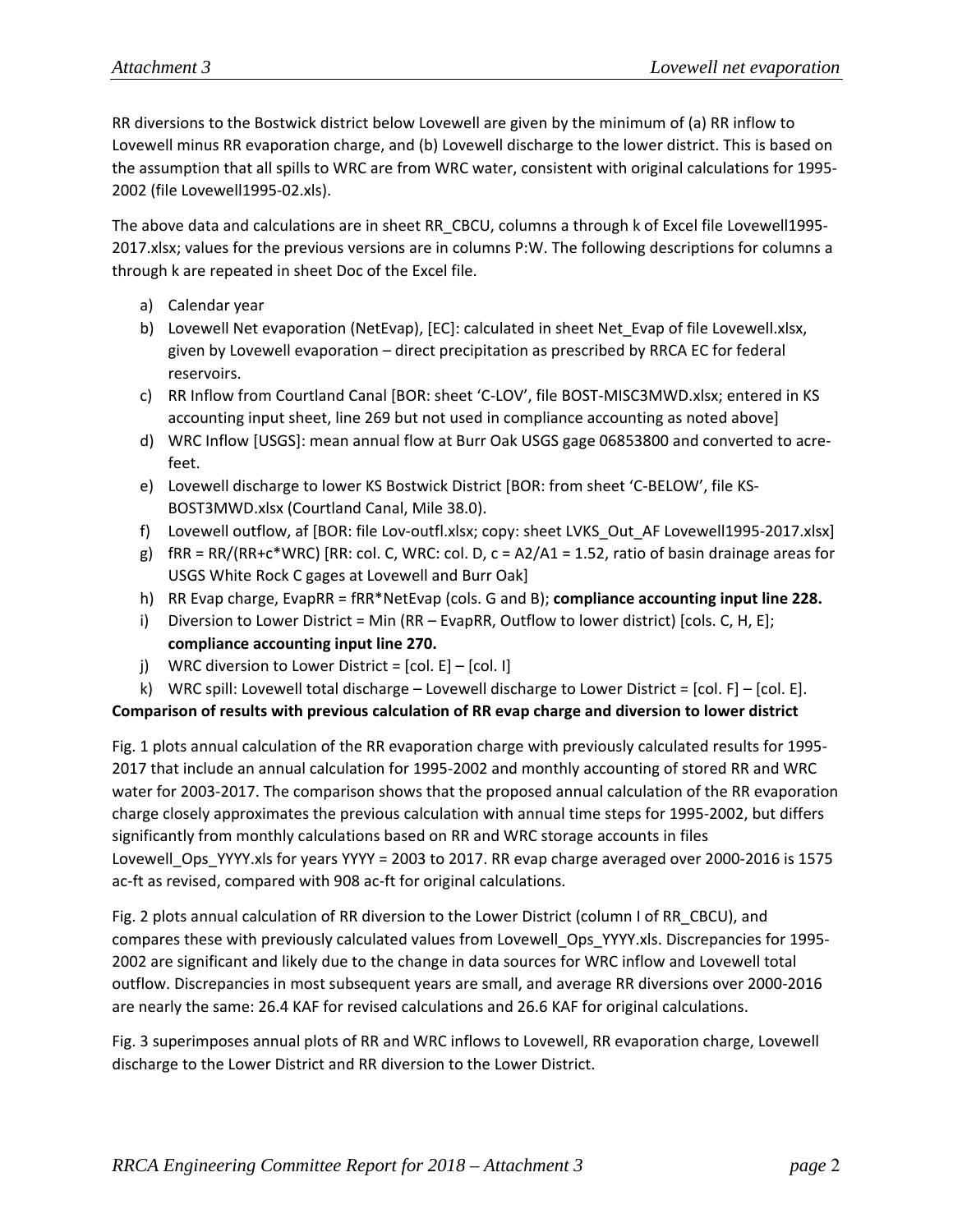RR diversions to the Bostwick district below Lovewell are given by the minimum of (a) RR inflow to Lovewell minus RR evaporation charge, and (b) Lovewell discharge to the lower district. This is based on the assumption that all spills to WRC are from WRC water, consistent with original calculations for 1995-2002 (file Lovewell1995-02.xls).

The above data and calculations are in sheet RR_CBCU, columns a through k of Excel file Lovewell1995-2017.xlsx; values for the previous versions are in columns P:W. The following descriptions for columns a through k are repeated in sheet Doc of the Excel file.

a) Calendar year
b) Lovewell Net evaporation (NetEvap), [EC]: calculated in sheet Net_Evap of file Lovewell.xlsx, given by Lovewell evaporation – direct precipitation as prescribed by RRCA EC for federal reservoirs.
c) RR Inflow from Courtland Canal [BOR: sheet 'C-LOV', file BOST-MISC3MWD.xlsx; entered in KS accounting input sheet, line 269 but not used in compliance accounting as noted above]
d) WRC Inflow [USGS]: mean annual flow at Burr Oak USGS gage 06853800 and converted to acre-feet.
e) Lovewell discharge to lower KS Bostwick District [BOR: from sheet 'C-BELOW', file KS-BOST3MWD.xlsx (Courtland Canal, Mile 38.0).
f) Lovewell outflow, af [BOR: file Lov-outfl.xlsx; copy: sheet LVKS_Out_AF Lovewell1995-2017.xlsx]
g) fRR = RR/(RR+c*WRC) [RR: col. C, WRC: col. D, c = A2/A1 = 1.52, ratio of basin drainage areas for USGS White Rock C gages at Lovewell and Burr Oak]
h) RR Evap charge, EvapRR = fRR*NetEvap (cols. G and B); **compliance accounting input line 228.**
i) Diversion to Lower District = Min (RR – EvapRR, Outflow to lower district) [cols. C, H, E]; **compliance accounting input line 270.**
j) WRC diversion to Lower District = [col. E] – [col. I]
k) WRC spill: Lovewell total discharge – Lovewell discharge to Lower District = [col. F] – [col. E].

**Comparison of results with previous calculation of RR evap charge and diversion to lower district**

Fig. 1 plots annual calculation of the RR evaporation charge with previously calculated results for 1995-2017 that include an annual calculation for 1995-2002 and monthly accounting of stored RR and WRC water for 2003-2017. The comparison shows that the proposed annual calculation of the RR evaporation charge closely approximates the previous calculation with annual time steps for 1995-2002, but differs significantly from monthly calculations based on RR and WRC storage accounts in files Lovewell_Ops_YYYY.xls for years YYYY = 2003 to 2017. RR evap charge averaged over 2000-2016 is 1575 ac-ft as revised, compared with 908 ac-ft for original calculations.

Fig. 2 plots annual calculation of RR diversion to the Lower District (column I of RR_CBCU), and compares these with previously calculated values from Lovewell_Ops_YYYY.xls. Discrepancies for 1995-2002 are significant and likely due to the change in data sources for WRC inflow and Lovewell total outflow. Discrepancies in most subsequent years are small, and average RR diversions over 2000-2016 are nearly the same: 26.4 KAF for revised calculations and 26.6 KAF for original calculations.

Fig. 3 superimposes annual plots of RR and WRC inflows to Lovewell, RR evaporation charge, Lovewell discharge to the Lower District and RR diversion to the Lower District.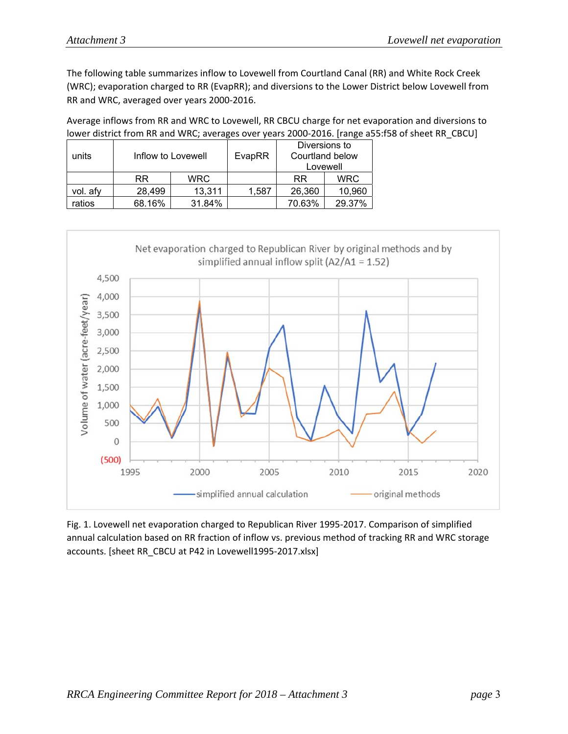The following table summarizes inflow to Lovewell from Courtland Canal (RR) and White Rock Creek (WRC); evaporation charged to RR (EvapRR); and diversions to the Lower District below Lovewell from RR and WRC, averaged over years 2000-2016.

Average inflows from RR and WRC to Lovewell, RR CBCU charge for net evaporation and diversions to lower district from RR and WRC; averages over years 2000-2016. [range a55:f58 of sheet RR_CBCU]

| units | Inflow to Lovewell | | EvapRR | Diversions to Courtland below Lovewell | |
|---|---|---|---|---|---|
| | RR | WRC | | RR | WRC |
| vol. afy | 28,499 | 13,311 | 1,587 | 26,360 | 10,960 |
| ratios | 68.16% | 31.84% | | 70.63% | 29.37% |

Fig. 1. Lovewell net evaporation charged to Republican River 1995-2017. Comparison of simplified annual calculation based on RR fraction of inflow vs. previous method of tracking RR and WRC storage accounts. [sheet RR_CBCU at P42 in Lovewell1995-2017.xlsx]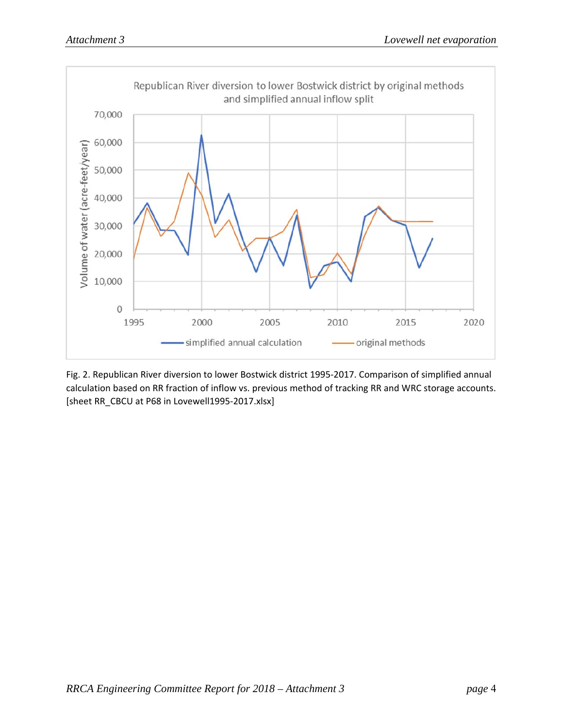Fig. 2. Republican River diversion to lower Bostwick district 1995-2017. Comparison of simplified annual calculation based on RR fraction of inflow vs. previous method of tracking RR and WRC storage accounts. [sheet RR_CBCU at P68 in Lovewell1995-2017.xlsx]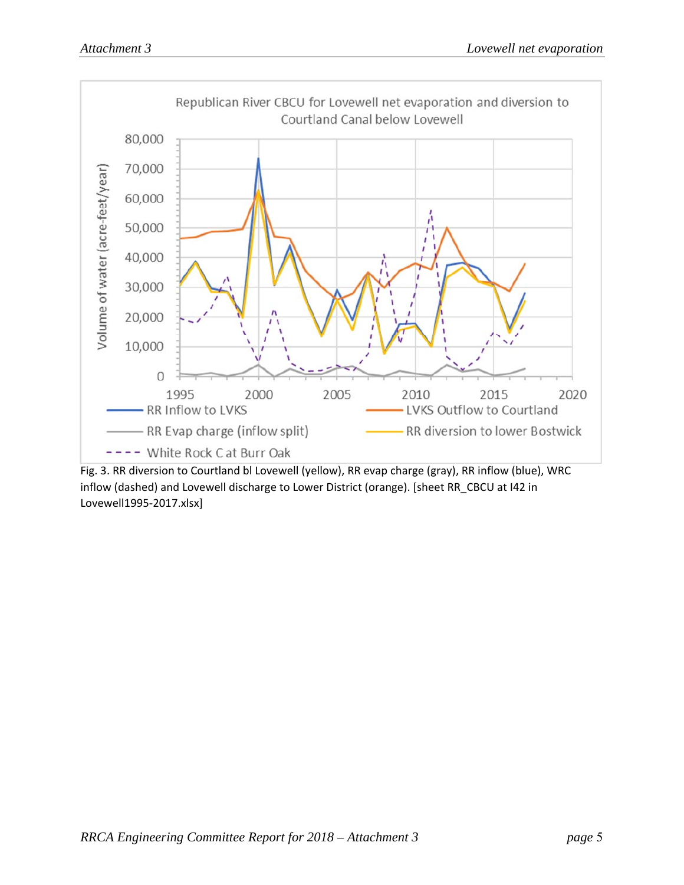Fig. 3. RR diversion to Courtland bl Lovewell (yellow), RR evap charge (gray), RR inflow (blue), WRC inflow (dashed) and Lovewell discharge to Lower District (orange). [sheet RR_CBCU at I42 in Lovewell1995-2017.xlsx]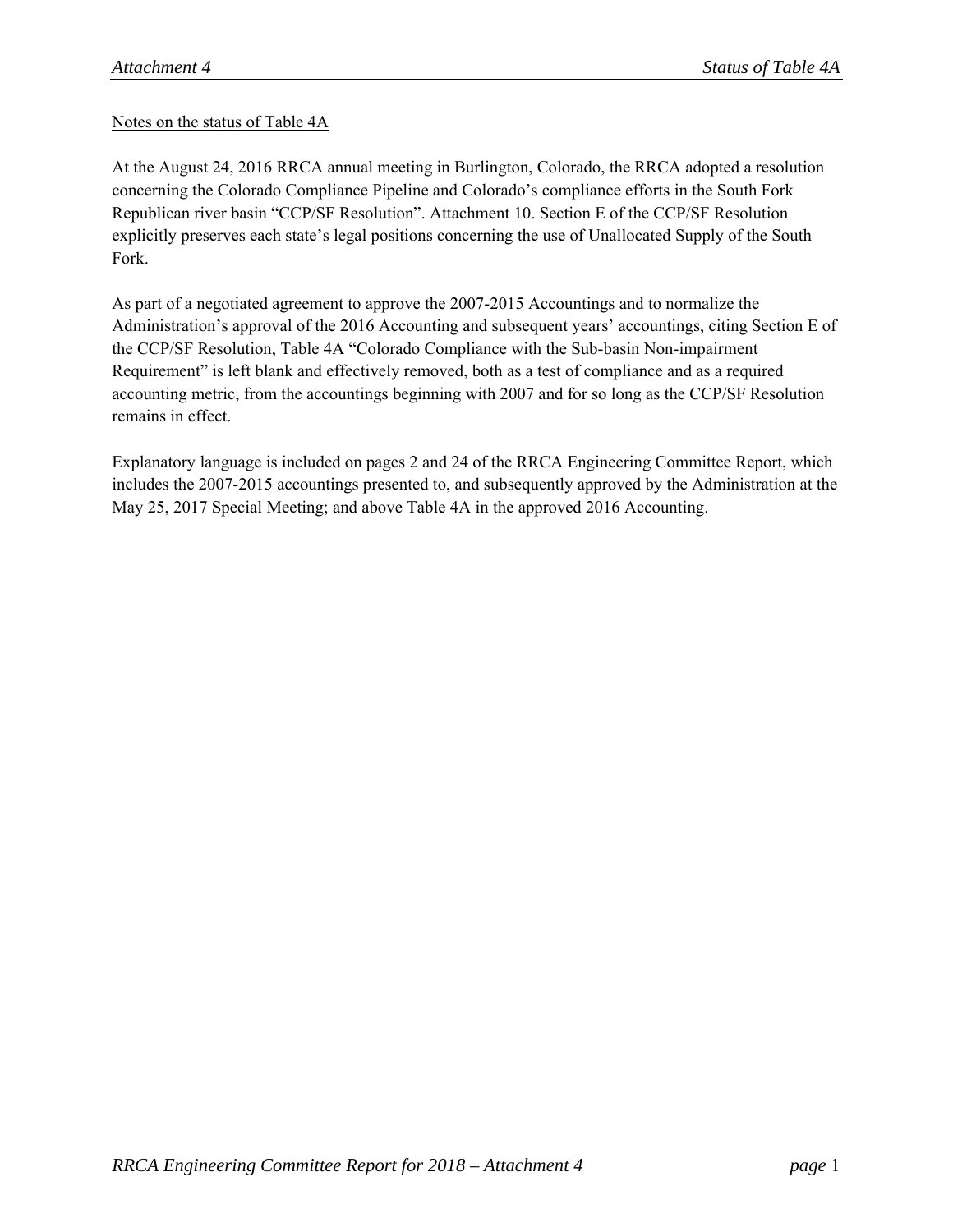Notes on the status of Table 4A

At the August 24, 2016 RRCA annual meeting in Burlington, Colorado, the RRCA adopted a resolution concerning the Colorado Compliance Pipeline and Colorado's compliance efforts in the South Fork Republican river basin "CCP/SF Resolution". Attachment 10. Section E of the CCP/SF Resolution explicitly preserves each state's legal positions concerning the use of Unallocated Supply of the South Fork.

As part of a negotiated agreement to approve the 2007-2015 Accountings and to normalize the Administration's approval of the 2016 Accounting and subsequent years' accountings, citing Section E of the CCP/SF Resolution, Table 4A "Colorado Compliance with the Sub-basin Non-impairment Requirement" is left blank and effectively removed, both as a test of compliance and as a required accounting metric, from the accountings beginning with 2007 and for so long as the CCP/SF Resolution remains in effect.

Explanatory language is included on pages 2 and 24 of the RRCA Engineering Committee Report, which includes the 2007-2015 accountings presented to, and subsequently approved by the Administration at the May 25, 2017 Special Meeting; and above Table 4A in the approved 2016 Accounting.